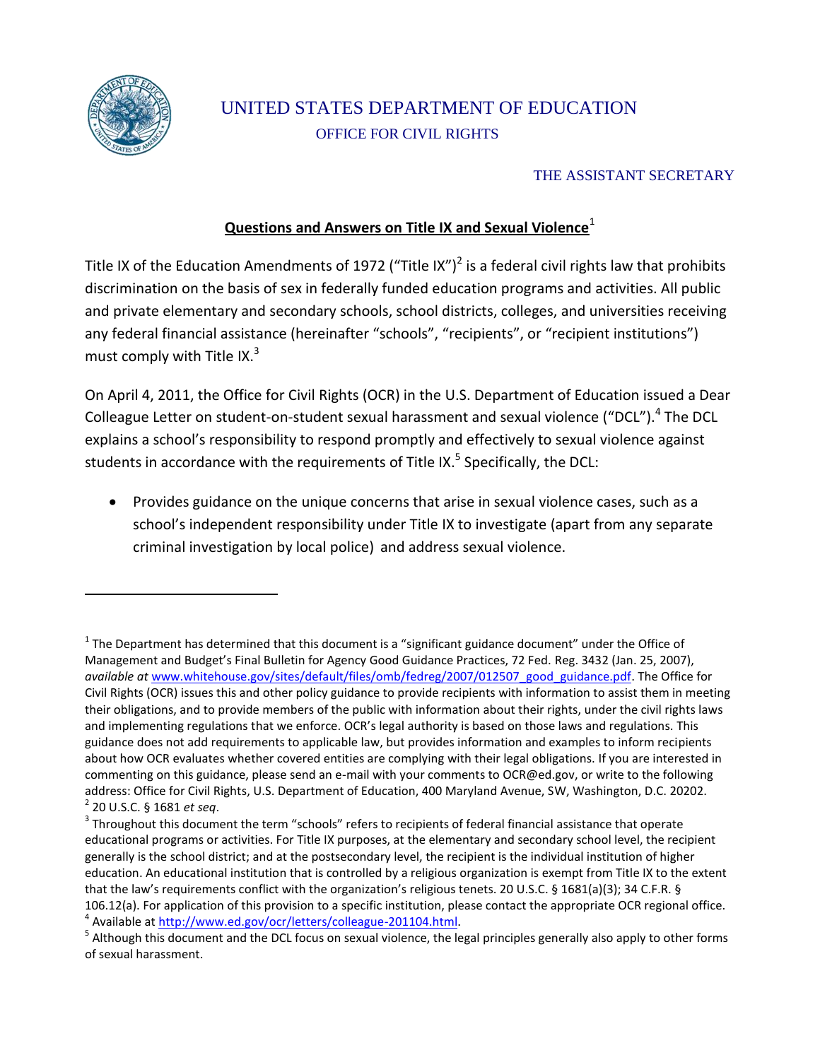UNITED STATES DEPARTMENT OF EDUCATION

OFFICE FOR CIVIL RIGHTS

THE ASSISTANT SECRETARY

## Questions and Answers on Title IX and Sexual Violence[1]

Title IX of the Education Amendments of 1972 ("Title IX")[2] is a federal civil rights law that prohibits discrimination on the basis of sex in federally funded education programs and activities. All public and private elementary and secondary schools, school districts, colleges, and universities receiving any federal financial assistance (hereinafter "schools", "recipients", or "recipient institutions") must comply with Title IX.[3]

On April 4, 2011, the Office for Civil Rights (OCR) in the U.S. Department of Education issued a Dear Colleague Letter on student-on-student sexual harassment and sexual violence ("DCL").[4] The DCL explains a school's responsibility to respond promptly and effectively to sexual violence against students in accordance with the requirements of Title IX.[5] Specifically, the DCL:

- Provides guidance on the unique concerns that arise in sexual violence cases, such as a school's independent responsibility under Title IX to investigate (apart from any separate criminal investigation by local police) and address sexual violence.

---

[1] The Department has determined that this document is a "significant guidance document" under the Office of Management and Budget's Final Bulletin for Agency Good Guidance Practices, 72 Fed. Reg. 3432 (Jan. 25, 2007), *available at* www.whitehouse.gov/sites/default/files/omb/fedreg/2007/012507_good_guidance.pdf. The Office for Civil Rights (OCR) issues this and other policy guidance to provide recipients with information to assist them in meeting their obligations, and to provide members of the public with information about their rights, under the civil rights laws and implementing regulations that we enforce. OCR's legal authority is based on those laws and regulations. This guidance does not add requirements to applicable law, but provides information and examples to inform recipients about how OCR evaluates whether covered entities are complying with their legal obligations. If you are interested in commenting on this guidance, please send an e-mail with your comments to OCR@ed.gov, or write to the following address: Office for Civil Rights, U.S. Department of Education, 400 Maryland Avenue, SW, Washington, D.C. 20202.

[2] 20 U.S.C. § 1681 *et seq.*

[3] Throughout this document the term "schools" refers to recipients of federal financial assistance that operate educational programs or activities. For Title IX purposes, at the elementary and secondary school level, the recipient generally is the school district; and at the postsecondary level, the recipient is the individual institution of higher education. An educational institution that is controlled by a religious organization is exempt from Title IX to the extent that the law's requirements conflict with the organization's religious tenets. 20 U.S.C. § 1681(a)(3); 34 C.F.R. § 106.12(a). For application of this provision to a specific institution, please contact the appropriate OCR regional office.

[4] Available at http://www.ed.gov/ocr/letters/colleague-201104.html.

[5] Although this document and the DCL focus on sexual violence, the legal principles generally also apply to other forms of sexual harassment.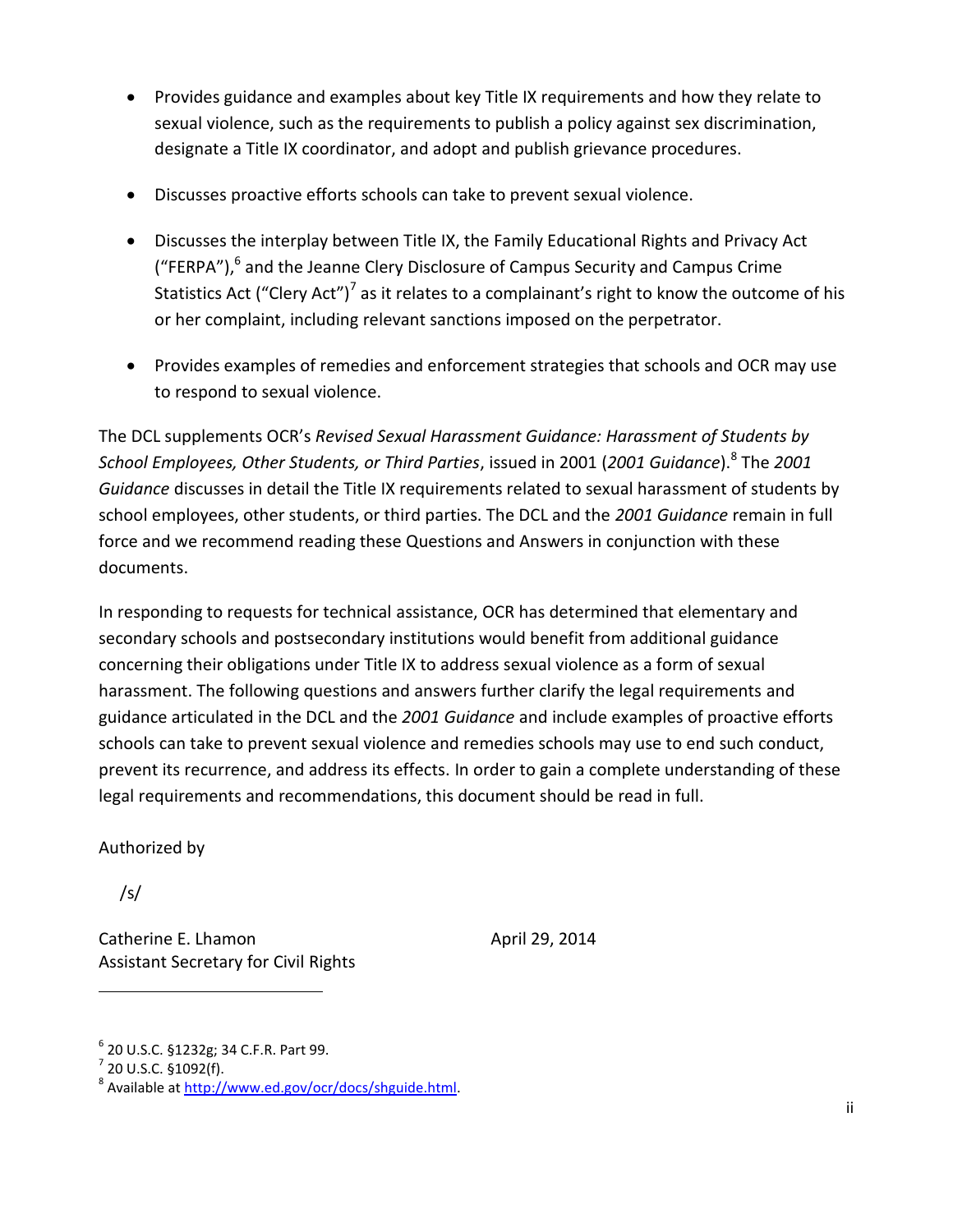- Provides guidance and examples about key Title IX requirements and how they relate to sexual violence, such as the requirements to publish a policy against sex discrimination, designate a Title IX coordinator, and adopt and publish grievance procedures.
- Discusses proactive efforts schools can take to prevent sexual violence.
- Discusses the interplay between Title IX, the Family Educational Rights and Privacy Act ("FERPA"),[6] and the Jeanne Clery Disclosure of Campus Security and Campus Crime Statistics Act ("Clery Act")[7] as it relates to a complainant's right to know the outcome of his or her complaint, including relevant sanctions imposed on the perpetrator.
- Provides examples of remedies and enforcement strategies that schools and OCR may use to respond to sexual violence.

The DCL supplements OCR's *Revised Sexual Harassment Guidance: Harassment of Students by School Employees, Other Students, or Third Parties*, issued in 2001 (*2001 Guidance*).[8] The *2001 Guidance* discusses in detail the Title IX requirements related to sexual harassment of students by school employees, other students, or third parties. The DCL and the *2001 Guidance* remain in full force and we recommend reading these Questions and Answers in conjunction with these documents.

In responding to requests for technical assistance, OCR has determined that elementary and secondary schools and postsecondary institutions would benefit from additional guidance concerning their obligations under Title IX to address sexual violence as a form of sexual harassment. The following questions and answers further clarify the legal requirements and guidance articulated in the DCL and the *2001 Guidance* and include examples of proactive efforts schools can take to prevent sexual violence and remedies schools may use to end such conduct, prevent its recurrence, and address its effects. In order to gain a complete understanding of these legal requirements and recommendations, this document should be read in full.

Authorized by

/s/

Catherine E. Lhamon
Assistant Secretary for Civil Rights

April 29, 2014

---

[6] 20 U.S.C. §1232g; 34 C.F.R. Part 99.

[7] 20 U.S.C. §1092(f).

[8] Available at http://www.ed.gov/ocr/docs/shguide.html.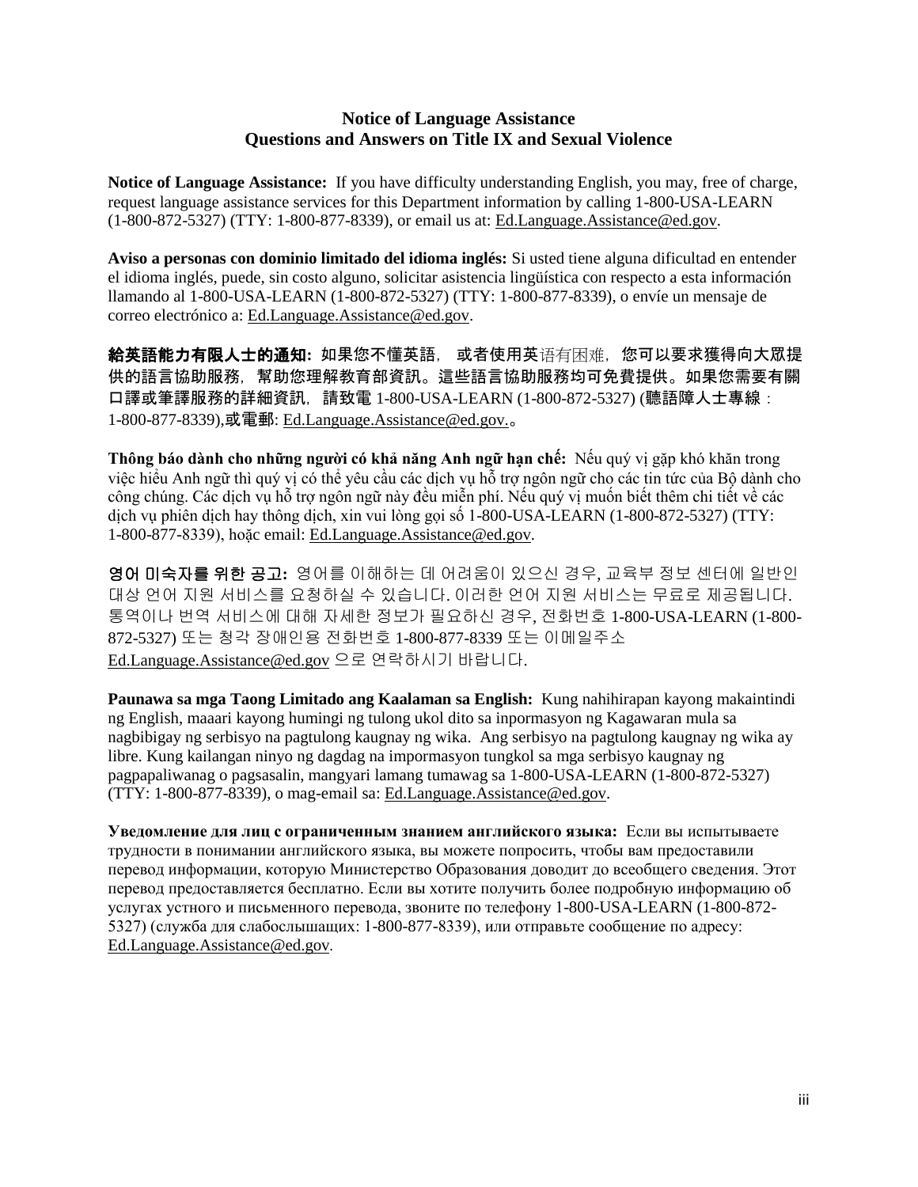**Notice of Language Assistance**
**Questions and Answers on Title IX and Sexual Violence**

**Notice of Language Assistance:** If you have difficulty understanding English, you may, free of charge, request language assistance services for this Department information by calling 1-800-USA-LEARN (1-800-872-5327) (TTY: 1-800-877-8339), or email us at: Ed.Language.Assistance@ed.gov.

**Aviso a personas con dominio limitado del idioma inglés:** Si usted tiene alguna dificultad en entender el idioma inglés, puede, sin costo alguno, solicitar asistencia lingüística con respecto a esta información llamando al 1-800-USA-LEARN (1-800-872-5327) (TTY: 1-800-877-8339), o envíe un mensaje de correo electrónico a: Ed.Language.Assistance@ed.gov.

**給英語能力有限人士的通知:** 如果您不懂英語， 或者使用英语有困难，您可以要求獲得向大眾提供的語言協助服務，幫助您理解教育部資訊。這些語言協助服務均可免費提供。如果您需要有關口譯或筆譯服務的詳細資訊，請致電 1-800-USA-LEARN (1-800-872-5327) (聽語障人士專線：1-800-877-8339),或電郵: Ed.Language.Assistance@ed.gov.。

**Thông báo dành cho những người có khả năng Anh ngữ hạn chế:** Nếu quý vị gặp khó khăn trong việc hiểu Anh ngữ thì quý vị có thể yêu cầu các dịch vụ hỗ trợ ngôn ngữ cho các tin tức của Bộ dành cho công chúng. Các dịch vụ hỗ trợ ngôn ngữ này đều miễn phí. Nếu quý vị muốn biết thêm chi tiết về các dịch vụ phiên dịch hay thông dịch, xin vui lòng gọi số 1-800-USA-LEARN (1-800-872-5327) (TTY: 1-800-877-8339), hoặc email: Ed.Language.Assistance@ed.gov.

**영어 미숙자를 위한 공고:** 영어를 이해하는 데 어려움이 있으신 경우, 교육부 정보 센터에 일반인 대상 언어 지원 서비스를 요청하실 수 있습니다. 이러한 언어 지원 서비스는 무료로 제공됩니다. 통역이나 번역 서비스에 대해 자세한 정보가 필요하신 경우, 전화번호 1-800-USA-LEARN (1-800-872-5327) 또는 청각 장애인용 전화번호 1-800-877-8339 또는 이메일주소 Ed.Language.Assistance@ed.gov 으로 연락하시기 바랍니다.

**Paunawa sa mga Taong Limitado ang Kaalaman sa English:** Kung nahihirapan kayong makaintindi ng English, maaari kayong humingi ng tulong ukol dito sa inpormasyon ng Kagawaran mula sa nagbibigay ng serbisyo na pagtulong kaugnay ng wika. Ang serbisyo na pagtulong kaugnay ng wika ay libre. Kung kailangan ninyo ng dagdag na impormasyon tungkol sa mga serbisyo kaugnay ng pagpapaliwanag o pagsasalin, mangyari lamang tumawag sa 1-800-USA-LEARN (1-800-872-5327) (TTY: 1-800-877-8339), o mag-email sa: Ed.Language.Assistance@ed.gov.

**Уведомление для лиц с ограниченным знанием английского языка:** Если вы испытываете трудности в понимании английского языка, вы можете попросить, чтобы вам предоставили перевод информации, которую Министерство Образования доводит до всеобщего сведения. Этот перевод предоставляется бесплатно. Если вы хотите получить более подробную информацию об услугах устного и письменного перевода, звоните по телефону 1-800-USA-LEARN (1-800-872-5327) (служба для слабослышащих: 1-800-877-8339), или отправьте сообщение по адресу: Ed.Language.Assistance@ed.gov.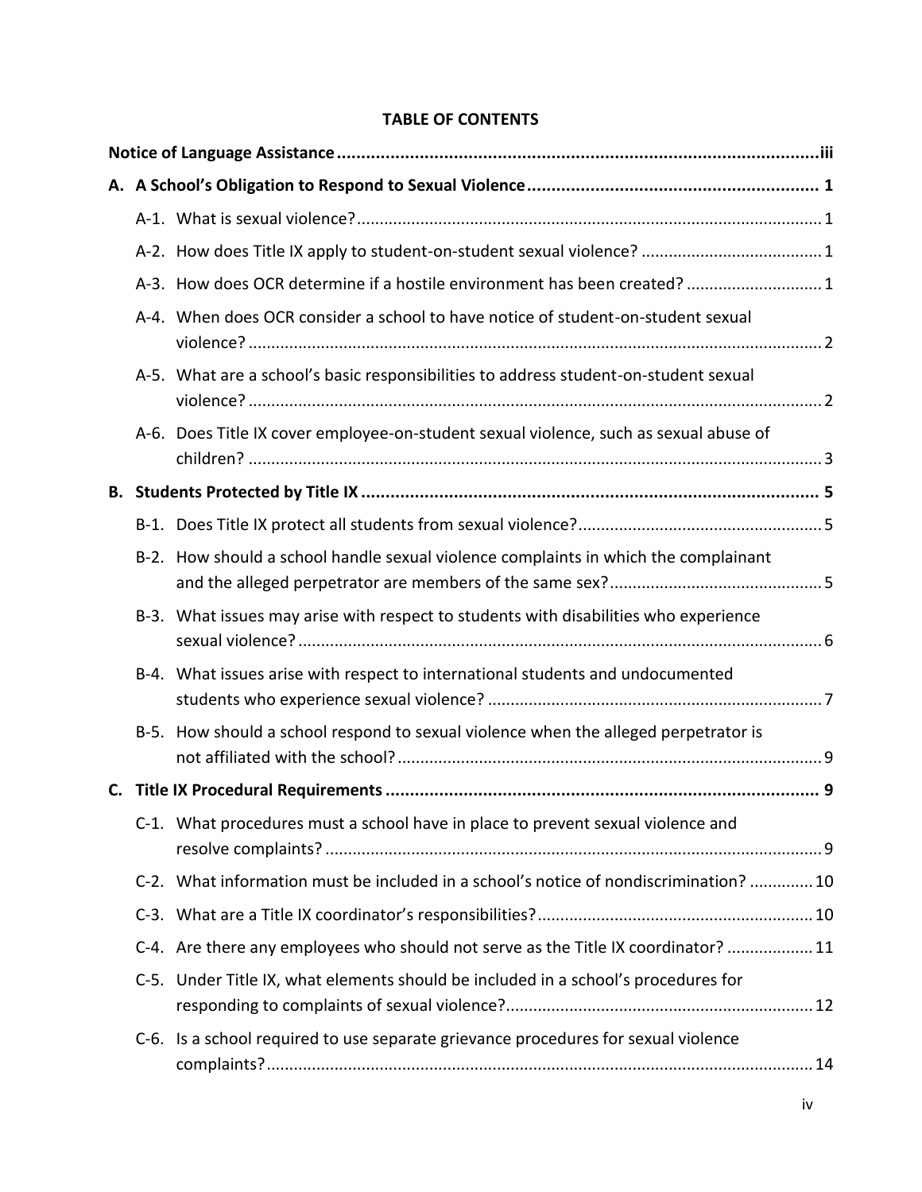**TABLE OF CONTENTS**

**Notice of Language Assistance** ..... iii

**A. A School's Obligation to Respond to Sexual Violence** ..... 1

- A-1. What is sexual violence? ..... 1
- A-2. How does Title IX apply to student-on-student sexual violence? ..... 1
- A-3. How does OCR determine if a hostile environment has been created? ..... 1
- A-4. When does OCR consider a school to have notice of student-on-student sexual violence? ..... 2
- A-5. What are a school's basic responsibilities to address student-on-student sexual violence? ..... 2
- A-6. Does Title IX cover employee-on-student sexual violence, such as sexual abuse of children? ..... 3

**B. Students Protected by Title IX** ..... 5

- B-1. Does Title IX protect all students from sexual violence? ..... 5
- B-2. How should a school handle sexual violence complaints in which the complainant and the alleged perpetrator are members of the same sex? ..... 5
- B-3. What issues may arise with respect to students with disabilities who experience sexual violence? ..... 6
- B-4. What issues arise with respect to international students and undocumented students who experience sexual violence? ..... 7
- B-5. How should a school respond to sexual violence when the alleged perpetrator is not affiliated with the school? ..... 9

**C. Title IX Procedural Requirements** ..... 9

- C-1. What procedures must a school have in place to prevent sexual violence and resolve complaints? ..... 9
- C-2. What information must be included in a school's notice of nondiscrimination? ..... 10
- C-3. What are a Title IX coordinator's responsibilities? ..... 10
- C-4. Are there any employees who should not serve as the Title IX coordinator? ..... 11
- C-5. Under Title IX, what elements should be included in a school's procedures for responding to complaints of sexual violence? ..... 12
- C-6. Is a school required to use separate grievance procedures for sexual violence complaints? ..... 14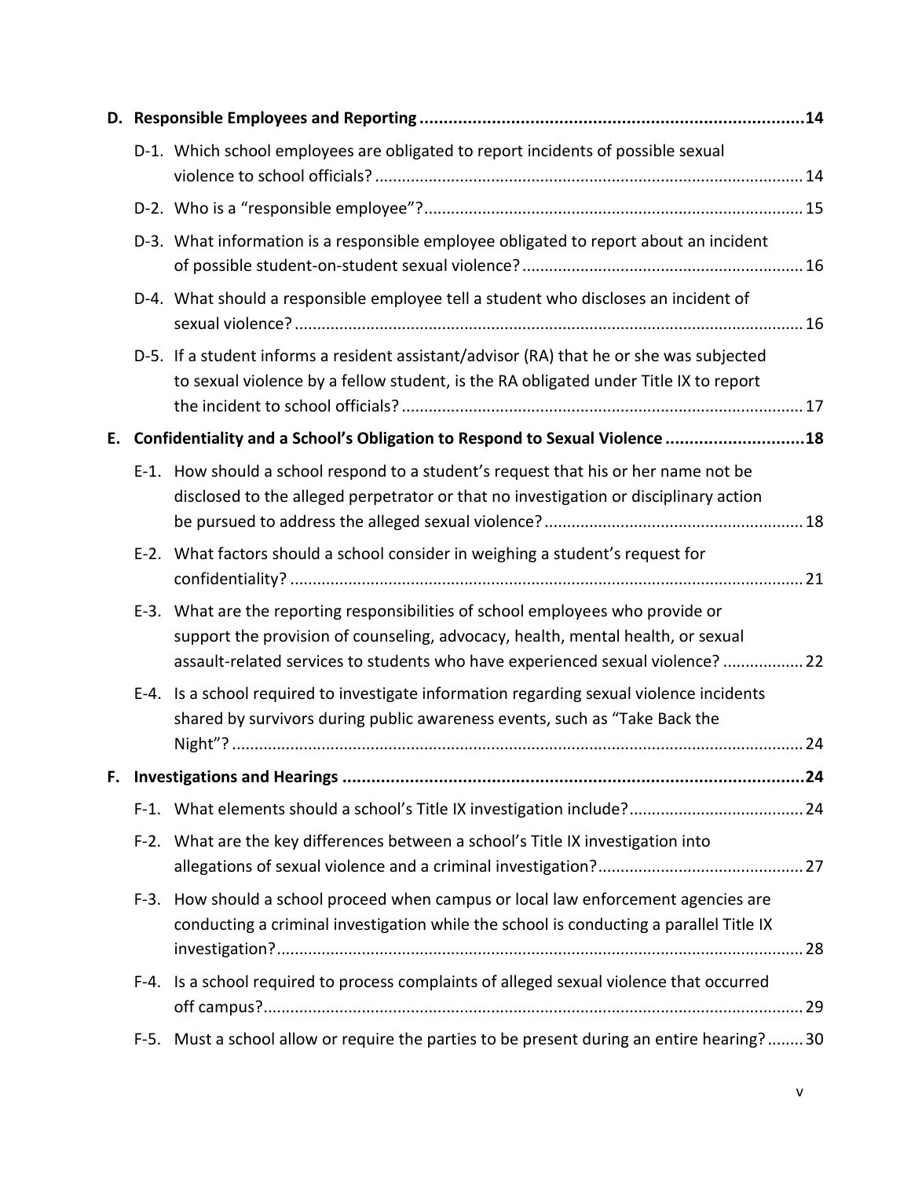**D. Responsible Employees and Reporting ................................................................................14**

- D-1. Which school employees are obligated to report incidents of possible sexual violence to school officials? ............................................................................................. 14
- D-2. Who is a "responsible employee"? .................................................................................. 15
- D-3. What information is a responsible employee obligated to report about an incident of possible student-on-student sexual violence? ............................................................. 16
- D-4. What should a responsible employee tell a student who discloses an incident of sexual violence? ............................................................................................................... 16
- D-5. If a student informs a resident assistant/advisor (RA) that he or she was subjected to sexual violence by a fellow student, is the RA obligated under Title IX to report the incident to school officials? ......................................................................................... 17

**E. Confidentiality and a School's Obligation to Respond to Sexual Violence ............................18**

- E-1. How should a school respond to a student's request that his or her name not be disclosed to the alleged perpetrator or that no investigation or disciplinary action be pursued to address the alleged sexual violence? ......................................................... 18
- E-2. What factors should a school consider in weighing a student's request for confidentiality? ................................................................................................................. 21
- E-3. What are the reporting responsibilities of school employees who provide or support the provision of counseling, advocacy, health, mental health, or sexual assault-related services to students who have experienced sexual violence? ................. 22
- E-4. Is a school required to investigate information regarding sexual violence incidents shared by survivors during public awareness events, such as "Take Back the Night"? ............................................................................................................................ 24

**F. Investigations and Hearings .................................................................................................24**

- F-1. What elements should a school's Title IX investigation include? ...................................... 24
- F-2. What are the key differences between a school's Title IX investigation into allegations of sexual violence and a criminal investigation? ............................................. 27
- F-3. How should a school proceed when campus or local law enforcement agencies are conducting a criminal investigation while the school is conducting a parallel Title IX investigation? .................................................................................................................... 28
- F-4. Is a school required to process complaints of alleged sexual violence that occurred off campus? ....................................................................................................................... 29
- F-5. Must a school allow or require the parties to be present during an entire hearing? ........ 30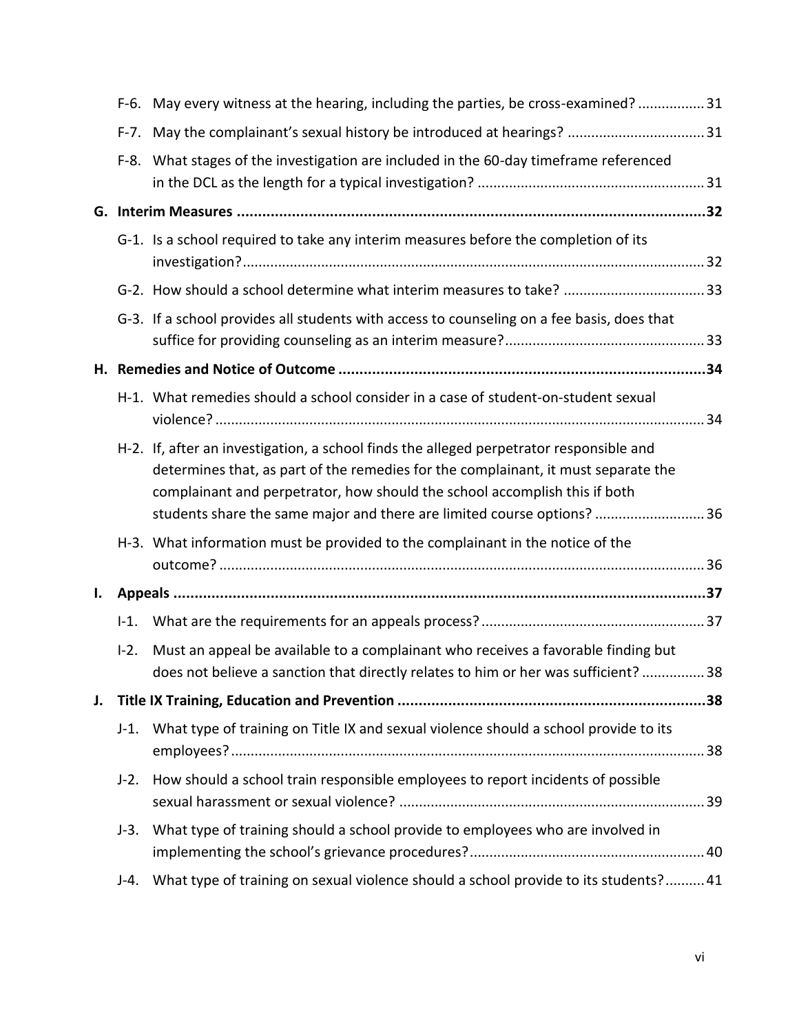F-6. May every witness at the hearing, including the parties, be cross-examined? ................. 31

F-7. May the complainant's sexual history be introduced at hearings? .................................. 31

F-8. What stages of the investigation are included in the 60-day timeframe referenced in the DCL as the length for a typical investigation? ......................................................... 31

**G. Interim Measures ............................................................................................................32**

G-1. Is a school required to take any interim measures before the completion of its investigation?.................................................................................................................... 32

G-2. How should a school determine what interim measures to take? ................................... 33

G-3. If a school provides all students with access to counseling on a fee basis, does that suffice for providing counseling as an interim measure?.................................................. 33

**H. Remedies and Notice of Outcome ......................................................................................34**

H-1. What remedies should a school consider in a case of student-on-student sexual violence? ........................................................................................................................... 34

H-2. If, after an investigation, a school finds the alleged perpetrator responsible and determines that, as part of the remedies for the complainant, it must separate the complainant and perpetrator, how should the school accomplish this if both students share the same major and there are limited course options? ............................ 36

H-3. What information must be provided to the complainant in the notice of the outcome? .......................................................................................................................... 36

**I. Appeals ..............................................................................................................................37**

I-1. What are the requirements for an appeals process? ........................................................ 37

I-2. Must an appeal be available to a complainant who receives a favorable finding but does not believe a sanction that directly relates to him or her was sufficient? ................ 38

**J. Title IX Training, Education and Prevention .........................................................................38**

J-1. What type of training on Title IX and sexual violence should a school provide to its employees? ...................................................................................................................... 38

J-2. How should a school train responsible employees to report incidents of possible sexual harassment or sexual violence? ............................................................................ 39

J-3. What type of training should a school provide to employees who are involved in implementing the school's grievance procedures? ........................................................... 40

J-4. What type of training on sexual violence should a school provide to its students? .......... 41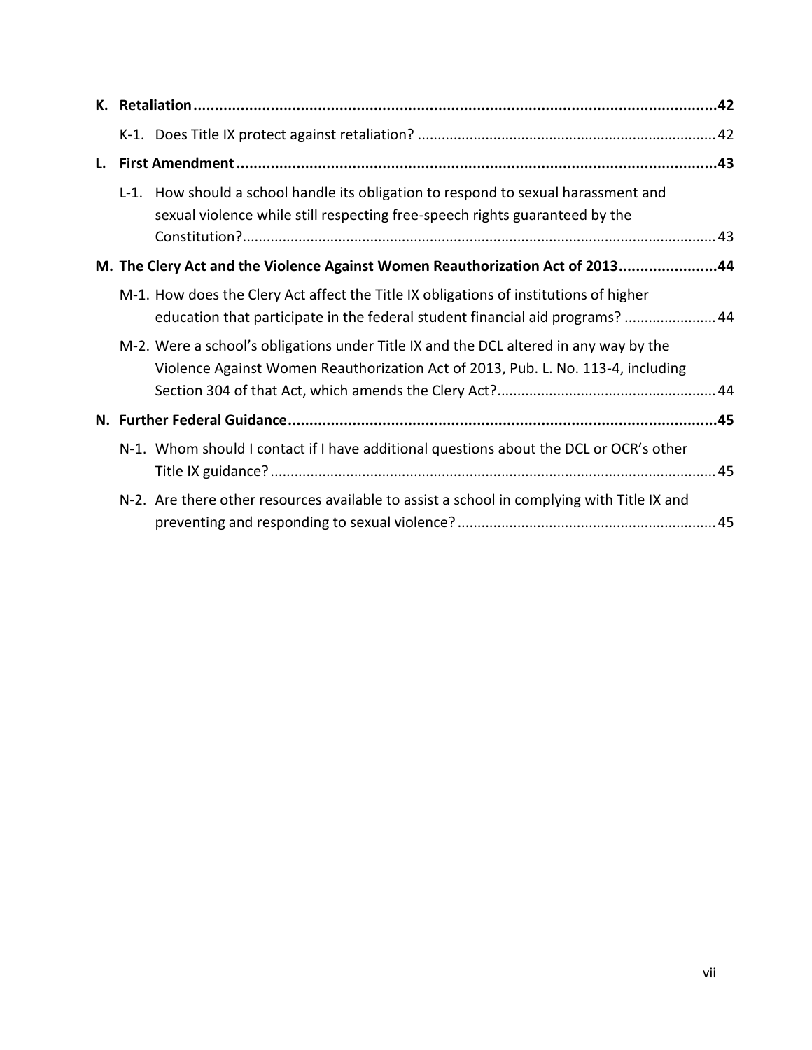**K. Retaliation ............................................................................................................................ 42**

K-1. Does Title IX protect against retaliation? .......................................................................... 42

**L. First Amendment ................................................................................................................. 43**

L-1. How should a school handle its obligation to respond to sexual harassment and sexual violence while still respecting free-speech rights guaranteed by the Constitution? ..................................................................................................................... 43

**M. The Clery Act and the Violence Against Women Reauthorization Act of 2013 ....................... 44**

M-1. How does the Clery Act affect the Title IX obligations of institutions of higher education that participate in the federal student financial aid programs? ....................... 44

M-2. Were a school's obligations under Title IX and the DCL altered in any way by the Violence Against Women Reauthorization Act of 2013, Pub. L. No. 113-4, including Section 304 of that Act, which amends the Clery Act? ...................................................... 44

**N. Further Federal Guidance .................................................................................................... 45**

N-1. Whom should I contact if I have additional questions about the DCL or OCR's other Title IX guidance? .............................................................................................................. 45

N-2. Are there other resources available to assist a school in complying with Title IX and preventing and responding to sexual violence? ................................................................ 45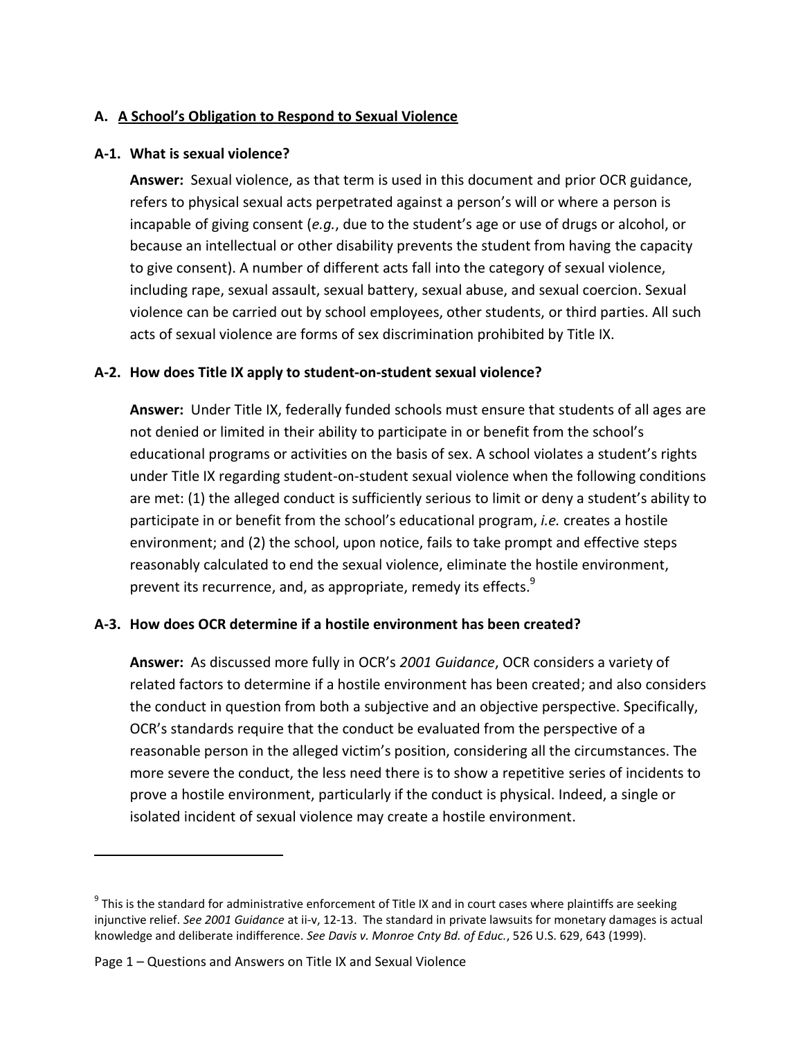## A. A School's Obligation to Respond to Sexual Violence

### A-1. What is sexual violence?

**Answer:** Sexual violence, as that term is used in this document and prior OCR guidance, refers to physical sexual acts perpetrated against a person's will or where a person is incapable of giving consent (*e.g.*, due to the student's age or use of drugs or alcohol, or because an intellectual or other disability prevents the student from having the capacity to give consent). A number of different acts fall into the category of sexual violence, including rape, sexual assault, sexual battery, sexual abuse, and sexual coercion. Sexual violence can be carried out by school employees, other students, or third parties. All such acts of sexual violence are forms of sex discrimination prohibited by Title IX.

### A-2. How does Title IX apply to student-on-student sexual violence?

**Answer:** Under Title IX, federally funded schools must ensure that students of all ages are not denied or limited in their ability to participate in or benefit from the school's educational programs or activities on the basis of sex. A school violates a student's rights under Title IX regarding student-on-student sexual violence when the following conditions are met: (1) the alleged conduct is sufficiently serious to limit or deny a student's ability to participate in or benefit from the school's educational program, *i.e.* creates a hostile environment; and (2) the school, upon notice, fails to take prompt and effective steps reasonably calculated to end the sexual violence, eliminate the hostile environment, prevent its recurrence, and, as appropriate, remedy its effects.[9]

### A-3. How does OCR determine if a hostile environment has been created?

**Answer:** As discussed more fully in OCR's *2001 Guidance*, OCR considers a variety of related factors to determine if a hostile environment has been created; and also considers the conduct in question from both a subjective and an objective perspective. Specifically, OCR's standards require that the conduct be evaluated from the perspective of a reasonable person in the alleged victim's position, considering all the circumstances. The more severe the conduct, the less need there is to show a repetitive series of incidents to prove a hostile environment, particularly if the conduct is physical. Indeed, a single or isolated incident of sexual violence may create a hostile environment.

---

[9] This is the standard for administrative enforcement of Title IX and in court cases where plaintiffs are seeking injunctive relief. *See 2001 Guidance* at ii-v, 12-13. The standard in private lawsuits for monetary damages is actual knowledge and deliberate indifference. *See Davis v. Monroe Cnty Bd. of Educ.*, 526 U.S. 629, 643 (1999).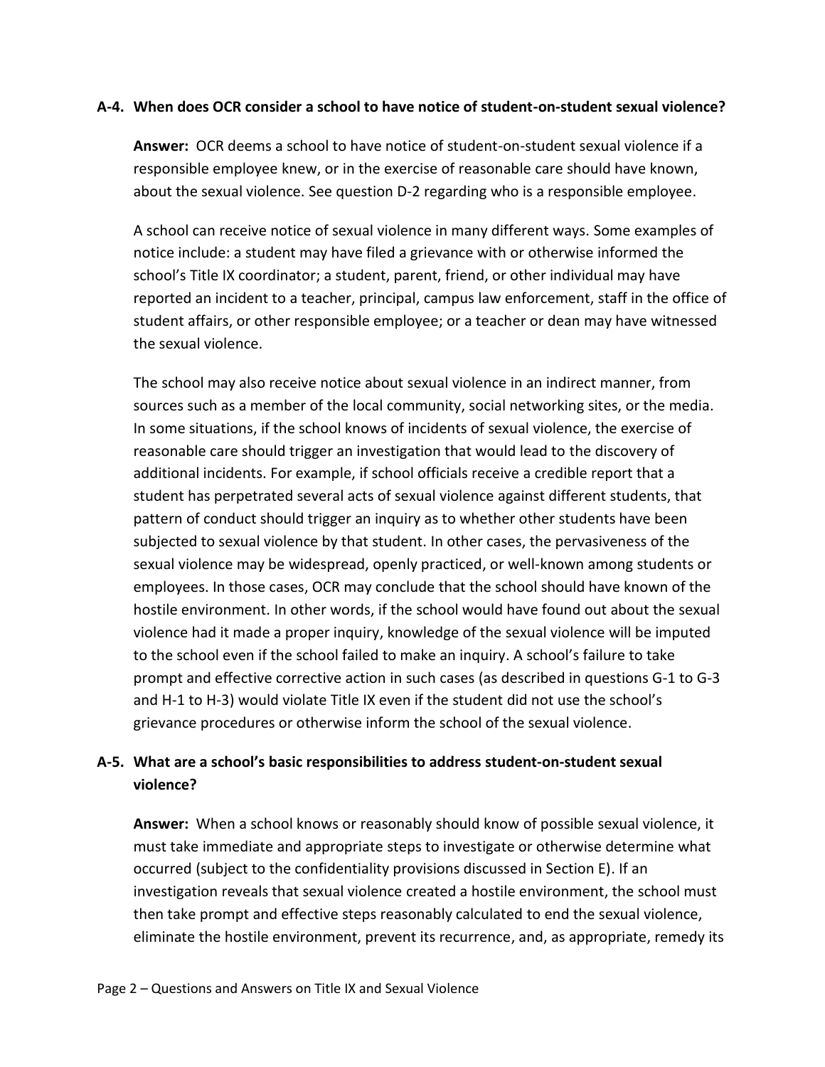**A-4. When does OCR consider a school to have notice of student-on-student sexual violence?**

**Answer:** OCR deems a school to have notice of student-on-student sexual violence if a responsible employee knew, or in the exercise of reasonable care should have known, about the sexual violence. See question D-2 regarding who is a responsible employee.

A school can receive notice of sexual violence in many different ways. Some examples of notice include: a student may have filed a grievance with or otherwise informed the school's Title IX coordinator; a student, parent, friend, or other individual may have reported an incident to a teacher, principal, campus law enforcement, staff in the office of student affairs, or other responsible employee; or a teacher or dean may have witnessed the sexual violence.

The school may also receive notice about sexual violence in an indirect manner, from sources such as a member of the local community, social networking sites, or the media. In some situations, if the school knows of incidents of sexual violence, the exercise of reasonable care should trigger an investigation that would lead to the discovery of additional incidents. For example, if school officials receive a credible report that a student has perpetrated several acts of sexual violence against different students, that pattern of conduct should trigger an inquiry as to whether other students have been subjected to sexual violence by that student. In other cases, the pervasiveness of the sexual violence may be widespread, openly practiced, or well-known among students or employees. In those cases, OCR may conclude that the school should have known of the hostile environment. In other words, if the school would have found out about the sexual violence had it made a proper inquiry, knowledge of the sexual violence will be imputed to the school even if the school failed to make an inquiry. A school's failure to take prompt and effective corrective action in such cases (as described in questions G-1 to G-3 and H-1 to H-3) would violate Title IX even if the student did not use the school's grievance procedures or otherwise inform the school of the sexual violence.

**A-5. What are a school's basic responsibilities to address student-on-student sexual violence?**

**Answer:** When a school knows or reasonably should know of possible sexual violence, it must take immediate and appropriate steps to investigate or otherwise determine what occurred (subject to the confidentiality provisions discussed in Section E). If an investigation reveals that sexual violence created a hostile environment, the school must then take prompt and effective steps reasonably calculated to end the sexual violence, eliminate the hostile environment, prevent its recurrence, and, as appropriate, remedy its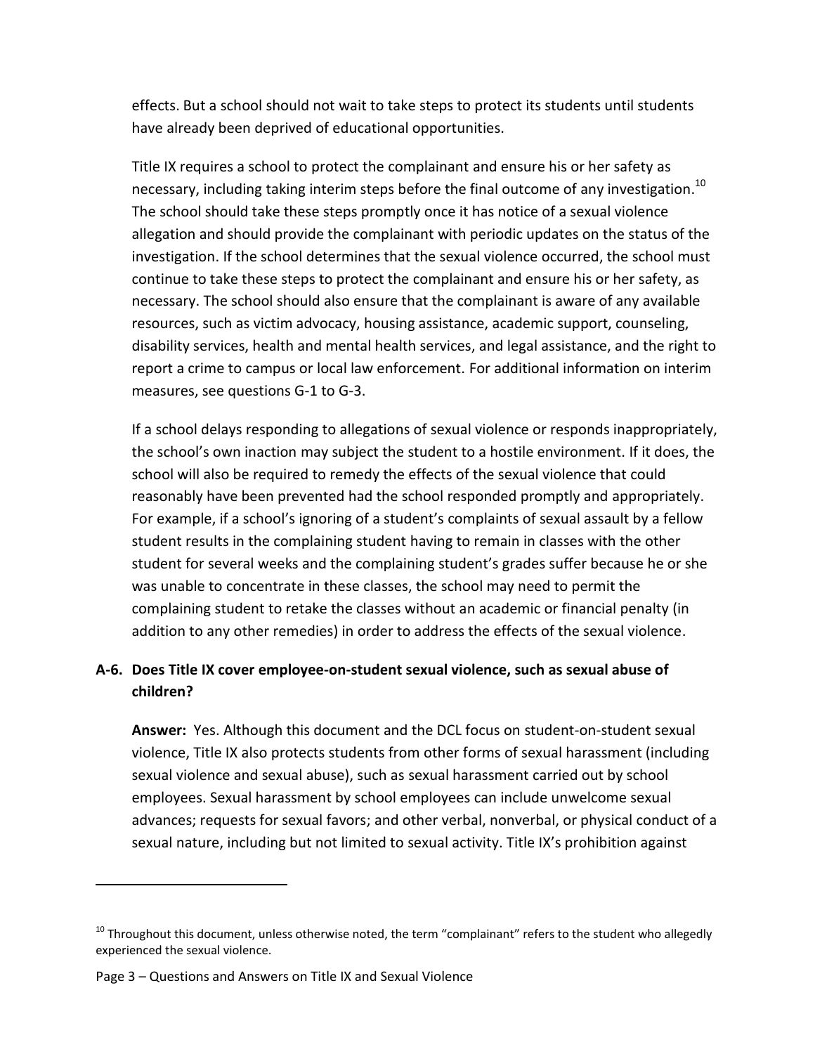effects. But a school should not wait to take steps to protect its students until students have already been deprived of educational opportunities.

Title IX requires a school to protect the complainant and ensure his or her safety as necessary, including taking interim steps before the final outcome of any investigation.[10] The school should take these steps promptly once it has notice of a sexual violence allegation and should provide the complainant with periodic updates on the status of the investigation. If the school determines that the sexual violence occurred, the school must continue to take these steps to protect the complainant and ensure his or her safety, as necessary. The school should also ensure that the complainant is aware of any available resources, such as victim advocacy, housing assistance, academic support, counseling, disability services, health and mental health services, and legal assistance, and the right to report a crime to campus or local law enforcement. For additional information on interim measures, see questions G-1 to G-3.

If a school delays responding to allegations of sexual violence or responds inappropriately, the school's own inaction may subject the student to a hostile environment. If it does, the school will also be required to remedy the effects of the sexual violence that could reasonably have been prevented had the school responded promptly and appropriately. For example, if a school's ignoring of a student's complaints of sexual assault by a fellow student results in the complaining student having to remain in classes with the other student for several weeks and the complaining student's grades suffer because he or she was unable to concentrate in these classes, the school may need to permit the complaining student to retake the classes without an academic or financial penalty (in addition to any other remedies) in order to address the effects of the sexual violence.

**A-6. Does Title IX cover employee-on-student sexual violence, such as sexual abuse of children?**

**Answer:** Yes. Although this document and the DCL focus on student-on-student sexual violence, Title IX also protects students from other forms of sexual harassment (including sexual violence and sexual abuse), such as sexual harassment carried out by school employees. Sexual harassment by school employees can include unwelcome sexual advances; requests for sexual favors; and other verbal, nonverbal, or physical conduct of a sexual nature, including but not limited to sexual activity. Title IX's prohibition against

---

[10] Throughout this document, unless otherwise noted, the term "complainant" refers to the student who allegedly experienced the sexual violence.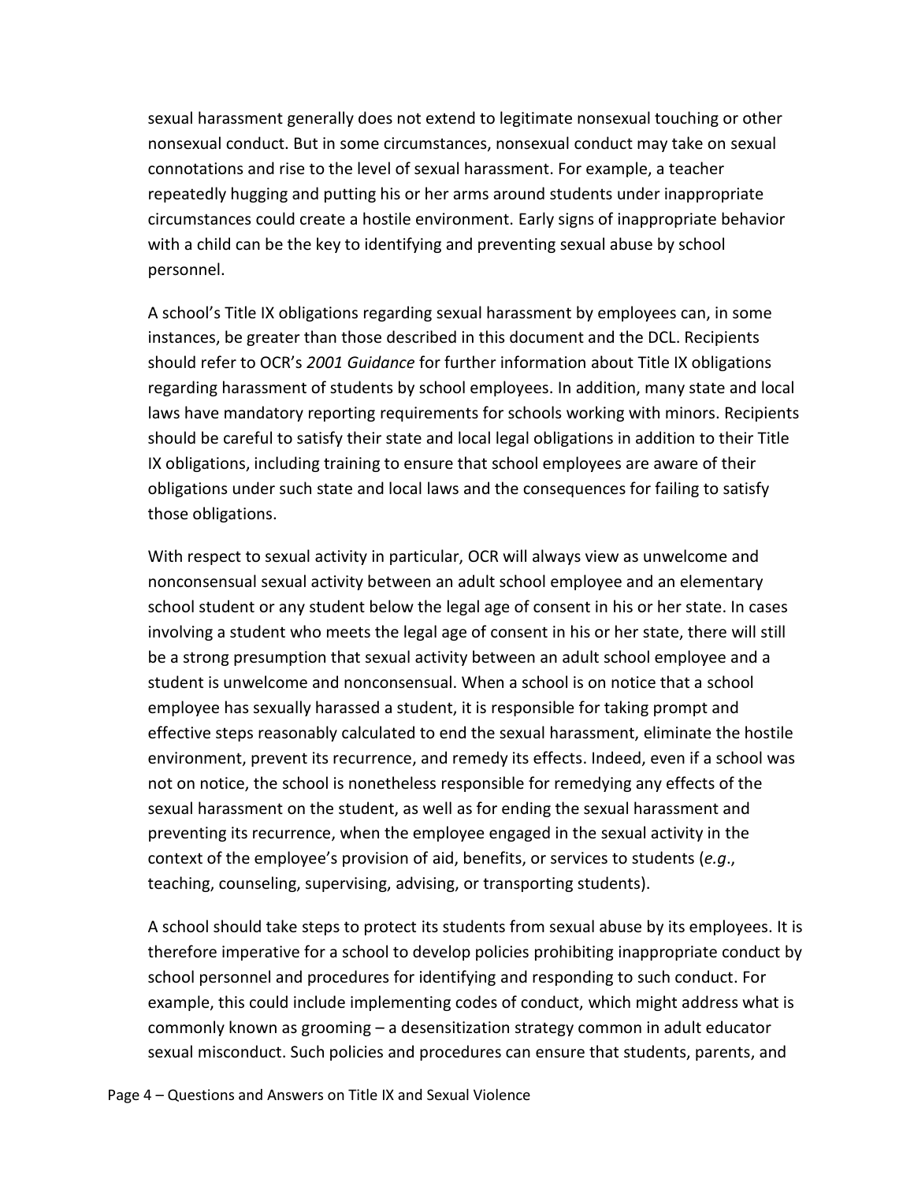sexual harassment generally does not extend to legitimate nonsexual touching or other nonsexual conduct. But in some circumstances, nonsexual conduct may take on sexual connotations and rise to the level of sexual harassment. For example, a teacher repeatedly hugging and putting his or her arms around students under inappropriate circumstances could create a hostile environment. Early signs of inappropriate behavior with a child can be the key to identifying and preventing sexual abuse by school personnel.

A school's Title IX obligations regarding sexual harassment by employees can, in some instances, be greater than those described in this document and the DCL. Recipients should refer to OCR's *2001 Guidance* for further information about Title IX obligations regarding harassment of students by school employees. In addition, many state and local laws have mandatory reporting requirements for schools working with minors. Recipients should be careful to satisfy their state and local legal obligations in addition to their Title IX obligations, including training to ensure that school employees are aware of their obligations under such state and local laws and the consequences for failing to satisfy those obligations.

With respect to sexual activity in particular, OCR will always view as unwelcome and nonconsensual sexual activity between an adult school employee and an elementary school student or any student below the legal age of consent in his or her state. In cases involving a student who meets the legal age of consent in his or her state, there will still be a strong presumption that sexual activity between an adult school employee and a student is unwelcome and nonconsensual. When a school is on notice that a school employee has sexually harassed a student, it is responsible for taking prompt and effective steps reasonably calculated to end the sexual harassment, eliminate the hostile environment, prevent its recurrence, and remedy its effects. Indeed, even if a school was not on notice, the school is nonetheless responsible for remedying any effects of the sexual harassment on the student, as well as for ending the sexual harassment and preventing its recurrence, when the employee engaged in the sexual activity in the context of the employee's provision of aid, benefits, or services to students (*e.g*., teaching, counseling, supervising, advising, or transporting students).

A school should take steps to protect its students from sexual abuse by its employees. It is therefore imperative for a school to develop policies prohibiting inappropriate conduct by school personnel and procedures for identifying and responding to such conduct. For example, this could include implementing codes of conduct, which might address what is commonly known as grooming – a desensitization strategy common in adult educator sexual misconduct. Such policies and procedures can ensure that students, parents, and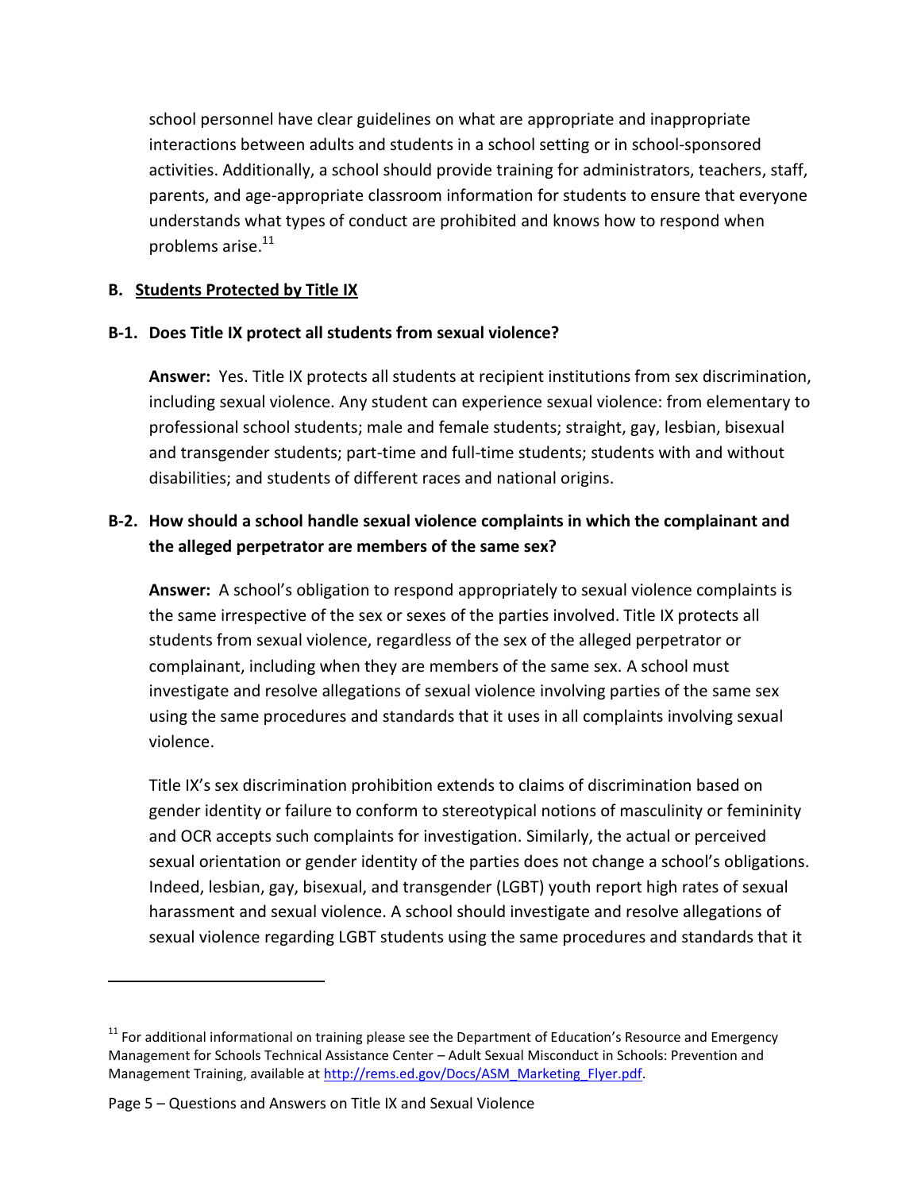school personnel have clear guidelines on what are appropriate and inappropriate interactions between adults and students in a school setting or in school-sponsored activities. Additionally, a school should provide training for administrators, teachers, staff, parents, and age-appropriate classroom information for students to ensure that everyone understands what types of conduct are prohibited and knows how to respond when problems arise.[11]

## B. Students Protected by Title IX

### B-1. Does Title IX protect all students from sexual violence?

**Answer:** Yes. Title IX protects all students at recipient institutions from sex discrimination, including sexual violence. Any student can experience sexual violence: from elementary to professional school students; male and female students; straight, gay, lesbian, bisexual and transgender students; part-time and full-time students; students with and without disabilities; and students of different races and national origins.

### B-2. How should a school handle sexual violence complaints in which the complainant and the alleged perpetrator are members of the same sex?

**Answer:** A school's obligation to respond appropriately to sexual violence complaints is the same irrespective of the sex or sexes of the parties involved. Title IX protects all students from sexual violence, regardless of the sex of the alleged perpetrator or complainant, including when they are members of the same sex. A school must investigate and resolve allegations of sexual violence involving parties of the same sex using the same procedures and standards that it uses in all complaints involving sexual violence.

Title IX's sex discrimination prohibition extends to claims of discrimination based on gender identity or failure to conform to stereotypical notions of masculinity or femininity and OCR accepts such complaints for investigation. Similarly, the actual or perceived sexual orientation or gender identity of the parties does not change a school's obligations. Indeed, lesbian, gay, bisexual, and transgender (LGBT) youth report high rates of sexual harassment and sexual violence. A school should investigate and resolve allegations of sexual violence regarding LGBT students using the same procedures and standards that it

---

[11] For additional informational on training please see the Department of Education's Resource and Emergency Management for Schools Technical Assistance Center – Adult Sexual Misconduct in Schools: Prevention and Management Training, available at http://rems.ed.gov/Docs/ASM_Marketing_Flyer.pdf.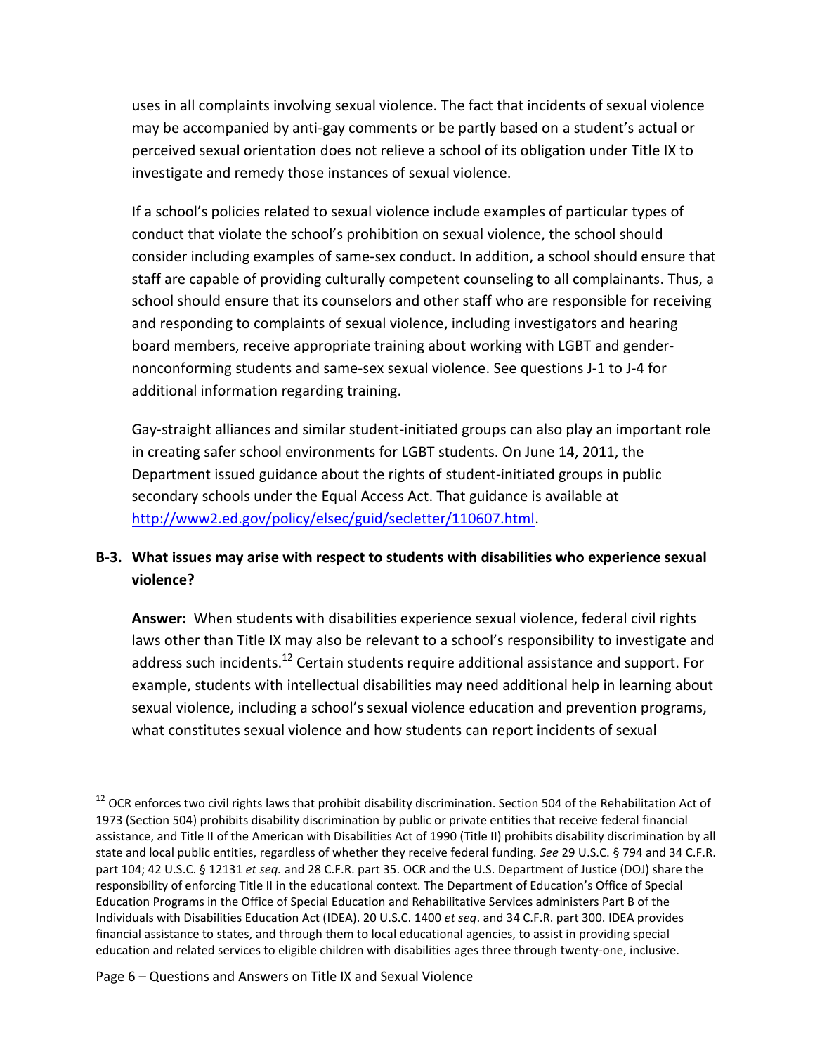uses in all complaints involving sexual violence. The fact that incidents of sexual violence may be accompanied by anti-gay comments or be partly based on a student's actual or perceived sexual orientation does not relieve a school of its obligation under Title IX to investigate and remedy those instances of sexual violence.

If a school's policies related to sexual violence include examples of particular types of conduct that violate the school's prohibition on sexual violence, the school should consider including examples of same-sex conduct. In addition, a school should ensure that staff are capable of providing culturally competent counseling to all complainants. Thus, a school should ensure that its counselors and other staff who are responsible for receiving and responding to complaints of sexual violence, including investigators and hearing board members, receive appropriate training about working with LGBT and gender-nonconforming students and same-sex sexual violence. See questions J-1 to J-4 for additional information regarding training.

Gay-straight alliances and similar student-initiated groups can also play an important role in creating safer school environments for LGBT students. On June 14, 2011, the Department issued guidance about the rights of student-initiated groups in public secondary schools under the Equal Access Act. That guidance is available at [http://www2.ed.gov/policy/elsec/guid/secletter/110607.html](http://www2.ed.gov/policy/elsec/guid/secletter/110607.html).

### B-3. What issues may arise with respect to students with disabilities who experience sexual violence?

**Answer:** When students with disabilities experience sexual violence, federal civil rights laws other than Title IX may also be relevant to a school's responsibility to investigate and address such incidents.[12] Certain students require additional assistance and support. For example, students with intellectual disabilities may need additional help in learning about sexual violence, including a school's sexual violence education and prevention programs, what constitutes sexual violence and how students can report incidents of sexual

---

[12] OCR enforces two civil rights laws that prohibit disability discrimination. Section 504 of the Rehabilitation Act of 1973 (Section 504) prohibits disability discrimination by public or private entities that receive federal financial assistance, and Title II of the American with Disabilities Act of 1990 (Title II) prohibits disability discrimination by all state and local public entities, regardless of whether they receive federal funding. *See* 29 U.S.C. § 794 and 34 C.F.R. part 104; 42 U.S.C. § 12131 *et seq.* and 28 C.F.R. part 35. OCR and the U.S. Department of Justice (DOJ) share the responsibility of enforcing Title II in the educational context. The Department of Education's Office of Special Education Programs in the Office of Special Education and Rehabilitative Services administers Part B of the Individuals with Disabilities Education Act (IDEA). 20 U.S.C. 1400 *et seq*. and 34 C.F.R. part 300. IDEA provides financial assistance to states, and through them to local educational agencies, to assist in providing special education and related services to eligible children with disabilities ages three through twenty-one, inclusive.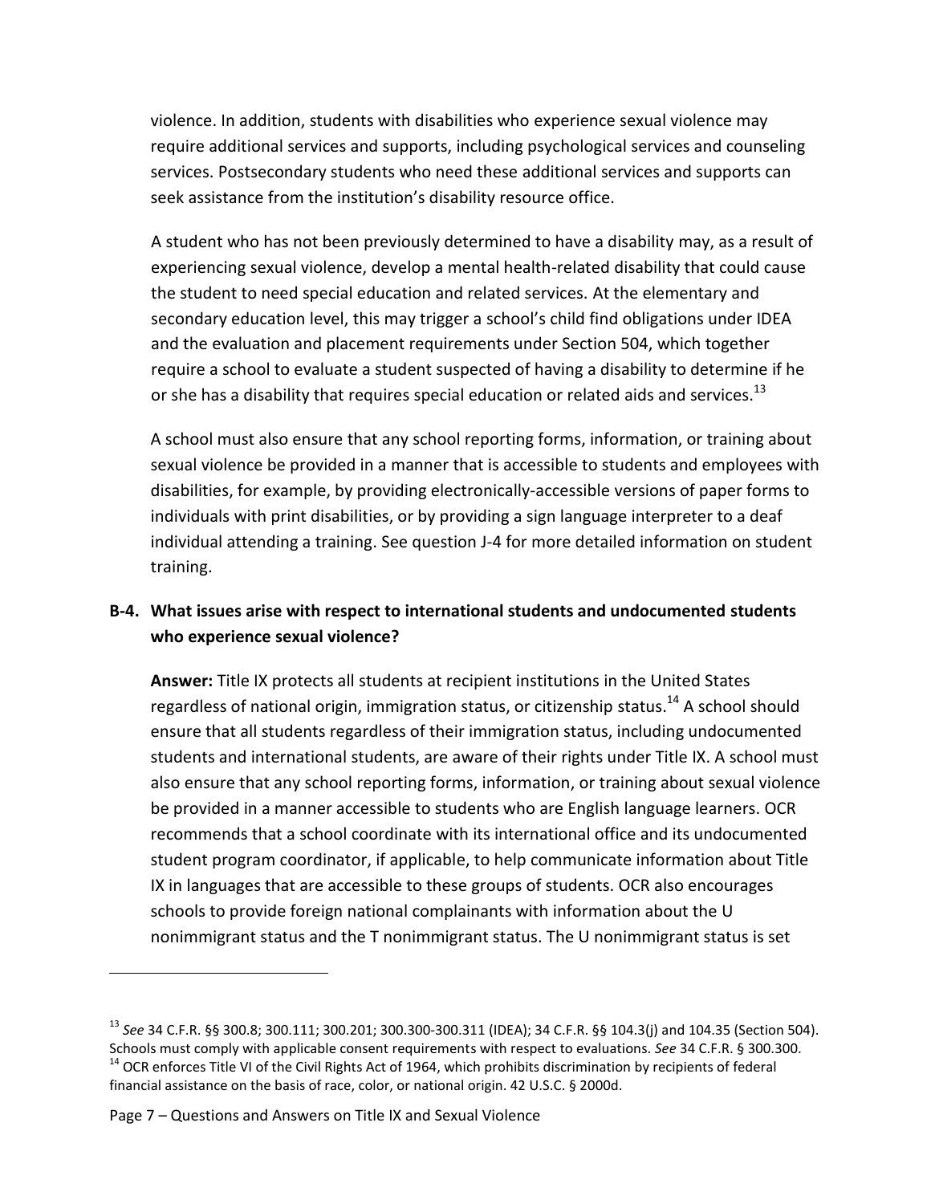violence. In addition, students with disabilities who experience sexual violence may require additional services and supports, including psychological services and counseling services. Postsecondary students who need these additional services and supports can seek assistance from the institution's disability resource office.

A student who has not been previously determined to have a disability may, as a result of experiencing sexual violence, develop a mental health-related disability that could cause the student to need special education and related services. At the elementary and secondary education level, this may trigger a school's child find obligations under IDEA and the evaluation and placement requirements under Section 504, which together require a school to evaluate a student suspected of having a disability to determine if he or she has a disability that requires special education or related aids and services.[13]

A school must also ensure that any school reporting forms, information, or training about sexual violence be provided in a manner that is accessible to students and employees with disabilities, for example, by providing electronically-accessible versions of paper forms to individuals with print disabilities, or by providing a sign language interpreter to a deaf individual attending a training. See question J-4 for more detailed information on student training.

**B-4. What issues arise with respect to international students and undocumented students who experience sexual violence?**

**Answer:** Title IX protects all students at recipient institutions in the United States regardless of national origin, immigration status, or citizenship status.[14] A school should ensure that all students regardless of their immigration status, including undocumented students and international students, are aware of their rights under Title IX. A school must also ensure that any school reporting forms, information, or training about sexual violence be provided in a manner accessible to students who are English language learners. OCR recommends that a school coordinate with its international office and its undocumented student program coordinator, if applicable, to help communicate information about Title IX in languages that are accessible to these groups of students. OCR also encourages schools to provide foreign national complainants with information about the U nonimmigrant status and the T nonimmigrant status. The U nonimmigrant status is set

---

[13] *See* 34 C.F.R. §§ 300.8; 300.111; 300.201; 300.300-300.311 (IDEA); 34 C.F.R. §§ 104.3(j) and 104.35 (Section 504). Schools must comply with applicable consent requirements with respect to evaluations. *See* 34 C.F.R. § 300.300.

[14] OCR enforces Title VI of the Civil Rights Act of 1964, which prohibits discrimination by recipients of federal financial assistance on the basis of race, color, or national origin. 42 U.S.C. § 2000d.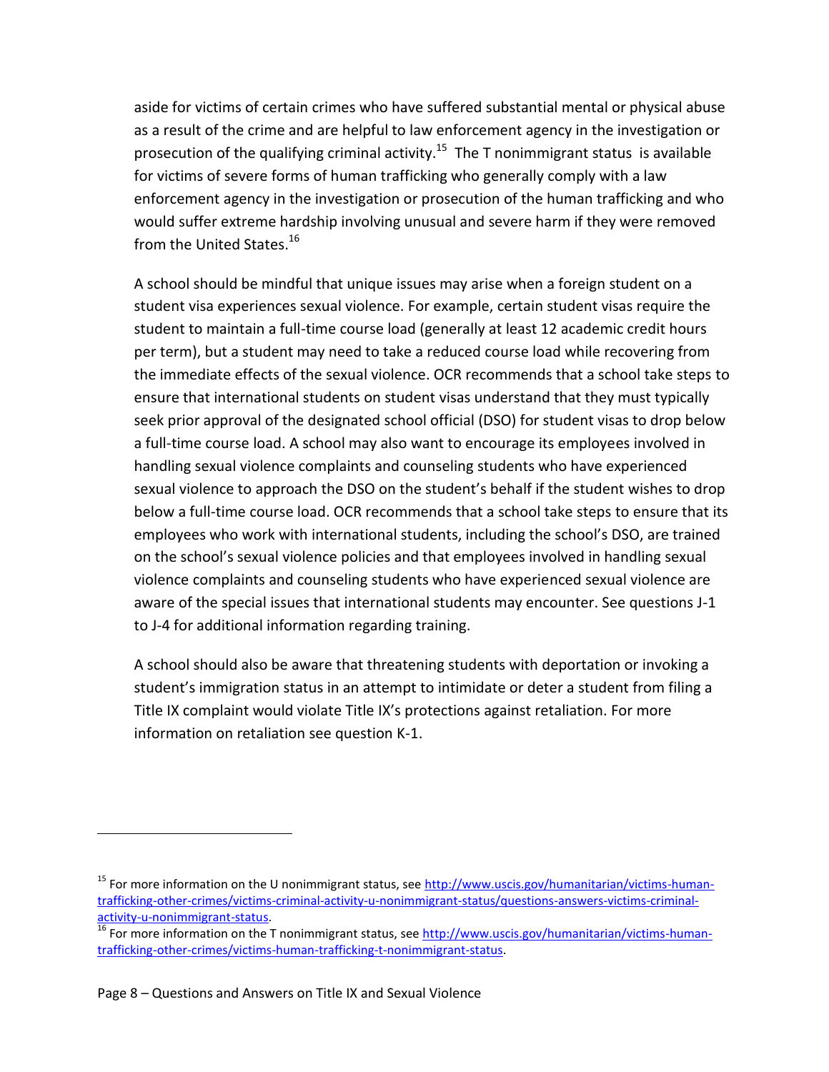aside for victims of certain crimes who have suffered substantial mental or physical abuse as a result of the crime and are helpful to law enforcement agency in the investigation or prosecution of the qualifying criminal activity.[15] The T nonimmigrant status is available for victims of severe forms of human trafficking who generally comply with a law enforcement agency in the investigation or prosecution of the human trafficking and who would suffer extreme hardship involving unusual and severe harm if they were removed from the United States.[16]

A school should be mindful that unique issues may arise when a foreign student on a student visa experiences sexual violence. For example, certain student visas require the student to maintain a full-time course load (generally at least 12 academic credit hours per term), but a student may need to take a reduced course load while recovering from the immediate effects of the sexual violence. OCR recommends that a school take steps to ensure that international students on student visas understand that they must typically seek prior approval of the designated school official (DSO) for student visas to drop below a full-time course load. A school may also want to encourage its employees involved in handling sexual violence complaints and counseling students who have experienced sexual violence to approach the DSO on the student's behalf if the student wishes to drop below a full-time course load. OCR recommends that a school take steps to ensure that its employees who work with international students, including the school's DSO, are trained on the school's sexual violence policies and that employees involved in handling sexual violence complaints and counseling students who have experienced sexual violence are aware of the special issues that international students may encounter. See questions J-1 to J-4 for additional information regarding training.

A school should also be aware that threatening students with deportation or invoking a student's immigration status in an attempt to intimidate or deter a student from filing a Title IX complaint would violate Title IX's protections against retaliation. For more information on retaliation see question K-1.

---

[15] For more information on the U nonimmigrant status, see http://www.uscis.gov/humanitarian/victims-human-trafficking-other-crimes/victims-criminal-activity-u-nonimmigrant-status/questions-answers-victims-criminal-activity-u-nonimmigrant-status.

[16] For more information on the T nonimmigrant status, see http://www.uscis.gov/humanitarian/victims-human-trafficking-other-crimes/victims-human-trafficking-t-nonimmigrant-status.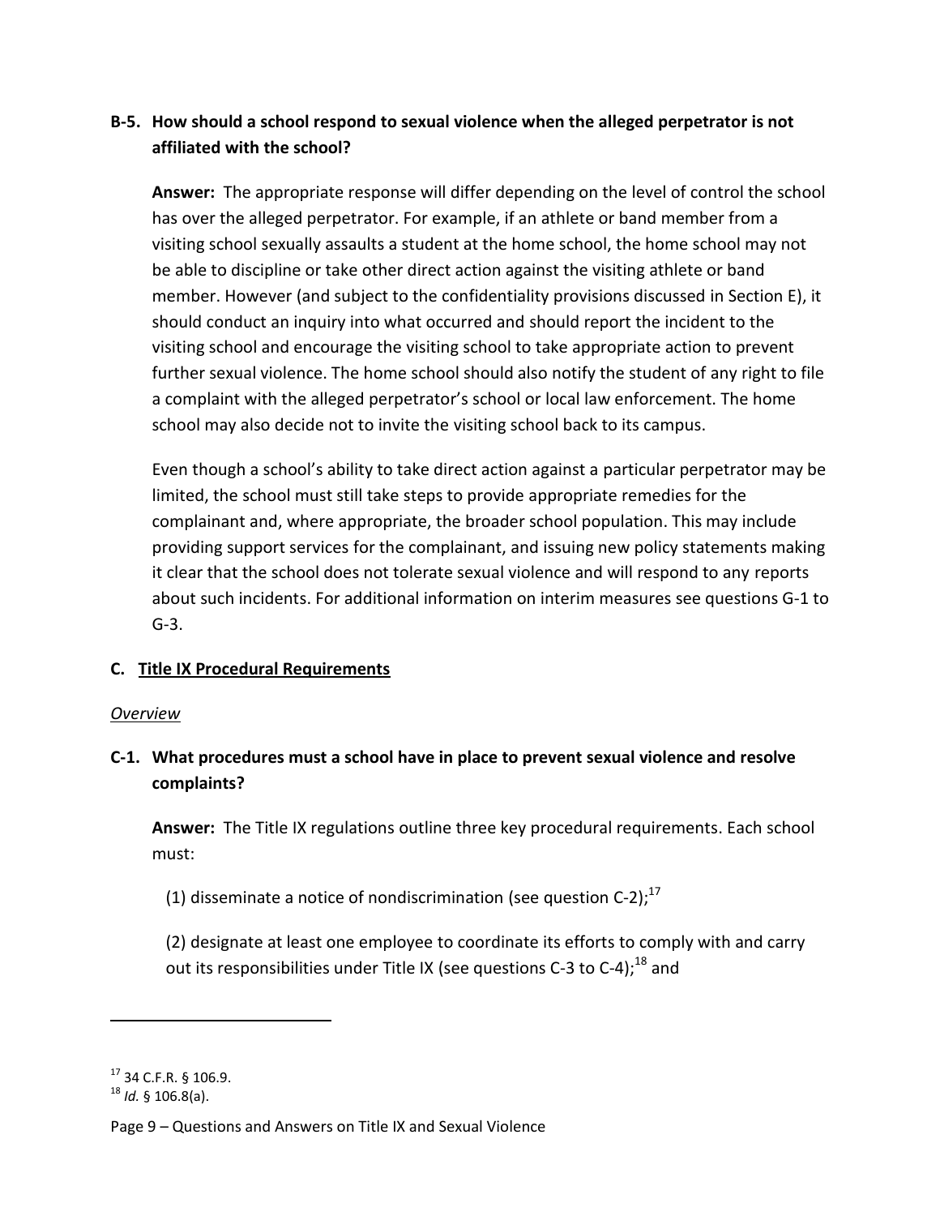**B-5. How should a school respond to sexual violence when the alleged perpetrator is not affiliated with the school?**

**Answer:** The appropriate response will differ depending on the level of control the school has over the alleged perpetrator. For example, if an athlete or band member from a visiting school sexually assaults a student at the home school, the home school may not be able to discipline or take other direct action against the visiting athlete or band member. However (and subject to the confidentiality provisions discussed in Section E), it should conduct an inquiry into what occurred and should report the incident to the visiting school and encourage the visiting school to take appropriate action to prevent further sexual violence. The home school should also notify the student of any right to file a complaint with the alleged perpetrator's school or local law enforcement. The home school may also decide not to invite the visiting school back to its campus.

Even though a school's ability to take direct action against a particular perpetrator may be limited, the school must still take steps to provide appropriate remedies for the complainant and, where appropriate, the broader school population. This may include providing support services for the complainant, and issuing new policy statements making it clear that the school does not tolerate sexual violence and will respond to any reports about such incidents. For additional information on interim measures see questions G-1 to G-3.

## C. Title IX Procedural Requirements

*Overview*

**C-1. What procedures must a school have in place to prevent sexual violence and resolve complaints?**

**Answer:** The Title IX regulations outline three key procedural requirements. Each school must:

(1) disseminate a notice of nondiscrimination (see question C-2);[17]

(2) designate at least one employee to coordinate its efforts to comply with and carry out its responsibilities under Title IX (see questions C-3 to C-4);[18] and

---

[17] 34 C.F.R. § 106.9.

[18] *Id.* § 106.8(a).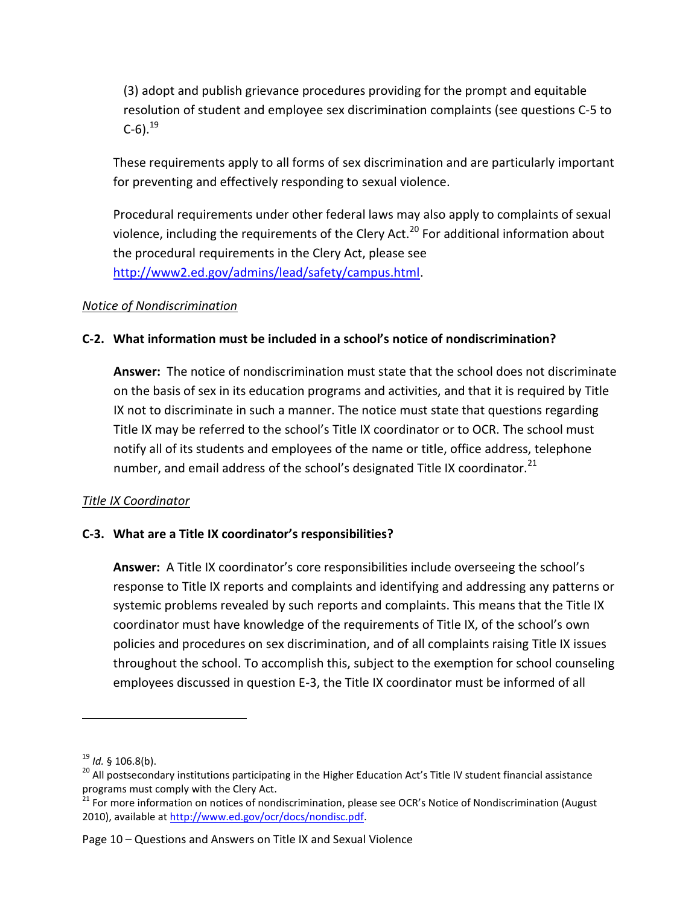(3) adopt and publish grievance procedures providing for the prompt and equitable resolution of student and employee sex discrimination complaints (see questions C-5 to C-6).[19]

These requirements apply to all forms of sex discrimination and are particularly important for preventing and effectively responding to sexual violence.

Procedural requirements under other federal laws may also apply to complaints of sexual violence, including the requirements of the Clery Act.[20] For additional information about the procedural requirements in the Clery Act, please see http://www2.ed.gov/admins/lead/safety/campus.html.

*Notice of Nondiscrimination*

**C-2. What information must be included in a school's notice of nondiscrimination?**

**Answer:** The notice of nondiscrimination must state that the school does not discriminate on the basis of sex in its education programs and activities, and that it is required by Title IX not to discriminate in such a manner. The notice must state that questions regarding Title IX may be referred to the school's Title IX coordinator or to OCR. The school must notify all of its students and employees of the name or title, office address, telephone number, and email address of the school's designated Title IX coordinator.[21]

*Title IX Coordinator*

**C-3. What are a Title IX coordinator's responsibilities?**

**Answer:** A Title IX coordinator's core responsibilities include overseeing the school's response to Title IX reports and complaints and identifying and addressing any patterns or systemic problems revealed by such reports and complaints. This means that the Title IX coordinator must have knowledge of the requirements of Title IX, of the school's own policies and procedures on sex discrimination, and of all complaints raising Title IX issues throughout the school. To accomplish this, subject to the exemption for school counseling employees discussed in question E-3, the Title IX coordinator must be informed of all

---

[19] *Id.* § 106.8(b).

[20] All postsecondary institutions participating in the Higher Education Act's Title IV student financial assistance programs must comply with the Clery Act.

[21] For more information on notices of nondiscrimination, please see OCR's Notice of Nondiscrimination (August 2010), available at http://www.ed.gov/ocr/docs/nondisc.pdf.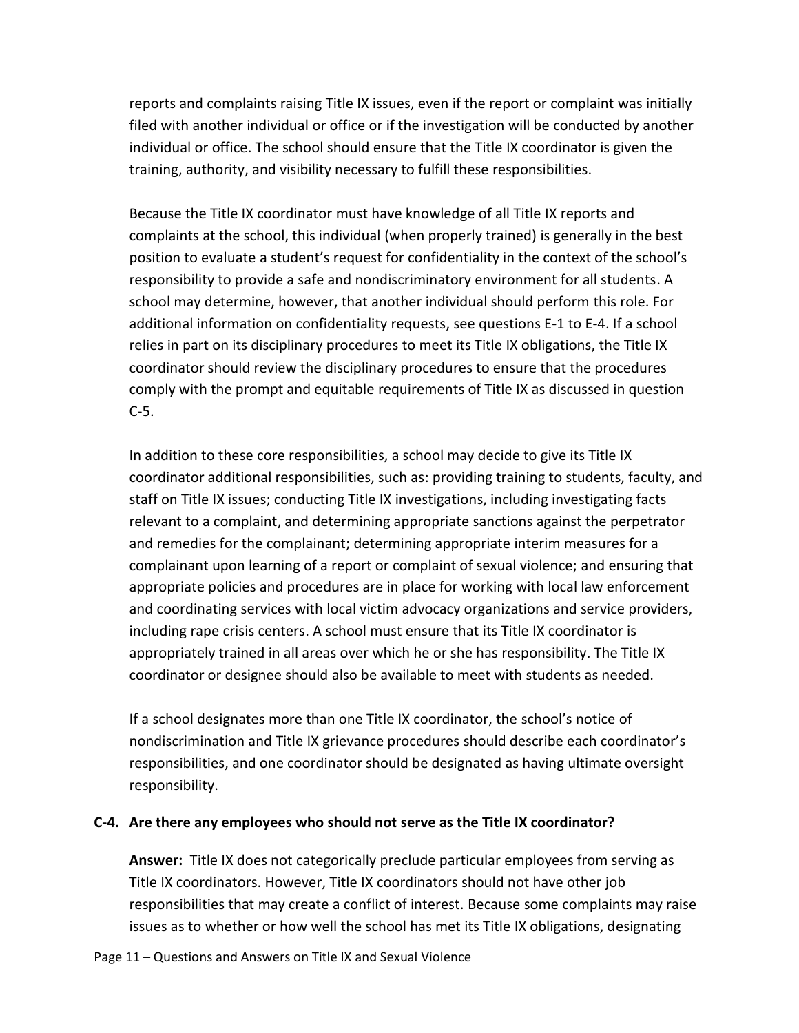reports and complaints raising Title IX issues, even if the report or complaint was initially filed with another individual or office or if the investigation will be conducted by another individual or office. The school should ensure that the Title IX coordinator is given the training, authority, and visibility necessary to fulfill these responsibilities.

Because the Title IX coordinator must have knowledge of all Title IX reports and complaints at the school, this individual (when properly trained) is generally in the best position to evaluate a student's request for confidentiality in the context of the school's responsibility to provide a safe and nondiscriminatory environment for all students. A school may determine, however, that another individual should perform this role. For additional information on confidentiality requests, see questions E-1 to E-4. If a school relies in part on its disciplinary procedures to meet its Title IX obligations, the Title IX coordinator should review the disciplinary procedures to ensure that the procedures comply with the prompt and equitable requirements of Title IX as discussed in question C-5.

In addition to these core responsibilities, a school may decide to give its Title IX coordinator additional responsibilities, such as: providing training to students, faculty, and staff on Title IX issues; conducting Title IX investigations, including investigating facts relevant to a complaint, and determining appropriate sanctions against the perpetrator and remedies for the complainant; determining appropriate interim measures for a complainant upon learning of a report or complaint of sexual violence; and ensuring that appropriate policies and procedures are in place for working with local law enforcement and coordinating services with local victim advocacy organizations and service providers, including rape crisis centers. A school must ensure that its Title IX coordinator is appropriately trained in all areas over which he or she has responsibility. The Title IX coordinator or designee should also be available to meet with students as needed.

If a school designates more than one Title IX coordinator, the school's notice of nondiscrimination and Title IX grievance procedures should describe each coordinator's responsibilities, and one coordinator should be designated as having ultimate oversight responsibility.

**C-4. Are there any employees who should not serve as the Title IX coordinator?**

**Answer:** Title IX does not categorically preclude particular employees from serving as Title IX coordinators. However, Title IX coordinators should not have other job responsibilities that may create a conflict of interest. Because some complaints may raise issues as to whether or how well the school has met its Title IX obligations, designating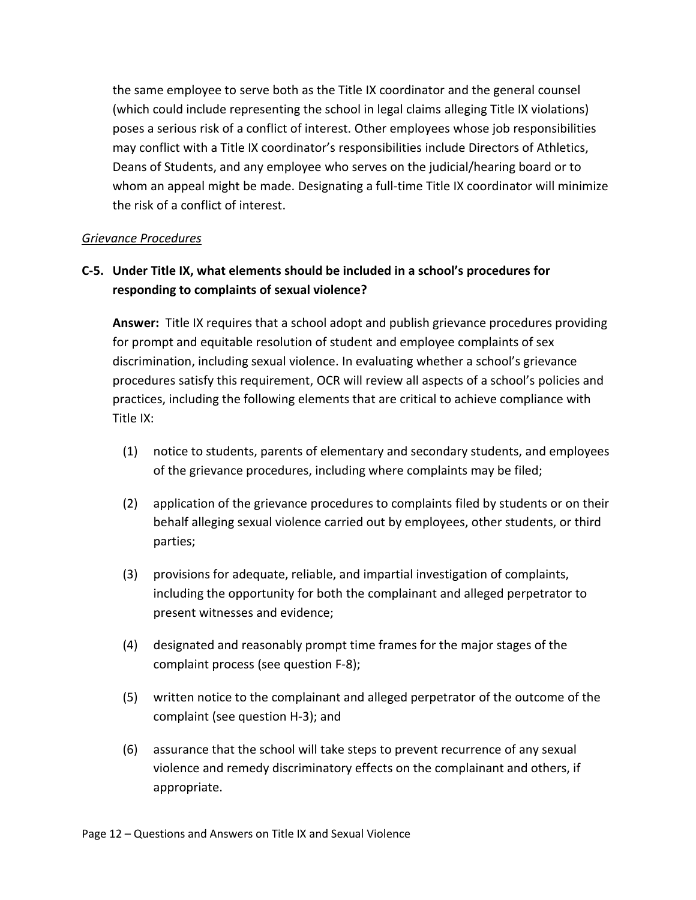the same employee to serve both as the Title IX coordinator and the general counsel (which could include representing the school in legal claims alleging Title IX violations) poses a serious risk of a conflict of interest. Other employees whose job responsibilities may conflict with a Title IX coordinator's responsibilities include Directors of Athletics, Deans of Students, and any employee who serves on the judicial/hearing board or to whom an appeal might be made. Designating a full-time Title IX coordinator will minimize the risk of a conflict of interest.

*Grievance Procedures*

**C-5. Under Title IX, what elements should be included in a school's procedures for responding to complaints of sexual violence?**

**Answer:** Title IX requires that a school adopt and publish grievance procedures providing for prompt and equitable resolution of student and employee complaints of sex discrimination, including sexual violence. In evaluating whether a school's grievance procedures satisfy this requirement, OCR will review all aspects of a school's policies and practices, including the following elements that are critical to achieve compliance with Title IX:

(1) notice to students, parents of elementary and secondary students, and employees of the grievance procedures, including where complaints may be filed;

(2) application of the grievance procedures to complaints filed by students or on their behalf alleging sexual violence carried out by employees, other students, or third parties;

(3) provisions for adequate, reliable, and impartial investigation of complaints, including the opportunity for both the complainant and alleged perpetrator to present witnesses and evidence;

(4) designated and reasonably prompt time frames for the major stages of the complaint process (see question F-8);

(5) written notice to the complainant and alleged perpetrator of the outcome of the complaint (see question H-3); and

(6) assurance that the school will take steps to prevent recurrence of any sexual violence and remedy discriminatory effects on the complainant and others, if appropriate.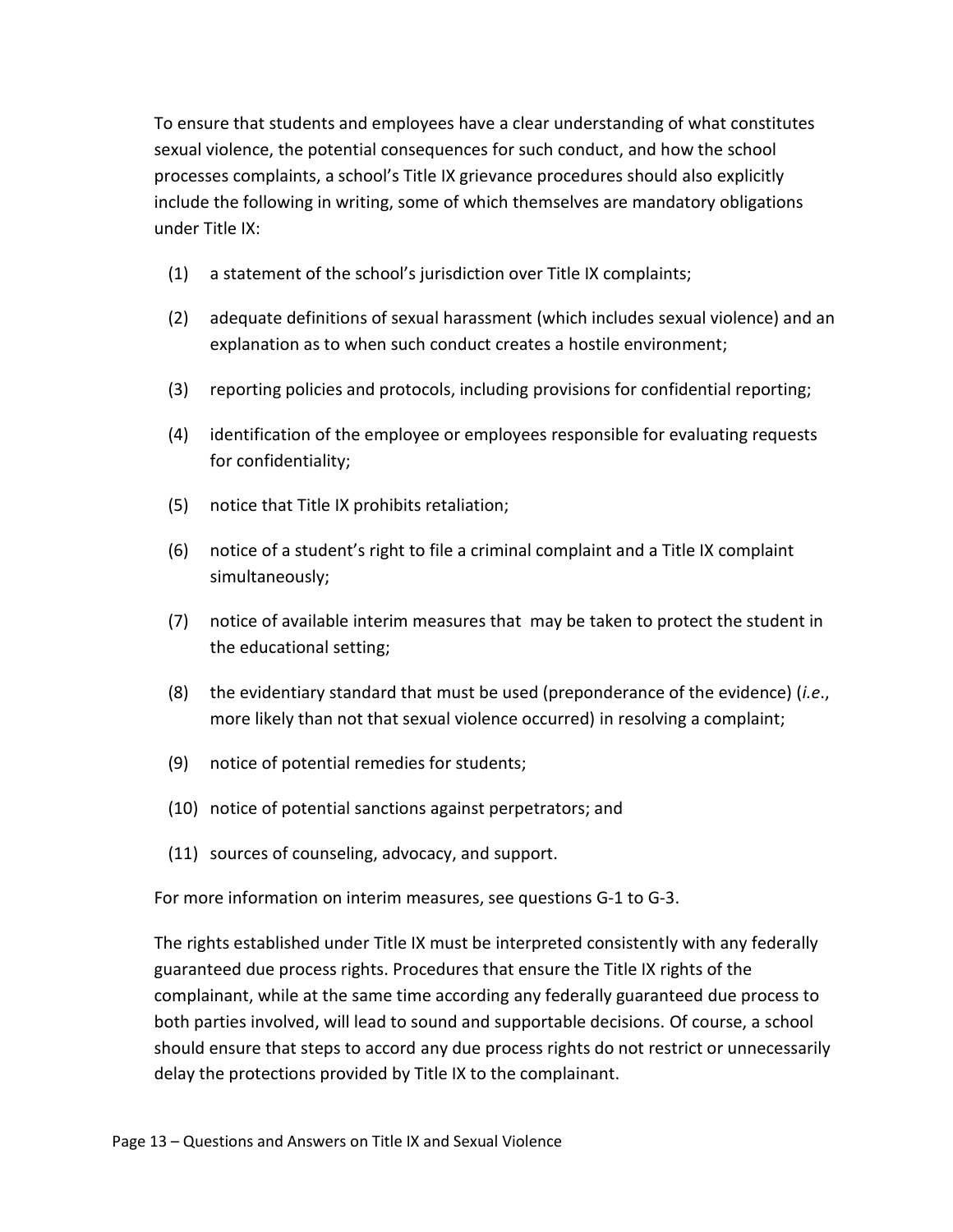To ensure that students and employees have a clear understanding of what constitutes sexual violence, the potential consequences for such conduct, and how the school processes complaints, a school's Title IX grievance procedures should also explicitly include the following in writing, some of which themselves are mandatory obligations under Title IX:

(1) a statement of the school's jurisdiction over Title IX complaints;

(2) adequate definitions of sexual harassment (which includes sexual violence) and an explanation as to when such conduct creates a hostile environment;

(3) reporting policies and protocols, including provisions for confidential reporting;

(4) identification of the employee or employees responsible for evaluating requests for confidentiality;

(5) notice that Title IX prohibits retaliation;

(6) notice of a student's right to file a criminal complaint and a Title IX complaint simultaneously;

(7) notice of available interim measures that may be taken to protect the student in the educational setting;

(8) the evidentiary standard that must be used (preponderance of the evidence) (*i.e.*, more likely than not that sexual violence occurred) in resolving a complaint;

(9) notice of potential remedies for students;

(10) notice of potential sanctions against perpetrators; and

(11) sources of counseling, advocacy, and support.

For more information on interim measures, see questions G-1 to G-3.

The rights established under Title IX must be interpreted consistently with any federally guaranteed due process rights. Procedures that ensure the Title IX rights of the complainant, while at the same time according any federally guaranteed due process to both parties involved, will lead to sound and supportable decisions. Of course, a school should ensure that steps to accord any due process rights do not restrict or unnecessarily delay the protections provided by Title IX to the complainant.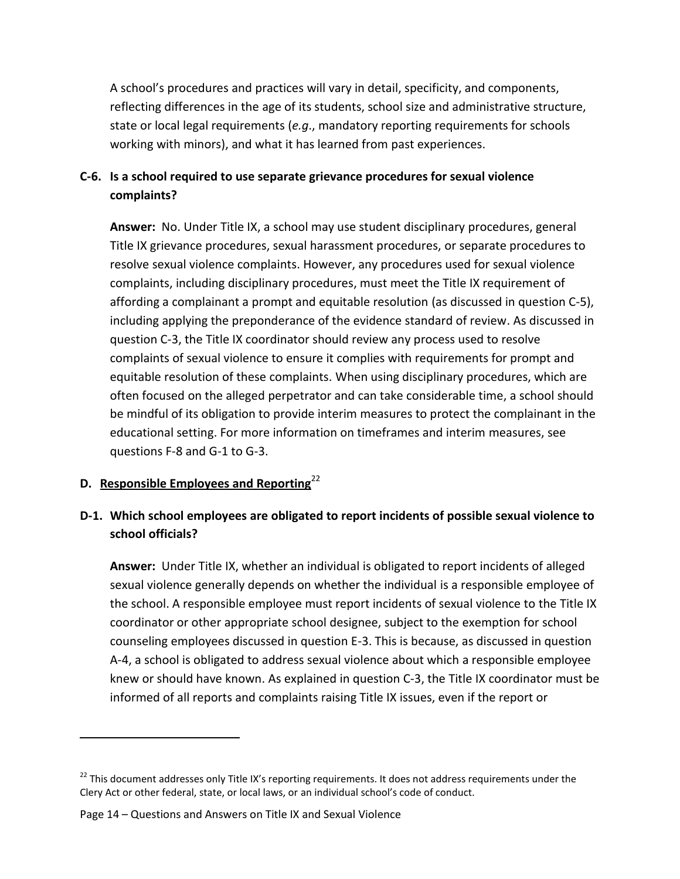A school's procedures and practices will vary in detail, specificity, and components, reflecting differences in the age of its students, school size and administrative structure, state or local legal requirements (*e.g*., mandatory reporting requirements for schools working with minors), and what it has learned from past experiences.

### C-6. Is a school required to use separate grievance procedures for sexual violence complaints?

**Answer:** No. Under Title IX, a school may use student disciplinary procedures, general Title IX grievance procedures, sexual harassment procedures, or separate procedures to resolve sexual violence complaints. However, any procedures used for sexual violence complaints, including disciplinary procedures, must meet the Title IX requirement of affording a complainant a prompt and equitable resolution (as discussed in question C-5), including applying the preponderance of the evidence standard of review. As discussed in question C-3, the Title IX coordinator should review any process used to resolve complaints of sexual violence to ensure it complies with requirements for prompt and equitable resolution of these complaints. When using disciplinary procedures, which are often focused on the alleged perpetrator and can take considerable time, a school should be mindful of its obligation to provide interim measures to protect the complainant in the educational setting. For more information on timeframes and interim measures, see questions F-8 and G-1 to G-3.

## D. Responsible Employees and Reporting[22]

### D-1. Which school employees are obligated to report incidents of possible sexual violence to school officials?

**Answer:** Under Title IX, whether an individual is obligated to report incidents of alleged sexual violence generally depends on whether the individual is a responsible employee of the school. A responsible employee must report incidents of sexual violence to the Title IX coordinator or other appropriate school designee, subject to the exemption for school counseling employees discussed in question E-3. This is because, as discussed in question A-4, a school is obligated to address sexual violence about which a responsible employee knew or should have known. As explained in question C-3, the Title IX coordinator must be informed of all reports and complaints raising Title IX issues, even if the report or

---

[22] This document addresses only Title IX's reporting requirements. It does not address requirements under the Clery Act or other federal, state, or local laws, or an individual school's code of conduct.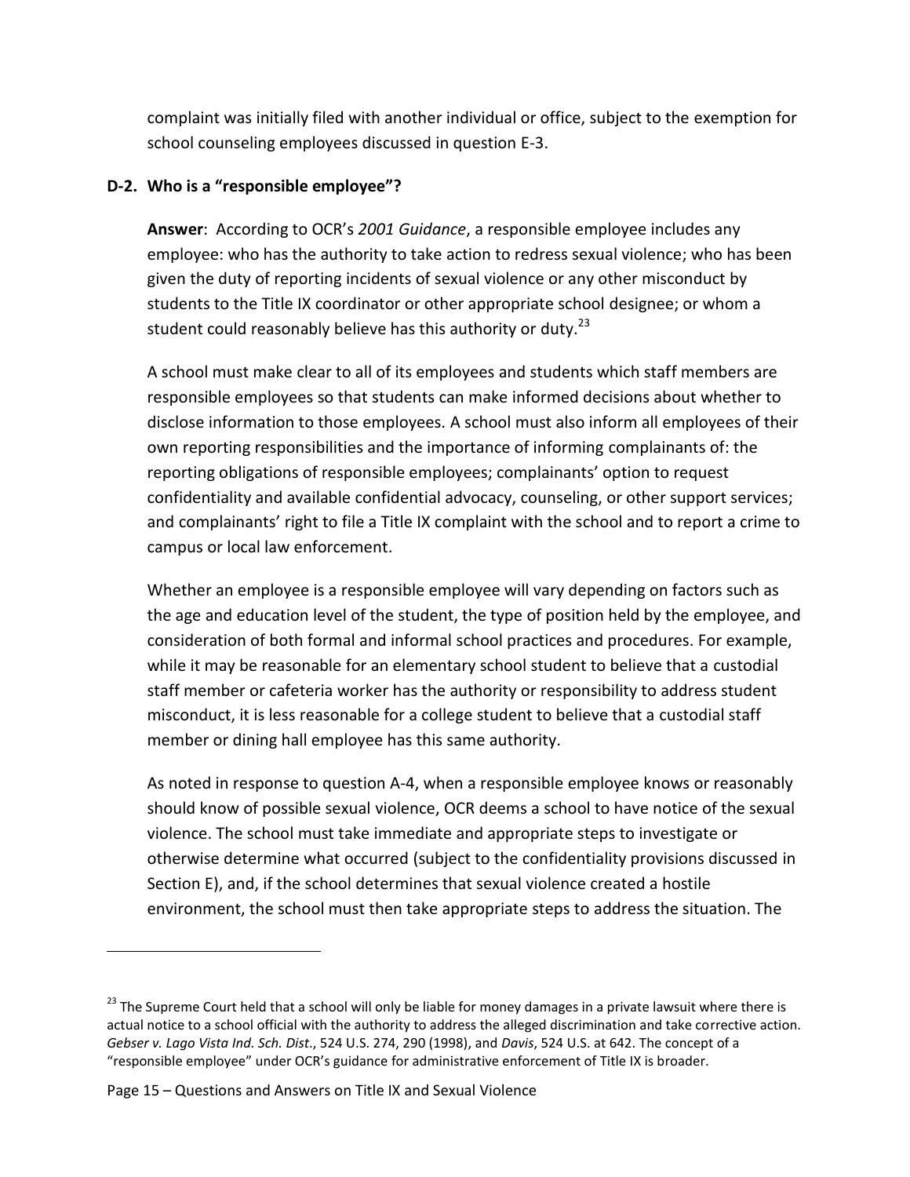complaint was initially filed with another individual or office, subject to the exemption for school counseling employees discussed in question E-3.

### D-2. Who is a "responsible employee"?

**Answer**: According to OCR's *2001 Guidance*, a responsible employee includes any employee: who has the authority to take action to redress sexual violence; who has been given the duty of reporting incidents of sexual violence or any other misconduct by students to the Title IX coordinator or other appropriate school designee; or whom a student could reasonably believe has this authority or duty.[23]

A school must make clear to all of its employees and students which staff members are responsible employees so that students can make informed decisions about whether to disclose information to those employees. A school must also inform all employees of their own reporting responsibilities and the importance of informing complainants of: the reporting obligations of responsible employees; complainants' option to request confidentiality and available confidential advocacy, counseling, or other support services; and complainants' right to file a Title IX complaint with the school and to report a crime to campus or local law enforcement.

Whether an employee is a responsible employee will vary depending on factors such as the age and education level of the student, the type of position held by the employee, and consideration of both formal and informal school practices and procedures. For example, while it may be reasonable for an elementary school student to believe that a custodial staff member or cafeteria worker has the authority or responsibility to address student misconduct, it is less reasonable for a college student to believe that a custodial staff member or dining hall employee has this same authority.

As noted in response to question A-4, when a responsible employee knows or reasonably should know of possible sexual violence, OCR deems a school to have notice of the sexual violence. The school must take immediate and appropriate steps to investigate or otherwise determine what occurred (subject to the confidentiality provisions discussed in Section E), and, if the school determines that sexual violence created a hostile environment, the school must then take appropriate steps to address the situation. The

---

[23] The Supreme Court held that a school will only be liable for money damages in a private lawsuit where there is actual notice to a school official with the authority to address the alleged discrimination and take corrective action. *Gebser v. Lago Vista Ind. Sch. Dist*., 524 U.S. 274, 290 (1998), and *Davis*, 524 U.S. at 642. The concept of a "responsible employee" under OCR's guidance for administrative enforcement of Title IX is broader.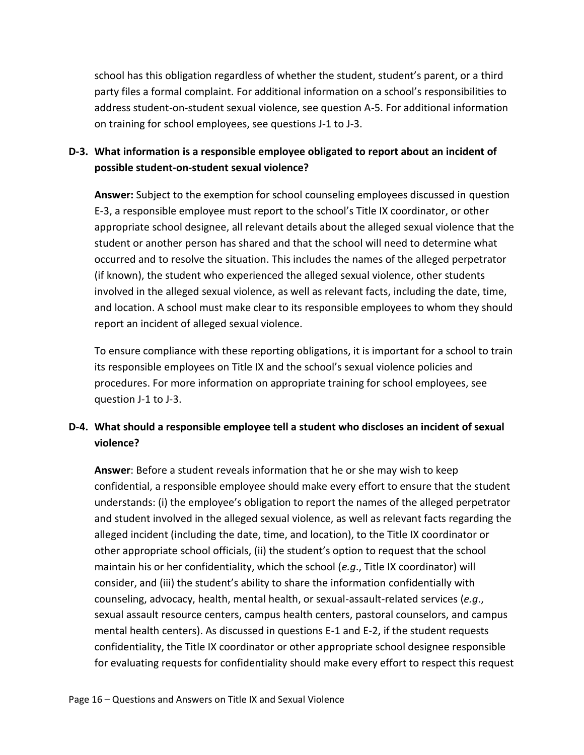school has this obligation regardless of whether the student, student's parent, or a third party files a formal complaint. For additional information on a school's responsibilities to address student-on-student sexual violence, see question A-5. For additional information on training for school employees, see questions J-1 to J-3.

**D-3. What information is a responsible employee obligated to report about an incident of possible student-on-student sexual violence?**

**Answer:** Subject to the exemption for school counseling employees discussed in question E-3, a responsible employee must report to the school's Title IX coordinator, or other appropriate school designee, all relevant details about the alleged sexual violence that the student or another person has shared and that the school will need to determine what occurred and to resolve the situation. This includes the names of the alleged perpetrator (if known), the student who experienced the alleged sexual violence, other students involved in the alleged sexual violence, as well as relevant facts, including the date, time, and location. A school must make clear to its responsible employees to whom they should report an incident of alleged sexual violence.

To ensure compliance with these reporting obligations, it is important for a school to train its responsible employees on Title IX and the school's sexual violence policies and procedures. For more information on appropriate training for school employees, see question J-1 to J-3.

**D-4. What should a responsible employee tell a student who discloses an incident of sexual violence?**

**Answer**: Before a student reveals information that he or she may wish to keep confidential, a responsible employee should make every effort to ensure that the student understands: (i) the employee's obligation to report the names of the alleged perpetrator and student involved in the alleged sexual violence, as well as relevant facts regarding the alleged incident (including the date, time, and location), to the Title IX coordinator or other appropriate school officials, (ii) the student's option to request that the school maintain his or her confidentiality, which the school (*e.g.*, Title IX coordinator) will consider, and (iii) the student's ability to share the information confidentially with counseling, advocacy, health, mental health, or sexual-assault-related services (*e.g.*, sexual assault resource centers, campus health centers, pastoral counselors, and campus mental health centers). As discussed in questions E-1 and E-2, if the student requests confidentiality, the Title IX coordinator or other appropriate school designee responsible for evaluating requests for confidentiality should make every effort to respect this request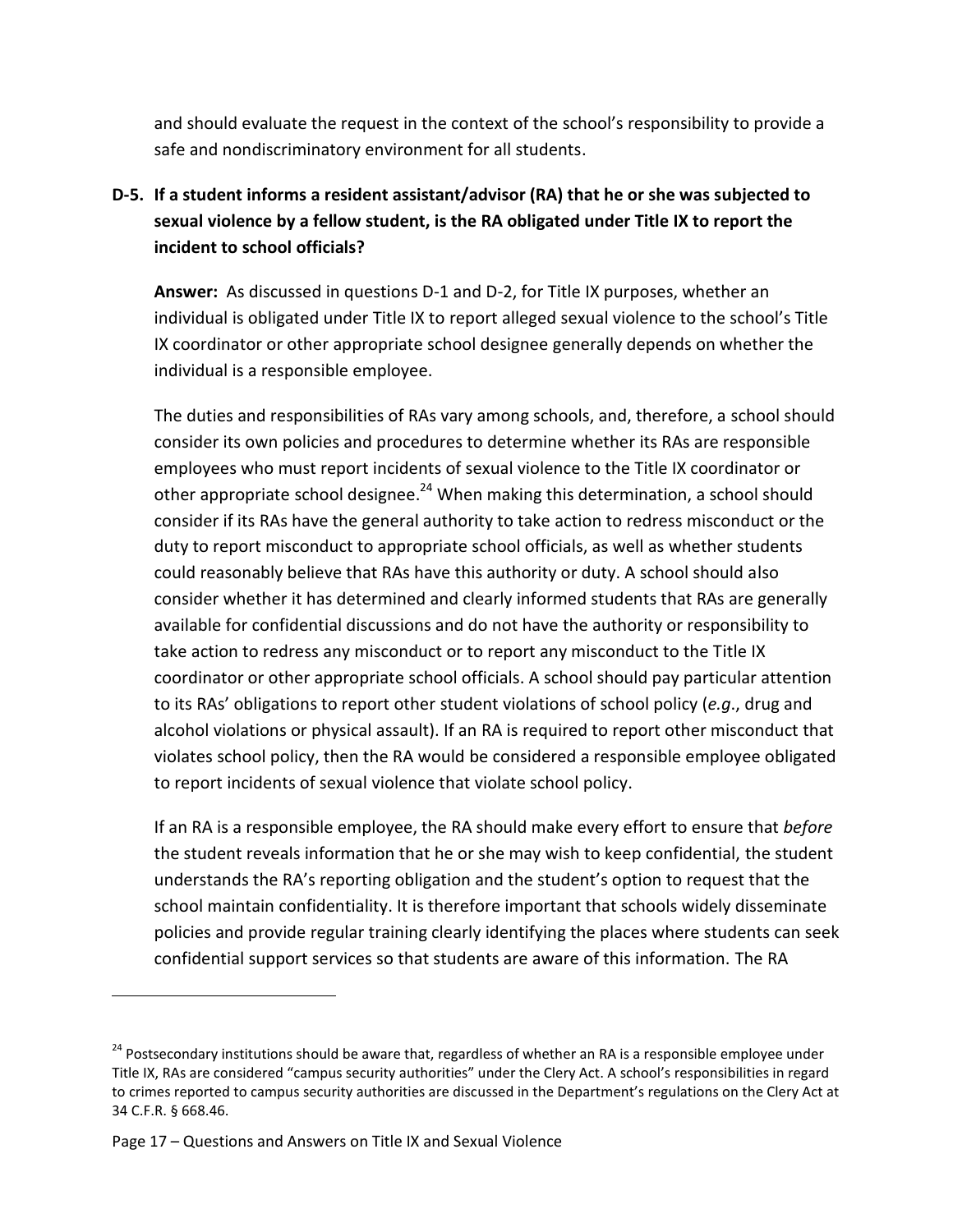and should evaluate the request in the context of the school's responsibility to provide a safe and nondiscriminatory environment for all students.

**D-5. If a student informs a resident assistant/advisor (RA) that he or she was subjected to sexual violence by a fellow student, is the RA obligated under Title IX to report the incident to school officials?**

**Answer:** As discussed in questions D-1 and D-2, for Title IX purposes, whether an individual is obligated under Title IX to report alleged sexual violence to the school's Title IX coordinator or other appropriate school designee generally depends on whether the individual is a responsible employee.

The duties and responsibilities of RAs vary among schools, and, therefore, a school should consider its own policies and procedures to determine whether its RAs are responsible employees who must report incidents of sexual violence to the Title IX coordinator or other appropriate school designee.[24] When making this determination, a school should consider if its RAs have the general authority to take action to redress misconduct or the duty to report misconduct to appropriate school officials, as well as whether students could reasonably believe that RAs have this authority or duty. A school should also consider whether it has determined and clearly informed students that RAs are generally available for confidential discussions and do not have the authority or responsibility to take action to redress any misconduct or to report any misconduct to the Title IX coordinator or other appropriate school officials. A school should pay particular attention to its RAs' obligations to report other student violations of school policy (*e.g.*, drug and alcohol violations or physical assault). If an RA is required to report other misconduct that violates school policy, then the RA would be considered a responsible employee obligated to report incidents of sexual violence that violate school policy.

If an RA is a responsible employee, the RA should make every effort to ensure that *before* the student reveals information that he or she may wish to keep confidential, the student understands the RA's reporting obligation and the student's option to request that the school maintain confidentiality. It is therefore important that schools widely disseminate policies and provide regular training clearly identifying the places where students can seek confidential support services so that students are aware of this information. The RA

[24] Postsecondary institutions should be aware that, regardless of whether an RA is a responsible employee under Title IX, RAs are considered "campus security authorities" under the Clery Act. A school's responsibilities in regard to crimes reported to campus security authorities are discussed in the Department's regulations on the Clery Act at 34 C.F.R. § 668.46.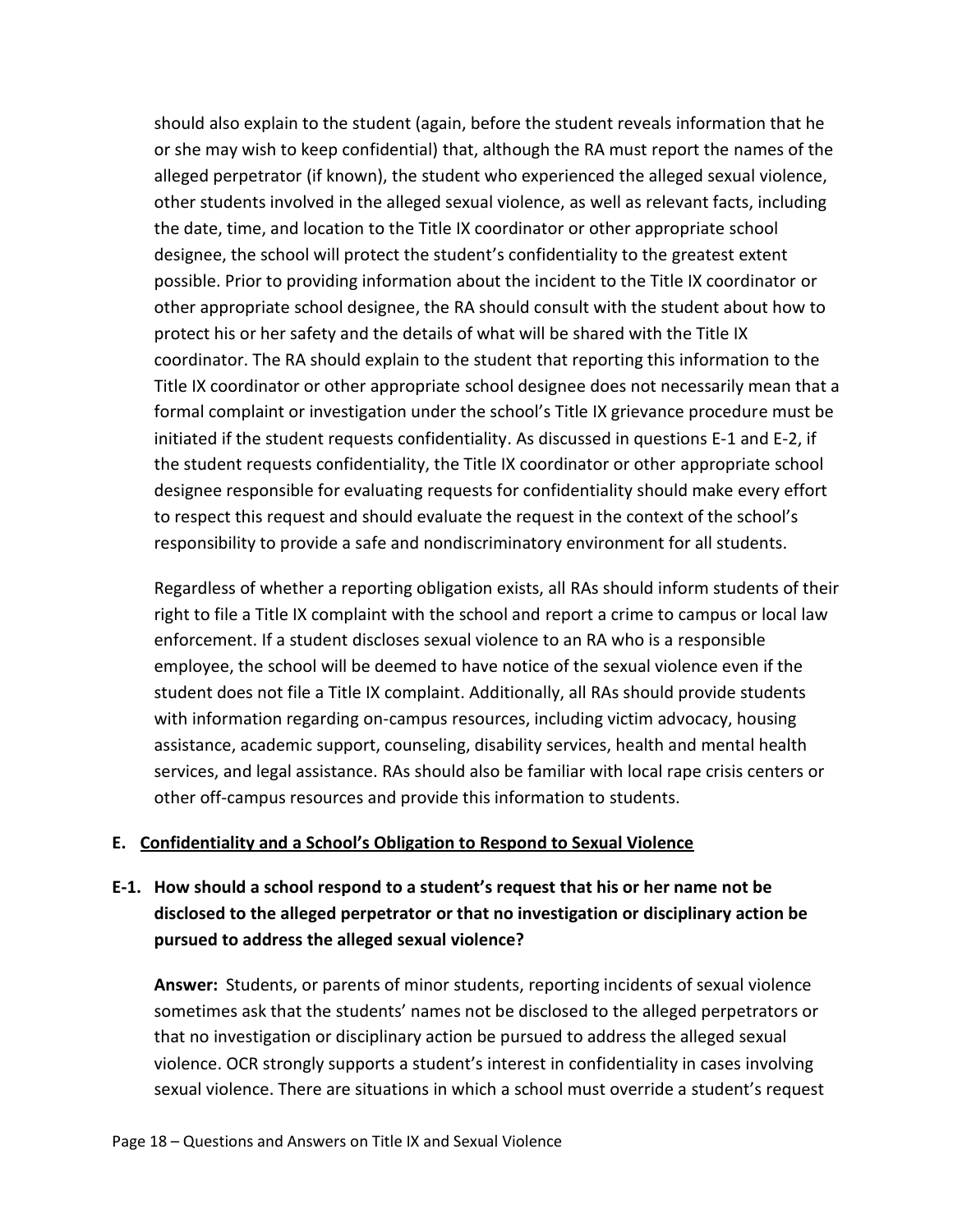should also explain to the student (again, before the student reveals information that he or she may wish to keep confidential) that, although the RA must report the names of the alleged perpetrator (if known), the student who experienced the alleged sexual violence, other students involved in the alleged sexual violence, as well as relevant facts, including the date, time, and location to the Title IX coordinator or other appropriate school designee, the school will protect the student's confidentiality to the greatest extent possible. Prior to providing information about the incident to the Title IX coordinator or other appropriate school designee, the RA should consult with the student about how to protect his or her safety and the details of what will be shared with the Title IX coordinator. The RA should explain to the student that reporting this information to the Title IX coordinator or other appropriate school designee does not necessarily mean that a formal complaint or investigation under the school's Title IX grievance procedure must be initiated if the student requests confidentiality. As discussed in questions E-1 and E-2, if the student requests confidentiality, the Title IX coordinator or other appropriate school designee responsible for evaluating requests for confidentiality should make every effort to respect this request and should evaluate the request in the context of the school's responsibility to provide a safe and nondiscriminatory environment for all students.

Regardless of whether a reporting obligation exists, all RAs should inform students of their right to file a Title IX complaint with the school and report a crime to campus or local law enforcement. If a student discloses sexual violence to an RA who is a responsible employee, the school will be deemed to have notice of the sexual violence even if the student does not file a Title IX complaint. Additionally, all RAs should provide students with information regarding on-campus resources, including victim advocacy, housing assistance, academic support, counseling, disability services, health and mental health services, and legal assistance. RAs should also be familiar with local rape crisis centers or other off-campus resources and provide this information to students.

## E. Confidentiality and a School's Obligation to Respond to Sexual Violence

### E-1. How should a school respond to a student's request that his or her name not be disclosed to the alleged perpetrator or that no investigation or disciplinary action be pursued to address the alleged sexual violence?

**Answer:** Students, or parents of minor students, reporting incidents of sexual violence sometimes ask that the students' names not be disclosed to the alleged perpetrators or that no investigation or disciplinary action be pursued to address the alleged sexual violence. OCR strongly supports a student's interest in confidentiality in cases involving sexual violence. There are situations in which a school must override a student's request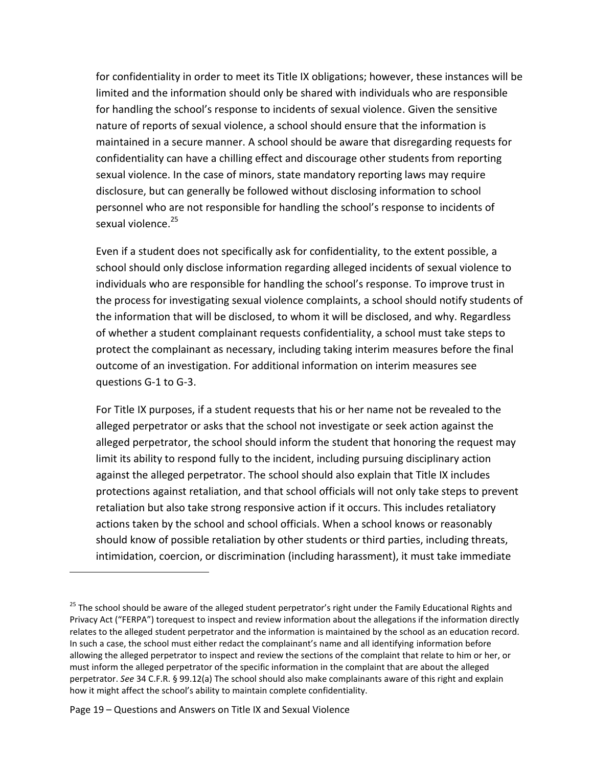for confidentiality in order to meet its Title IX obligations; however, these instances will be limited and the information should only be shared with individuals who are responsible for handling the school's response to incidents of sexual violence. Given the sensitive nature of reports of sexual violence, a school should ensure that the information is maintained in a secure manner. A school should be aware that disregarding requests for confidentiality can have a chilling effect and discourage other students from reporting sexual violence. In the case of minors, state mandatory reporting laws may require disclosure, but can generally be followed without disclosing information to school personnel who are not responsible for handling the school's response to incidents of sexual violence.[25]

Even if a student does not specifically ask for confidentiality, to the extent possible, a school should only disclose information regarding alleged incidents of sexual violence to individuals who are responsible for handling the school's response. To improve trust in the process for investigating sexual violence complaints, a school should notify students of the information that will be disclosed, to whom it will be disclosed, and why. Regardless of whether a student complainant requests confidentiality, a school must take steps to protect the complainant as necessary, including taking interim measures before the final outcome of an investigation. For additional information on interim measures see questions G-1 to G-3.

For Title IX purposes, if a student requests that his or her name not be revealed to the alleged perpetrator or asks that the school not investigate or seek action against the alleged perpetrator, the school should inform the student that honoring the request may limit its ability to respond fully to the incident, including pursuing disciplinary action against the alleged perpetrator. The school should also explain that Title IX includes protections against retaliation, and that school officials will not only take steps to prevent retaliation but also take strong responsive action if it occurs. This includes retaliatory actions taken by the school and school officials. When a school knows or reasonably should know of possible retaliation by other students or third parties, including threats, intimidation, coercion, or discrimination (including harassment), it must take immediate

---

[25] The school should be aware of the alleged student perpetrator's right under the Family Educational Rights and Privacy Act ("FERPA") torequest to inspect and review information about the allegations if the information directly relates to the alleged student perpetrator and the information is maintained by the school as an education record. In such a case, the school must either redact the complainant's name and all identifying information before allowing the alleged perpetrator to inspect and review the sections of the complaint that relate to him or her, or must inform the alleged perpetrator of the specific information in the complaint that are about the alleged perpetrator. *See* 34 C.F.R. § 99.12(a) The school should also make complainants aware of this right and explain how it might affect the school's ability to maintain complete confidentiality.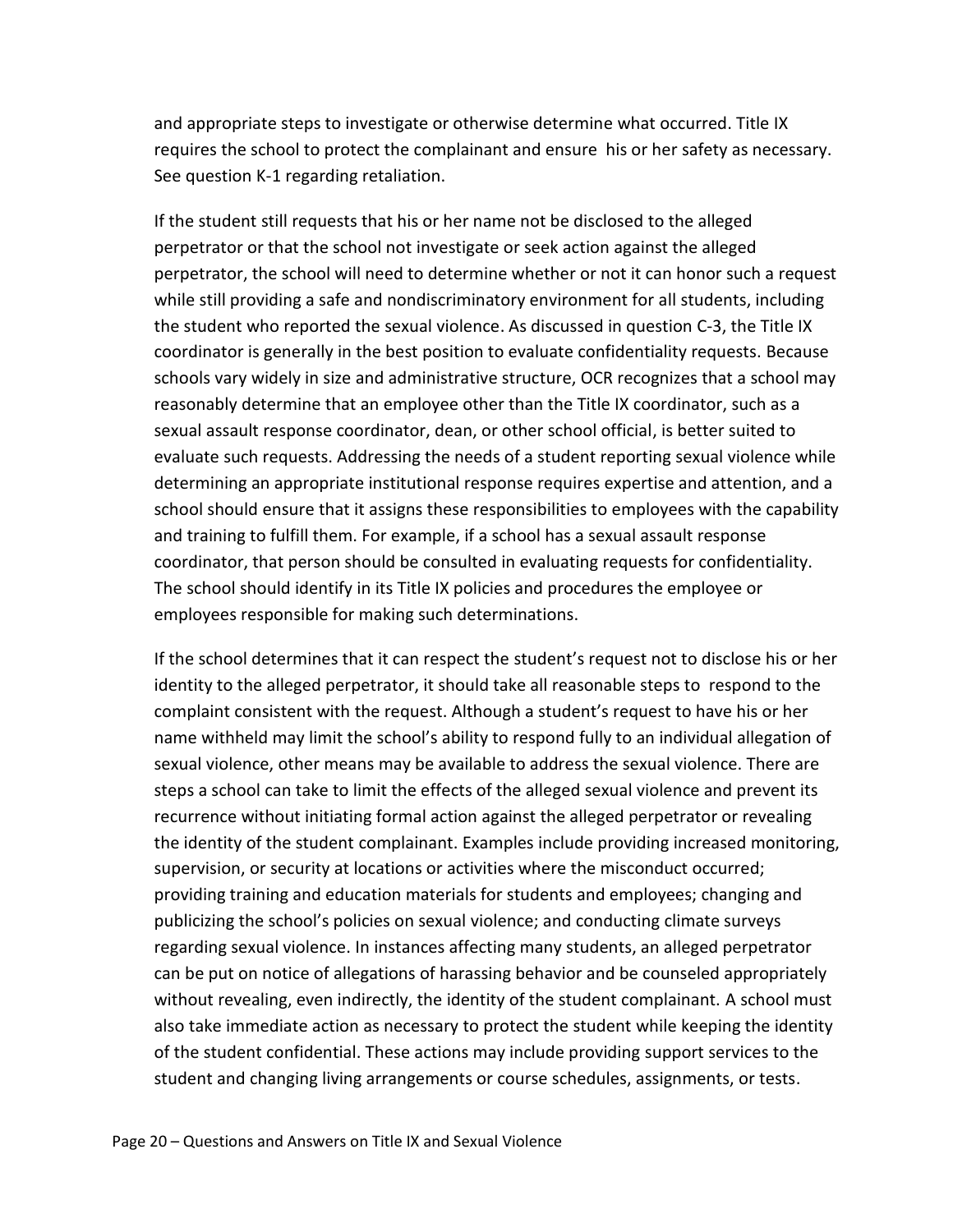and appropriate steps to investigate or otherwise determine what occurred. Title IX requires the school to protect the complainant and ensure his or her safety as necessary. See question K-1 regarding retaliation.

If the student still requests that his or her name not be disclosed to the alleged perpetrator or that the school not investigate or seek action against the alleged perpetrator, the school will need to determine whether or not it can honor such a request while still providing a safe and nondiscriminatory environment for all students, including the student who reported the sexual violence. As discussed in question C-3, the Title IX coordinator is generally in the best position to evaluate confidentiality requests. Because schools vary widely in size and administrative structure, OCR recognizes that a school may reasonably determine that an employee other than the Title IX coordinator, such as a sexual assault response coordinator, dean, or other school official, is better suited to evaluate such requests. Addressing the needs of a student reporting sexual violence while determining an appropriate institutional response requires expertise and attention, and a school should ensure that it assigns these responsibilities to employees with the capability and training to fulfill them. For example, if a school has a sexual assault response coordinator, that person should be consulted in evaluating requests for confidentiality. The school should identify in its Title IX policies and procedures the employee or employees responsible for making such determinations.

If the school determines that it can respect the student's request not to disclose his or her identity to the alleged perpetrator, it should take all reasonable steps to respond to the complaint consistent with the request. Although a student's request to have his or her name withheld may limit the school's ability to respond fully to an individual allegation of sexual violence, other means may be available to address the sexual violence. There are steps a school can take to limit the effects of the alleged sexual violence and prevent its recurrence without initiating formal action against the alleged perpetrator or revealing the identity of the student complainant. Examples include providing increased monitoring, supervision, or security at locations or activities where the misconduct occurred; providing training and education materials for students and employees; changing and publicizing the school's policies on sexual violence; and conducting climate surveys regarding sexual violence. In instances affecting many students, an alleged perpetrator can be put on notice of allegations of harassing behavior and be counseled appropriately without revealing, even indirectly, the identity of the student complainant. A school must also take immediate action as necessary to protect the student while keeping the identity of the student confidential. These actions may include providing support services to the student and changing living arrangements or course schedules, assignments, or tests.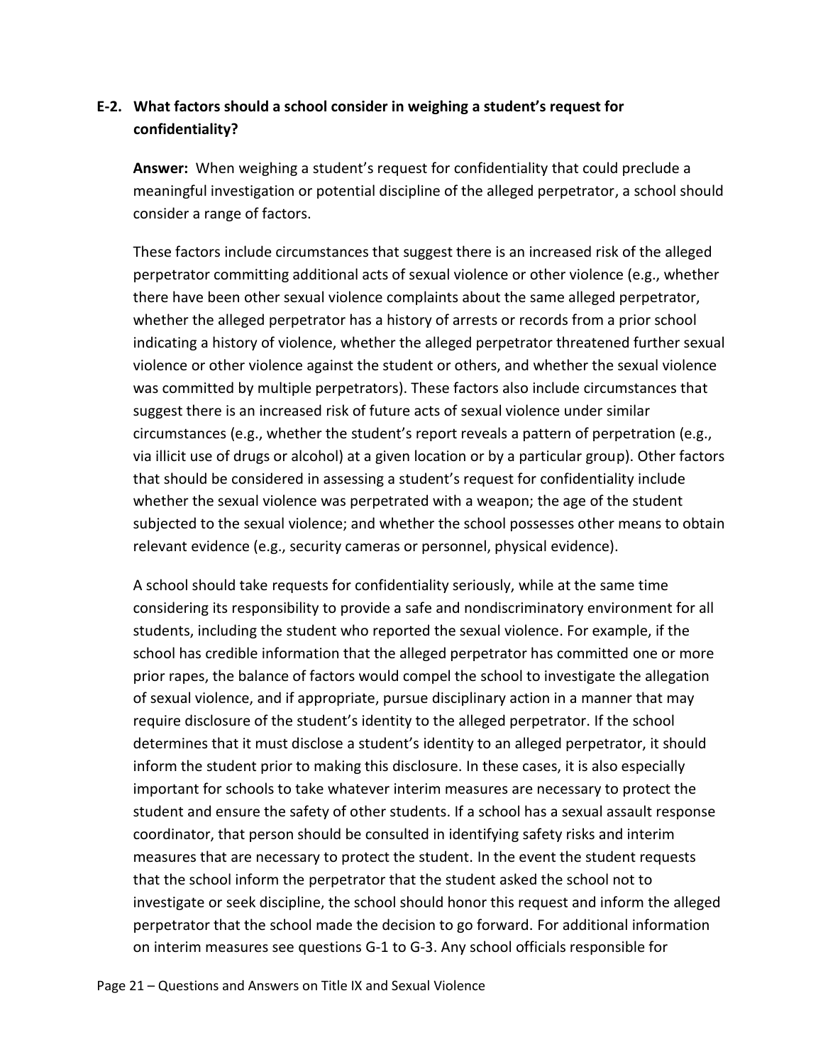**E-2. What factors should a school consider in weighing a student's request for confidentiality?**

**Answer:** When weighing a student's request for confidentiality that could preclude a meaningful investigation or potential discipline of the alleged perpetrator, a school should consider a range of factors.

These factors include circumstances that suggest there is an increased risk of the alleged perpetrator committing additional acts of sexual violence or other violence (e.g., whether there have been other sexual violence complaints about the same alleged perpetrator, whether the alleged perpetrator has a history of arrests or records from a prior school indicating a history of violence, whether the alleged perpetrator threatened further sexual violence or other violence against the student or others, and whether the sexual violence was committed by multiple perpetrators). These factors also include circumstances that suggest there is an increased risk of future acts of sexual violence under similar circumstances (e.g., whether the student's report reveals a pattern of perpetration (e.g., via illicit use of drugs or alcohol) at a given location or by a particular group). Other factors that should be considered in assessing a student's request for confidentiality include whether the sexual violence was perpetrated with a weapon; the age of the student subjected to the sexual violence; and whether the school possesses other means to obtain relevant evidence (e.g., security cameras or personnel, physical evidence).

A school should take requests for confidentiality seriously, while at the same time considering its responsibility to provide a safe and nondiscriminatory environment for all students, including the student who reported the sexual violence. For example, if the school has credible information that the alleged perpetrator has committed one or more prior rapes, the balance of factors would compel the school to investigate the allegation of sexual violence, and if appropriate, pursue disciplinary action in a manner that may require disclosure of the student's identity to the alleged perpetrator. If the school determines that it must disclose a student's identity to an alleged perpetrator, it should inform the student prior to making this disclosure. In these cases, it is also especially important for schools to take whatever interim measures are necessary to protect the student and ensure the safety of other students. If a school has a sexual assault response coordinator, that person should be consulted in identifying safety risks and interim measures that are necessary to protect the student. In the event the student requests that the school inform the perpetrator that the student asked the school not to investigate or seek discipline, the school should honor this request and inform the alleged perpetrator that the school made the decision to go forward. For additional information on interim measures see questions G-1 to G-3. Any school officials responsible for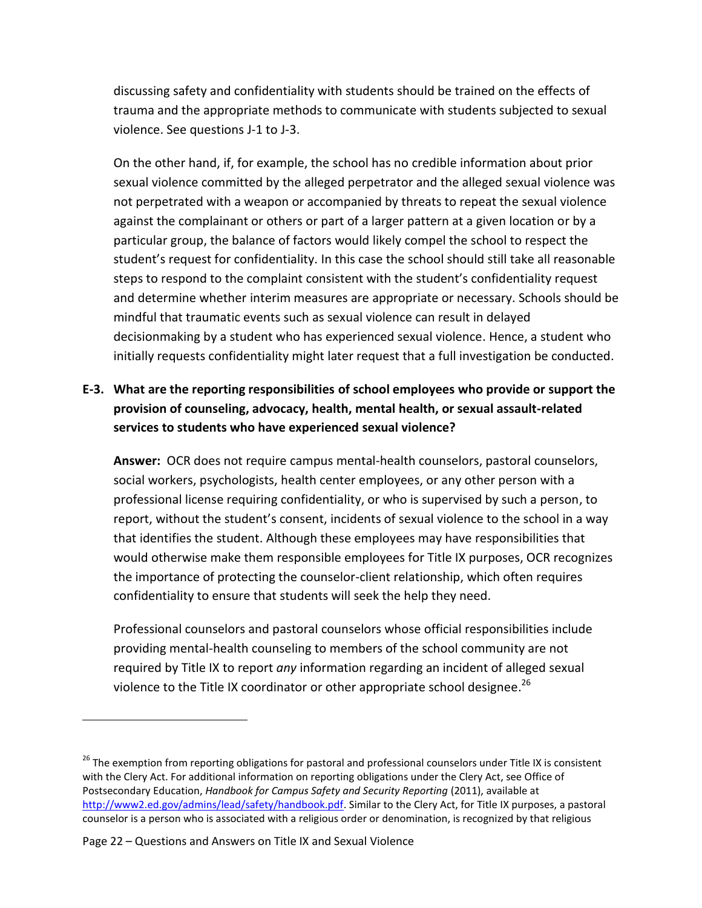discussing safety and confidentiality with students should be trained on the effects of trauma and the appropriate methods to communicate with students subjected to sexual violence. See questions J-1 to J-3.

On the other hand, if, for example, the school has no credible information about prior sexual violence committed by the alleged perpetrator and the alleged sexual violence was not perpetrated with a weapon or accompanied by threats to repeat the sexual violence against the complainant or others or part of a larger pattern at a given location or by a particular group, the balance of factors would likely compel the school to respect the student's request for confidentiality. In this case the school should still take all reasonable steps to respond to the complaint consistent with the student's confidentiality request and determine whether interim measures are appropriate or necessary. Schools should be mindful that traumatic events such as sexual violence can result in delayed decisionmaking by a student who has experienced sexual violence. Hence, a student who initially requests confidentiality might later request that a full investigation be conducted.

**E-3. What are the reporting responsibilities of school employees who provide or support the provision of counseling, advocacy, health, mental health, or sexual assault-related services to students who have experienced sexual violence?**

**Answer:** OCR does not require campus mental-health counselors, pastoral counselors, social workers, psychologists, health center employees, or any other person with a professional license requiring confidentiality, or who is supervised by such a person, to report, without the student's consent, incidents of sexual violence to the school in a way that identifies the student. Although these employees may have responsibilities that would otherwise make them responsible employees for Title IX purposes, OCR recognizes the importance of protecting the counselor-client relationship, which often requires confidentiality to ensure that students will seek the help they need.

Professional counselors and pastoral counselors whose official responsibilities include providing mental-health counseling to members of the school community are not required by Title IX to report *any* information regarding an incident of alleged sexual violence to the Title IX coordinator or other appropriate school designee.[26]

---

[26] The exemption from reporting obligations for pastoral and professional counselors under Title IX is consistent with the Clery Act. For additional information on reporting obligations under the Clery Act, see Office of Postsecondary Education, *Handbook for Campus Safety and Security Reporting* (2011), available at http://www2.ed.gov/admins/lead/safety/handbook.pdf. Similar to the Clery Act, for Title IX purposes, a pastoral counselor is a person who is associated with a religious order or denomination, is recognized by that religious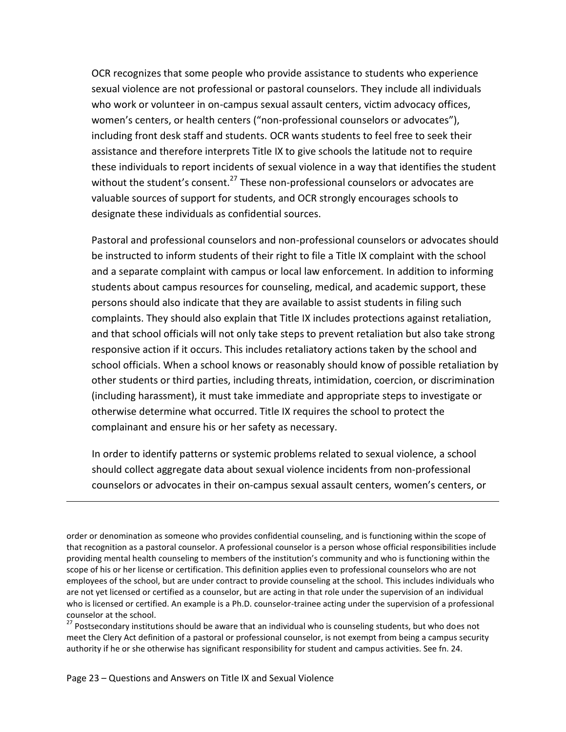OCR recognizes that some people who provide assistance to students who experience sexual violence are not professional or pastoral counselors. They include all individuals who work or volunteer in on-campus sexual assault centers, victim advocacy offices, women's centers, or health centers ("non-professional counselors or advocates"), including front desk staff and students. OCR wants students to feel free to seek their assistance and therefore interprets Title IX to give schools the latitude not to require these individuals to report incidents of sexual violence in a way that identifies the student without the student's consent.[27] These non-professional counselors or advocates are valuable sources of support for students, and OCR strongly encourages schools to designate these individuals as confidential sources.

Pastoral and professional counselors and non-professional counselors or advocates should be instructed to inform students of their right to file a Title IX complaint with the school and a separate complaint with campus or local law enforcement. In addition to informing students about campus resources for counseling, medical, and academic support, these persons should also indicate that they are available to assist students in filing such complaints. They should also explain that Title IX includes protections against retaliation, and that school officials will not only take steps to prevent retaliation but also take strong responsive action if it occurs. This includes retaliatory actions taken by the school and school officials. When a school knows or reasonably should know of possible retaliation by other students or third parties, including threats, intimidation, coercion, or discrimination (including harassment), it must take immediate and appropriate steps to investigate or otherwise determine what occurred. Title IX requires the school to protect the complainant and ensure his or her safety as necessary.

In order to identify patterns or systemic problems related to sexual violence, a school should collect aggregate data about sexual violence incidents from non-professional counselors or advocates in their on-campus sexual assault centers, women's centers, or

---

order or denomination as someone who provides confidential counseling, and is functioning within the scope of that recognition as a pastoral counselor. A professional counselor is a person whose official responsibilities include providing mental health counseling to members of the institution's community and who is functioning within the scope of his or her license or certification. This definition applies even to professional counselors who are not employees of the school, but are under contract to provide counseling at the school. This includes individuals who are not yet licensed or certified as a counselor, but are acting in that role under the supervision of an individual who is licensed or certified. An example is a Ph.D. counselor-trainee acting under the supervision of a professional counselor at the school.

[27] Postsecondary institutions should be aware that an individual who is counseling students, but who does not meet the Clery Act definition of a pastoral or professional counselor, is not exempt from being a campus security authority if he or she otherwise has significant responsibility for student and campus activities. See fn. 24.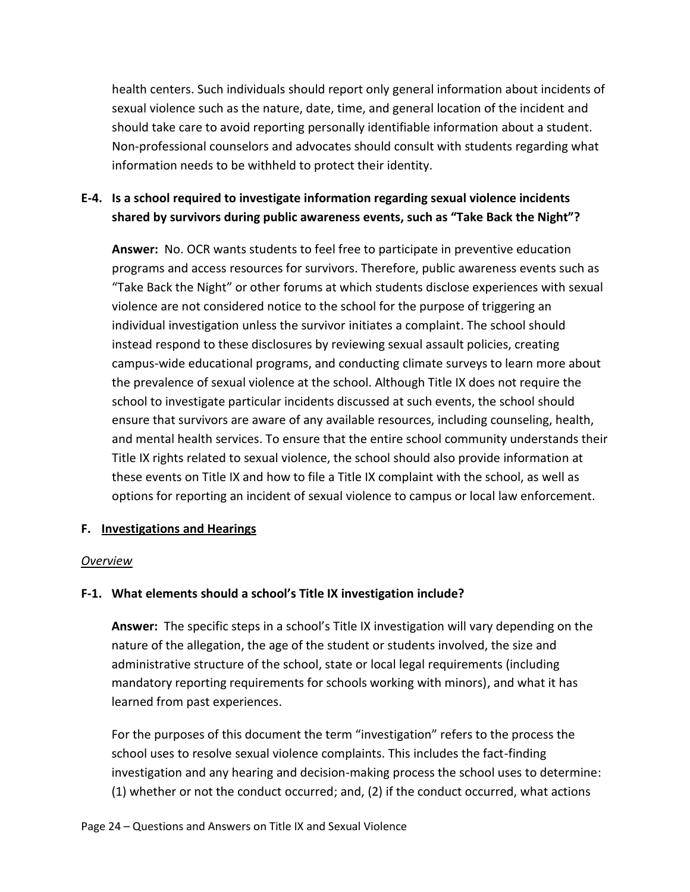health centers. Such individuals should report only general information about incidents of sexual violence such as the nature, date, time, and general location of the incident and should take care to avoid reporting personally identifiable information about a student. Non-professional counselors and advocates should consult with students regarding what information needs to be withheld to protect their identity.

**E-4. Is a school required to investigate information regarding sexual violence incidents shared by survivors during public awareness events, such as "Take Back the Night"?**

**Answer:** No. OCR wants students to feel free to participate in preventive education programs and access resources for survivors. Therefore, public awareness events such as "Take Back the Night" or other forums at which students disclose experiences with sexual violence are not considered notice to the school for the purpose of triggering an individual investigation unless the survivor initiates a complaint. The school should instead respond to these disclosures by reviewing sexual assault policies, creating campus-wide educational programs, and conducting climate surveys to learn more about the prevalence of sexual violence at the school. Although Title IX does not require the school to investigate particular incidents discussed at such events, the school should ensure that survivors are aware of any available resources, including counseling, health, and mental health services. To ensure that the entire school community understands their Title IX rights related to sexual violence, the school should also provide information at these events on Title IX and how to file a Title IX complaint with the school, as well as options for reporting an incident of sexual violence to campus or local law enforcement.

## F. Investigations and Hearings

*Overview*

**F-1. What elements should a school's Title IX investigation include?**

**Answer:** The specific steps in a school's Title IX investigation will vary depending on the nature of the allegation, the age of the student or students involved, the size and administrative structure of the school, state or local legal requirements (including mandatory reporting requirements for schools working with minors), and what it has learned from past experiences.

For the purposes of this document the term "investigation" refers to the process the school uses to resolve sexual violence complaints. This includes the fact-finding investigation and any hearing and decision-making process the school uses to determine: (1) whether or not the conduct occurred; and, (2) if the conduct occurred, what actions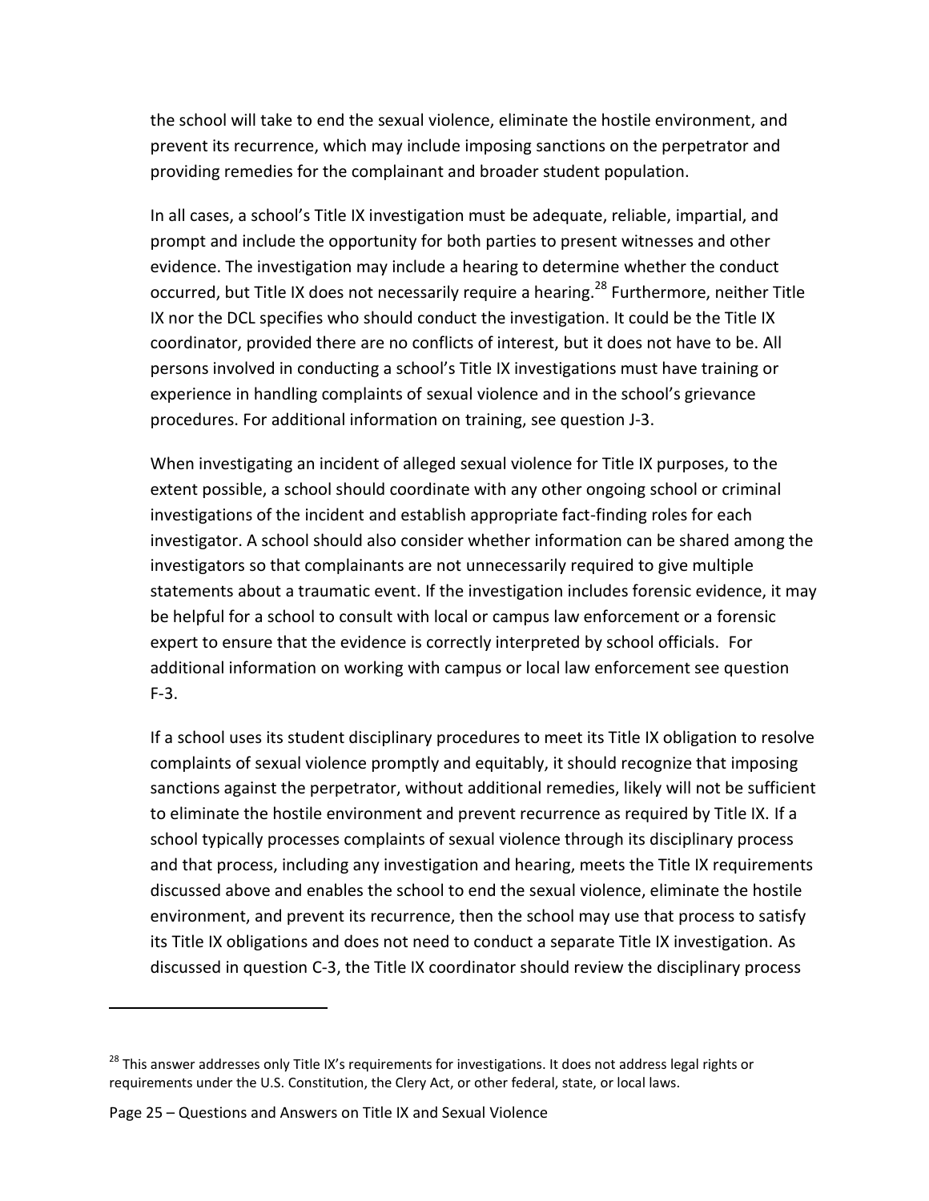the school will take to end the sexual violence, eliminate the hostile environment, and prevent its recurrence, which may include imposing sanctions on the perpetrator and providing remedies for the complainant and broader student population.

In all cases, a school's Title IX investigation must be adequate, reliable, impartial, and prompt and include the opportunity for both parties to present witnesses and other evidence. The investigation may include a hearing to determine whether the conduct occurred, but Title IX does not necessarily require a hearing.[28] Furthermore, neither Title IX nor the DCL specifies who should conduct the investigation. It could be the Title IX coordinator, provided there are no conflicts of interest, but it does not have to be. All persons involved in conducting a school's Title IX investigations must have training or experience in handling complaints of sexual violence and in the school's grievance procedures. For additional information on training, see question J-3.

When investigating an incident of alleged sexual violence for Title IX purposes, to the extent possible, a school should coordinate with any other ongoing school or criminal investigations of the incident and establish appropriate fact-finding roles for each investigator. A school should also consider whether information can be shared among the investigators so that complainants are not unnecessarily required to give multiple statements about a traumatic event. If the investigation includes forensic evidence, it may be helpful for a school to consult with local or campus law enforcement or a forensic expert to ensure that the evidence is correctly interpreted by school officials. For additional information on working with campus or local law enforcement see question F-3.

If a school uses its student disciplinary procedures to meet its Title IX obligation to resolve complaints of sexual violence promptly and equitably, it should recognize that imposing sanctions against the perpetrator, without additional remedies, likely will not be sufficient to eliminate the hostile environment and prevent recurrence as required by Title IX. If a school typically processes complaints of sexual violence through its disciplinary process and that process, including any investigation and hearing, meets the Title IX requirements discussed above and enables the school to end the sexual violence, eliminate the hostile environment, and prevent its recurrence, then the school may use that process to satisfy its Title IX obligations and does not need to conduct a separate Title IX investigation. As discussed in question C-3, the Title IX coordinator should review the disciplinary process

---

[28] This answer addresses only Title IX's requirements for investigations. It does not address legal rights or requirements under the U.S. Constitution, the Clery Act, or other federal, state, or local laws.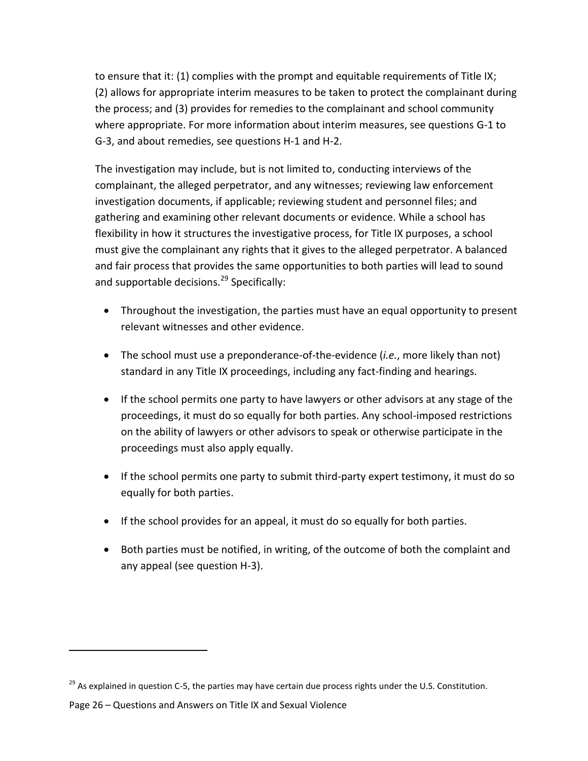to ensure that it: (1) complies with the prompt and equitable requirements of Title IX; (2) allows for appropriate interim measures to be taken to protect the complainant during the process; and (3) provides for remedies to the complainant and school community where appropriate. For more information about interim measures, see questions G-1 to G-3, and about remedies, see questions H-1 and H-2.

The investigation may include, but is not limited to, conducting interviews of the complainant, the alleged perpetrator, and any witnesses; reviewing law enforcement investigation documents, if applicable; reviewing student and personnel files; and gathering and examining other relevant documents or evidence. While a school has flexibility in how it structures the investigative process, for Title IX purposes, a school must give the complainant any rights that it gives to the alleged perpetrator. A balanced and fair process that provides the same opportunities to both parties will lead to sound and supportable decisions.[29] Specifically:

- Throughout the investigation, the parties must have an equal opportunity to present relevant witnesses and other evidence.
- The school must use a preponderance-of-the-evidence (*i.e.*, more likely than not) standard in any Title IX proceedings, including any fact-finding and hearings.
- If the school permits one party to have lawyers or other advisors at any stage of the proceedings, it must do so equally for both parties. Any school-imposed restrictions on the ability of lawyers or other advisors to speak or otherwise participate in the proceedings must also apply equally.
- If the school permits one party to submit third-party expert testimony, it must do so equally for both parties.
- If the school provides for an appeal, it must do so equally for both parties.
- Both parties must be notified, in writing, of the outcome of both the complaint and any appeal (see question H-3).

[29] As explained in question C-5, the parties may have certain due process rights under the U.S. Constitution.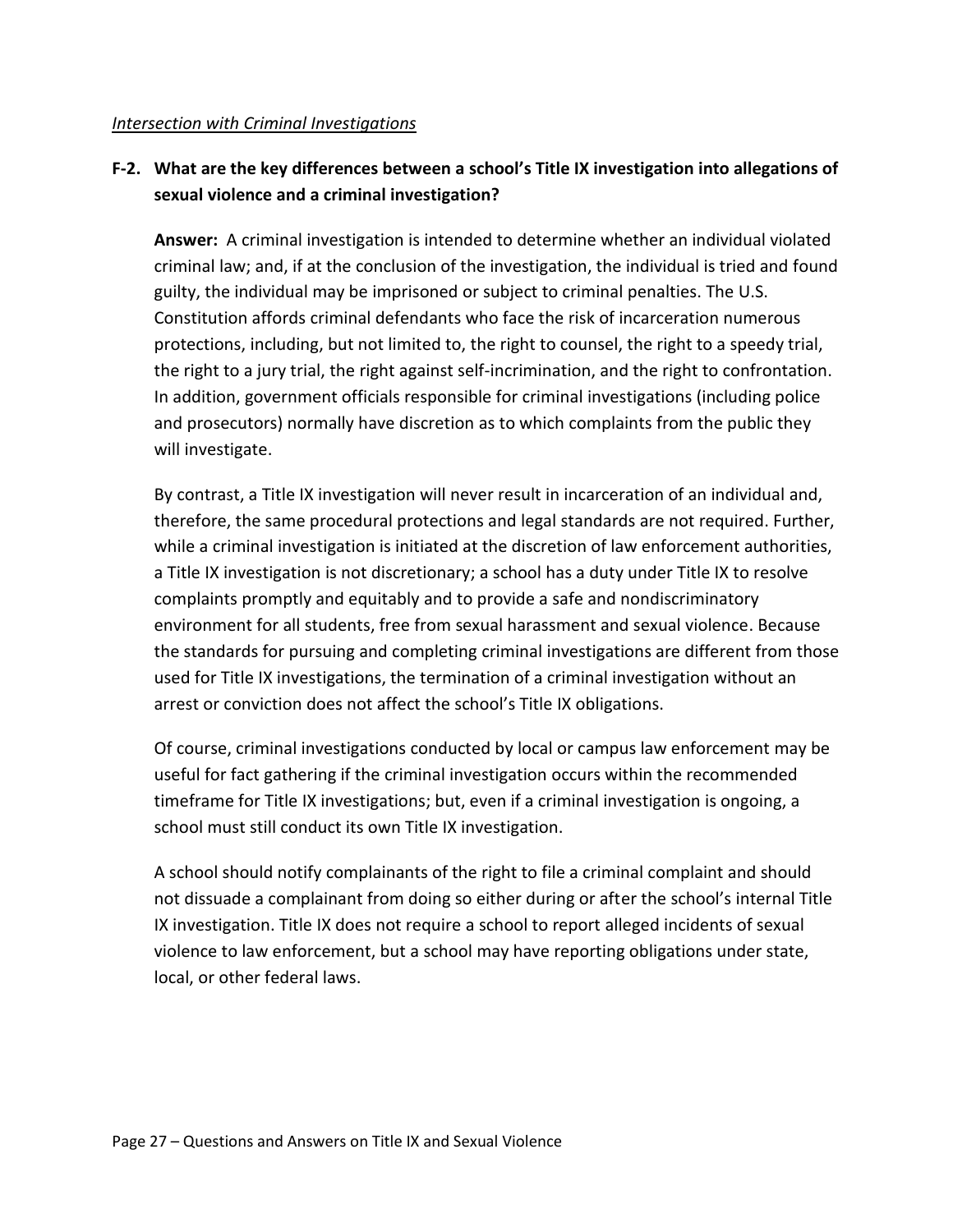*Intersection with Criminal Investigations*

**F-2. What are the key differences between a school's Title IX investigation into allegations of sexual violence and a criminal investigation?**

**Answer:** A criminal investigation is intended to determine whether an individual violated criminal law; and, if at the conclusion of the investigation, the individual is tried and found guilty, the individual may be imprisoned or subject to criminal penalties. The U.S. Constitution affords criminal defendants who face the risk of incarceration numerous protections, including, but not limited to, the right to counsel, the right to a speedy trial, the right to a jury trial, the right against self-incrimination, and the right to confrontation. In addition, government officials responsible for criminal investigations (including police and prosecutors) normally have discretion as to which complaints from the public they will investigate.

By contrast, a Title IX investigation will never result in incarceration of an individual and, therefore, the same procedural protections and legal standards are not required. Further, while a criminal investigation is initiated at the discretion of law enforcement authorities, a Title IX investigation is not discretionary; a school has a duty under Title IX to resolve complaints promptly and equitably and to provide a safe and nondiscriminatory environment for all students, free from sexual harassment and sexual violence. Because the standards for pursuing and completing criminal investigations are different from those used for Title IX investigations, the termination of a criminal investigation without an arrest or conviction does not affect the school's Title IX obligations.

Of course, criminal investigations conducted by local or campus law enforcement may be useful for fact gathering if the criminal investigation occurs within the recommended timeframe for Title IX investigations; but, even if a criminal investigation is ongoing, a school must still conduct its own Title IX investigation.

A school should notify complainants of the right to file a criminal complaint and should not dissuade a complainant from doing so either during or after the school's internal Title IX investigation. Title IX does not require a school to report alleged incidents of sexual violence to law enforcement, but a school may have reporting obligations under state, local, or other federal laws.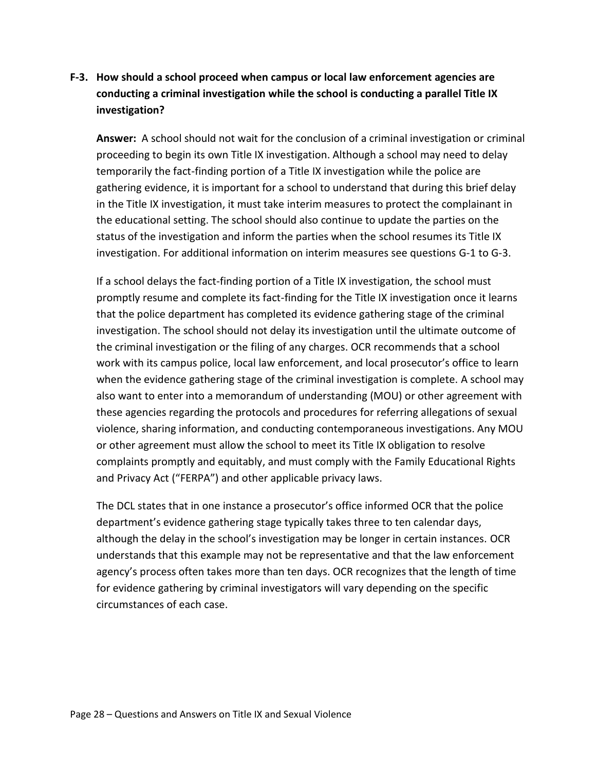**F-3. How should a school proceed when campus or local law enforcement agencies are conducting a criminal investigation while the school is conducting a parallel Title IX investigation?**

**Answer:** A school should not wait for the conclusion of a criminal investigation or criminal proceeding to begin its own Title IX investigation. Although a school may need to delay temporarily the fact-finding portion of a Title IX investigation while the police are gathering evidence, it is important for a school to understand that during this brief delay in the Title IX investigation, it must take interim measures to protect the complainant in the educational setting. The school should also continue to update the parties on the status of the investigation and inform the parties when the school resumes its Title IX investigation. For additional information on interim measures see questions G-1 to G-3.

If a school delays the fact-finding portion of a Title IX investigation, the school must promptly resume and complete its fact-finding for the Title IX investigation once it learns that the police department has completed its evidence gathering stage of the criminal investigation. The school should not delay its investigation until the ultimate outcome of the criminal investigation or the filing of any charges. OCR recommends that a school work with its campus police, local law enforcement, and local prosecutor's office to learn when the evidence gathering stage of the criminal investigation is complete. A school may also want to enter into a memorandum of understanding (MOU) or other agreement with these agencies regarding the protocols and procedures for referring allegations of sexual violence, sharing information, and conducting contemporaneous investigations. Any MOU or other agreement must allow the school to meet its Title IX obligation to resolve complaints promptly and equitably, and must comply with the Family Educational Rights and Privacy Act ("FERPA") and other applicable privacy laws.

The DCL states that in one instance a prosecutor's office informed OCR that the police department's evidence gathering stage typically takes three to ten calendar days, although the delay in the school's investigation may be longer in certain instances. OCR understands that this example may not be representative and that the law enforcement agency's process often takes more than ten days. OCR recognizes that the length of time for evidence gathering by criminal investigators will vary depending on the specific circumstances of each case.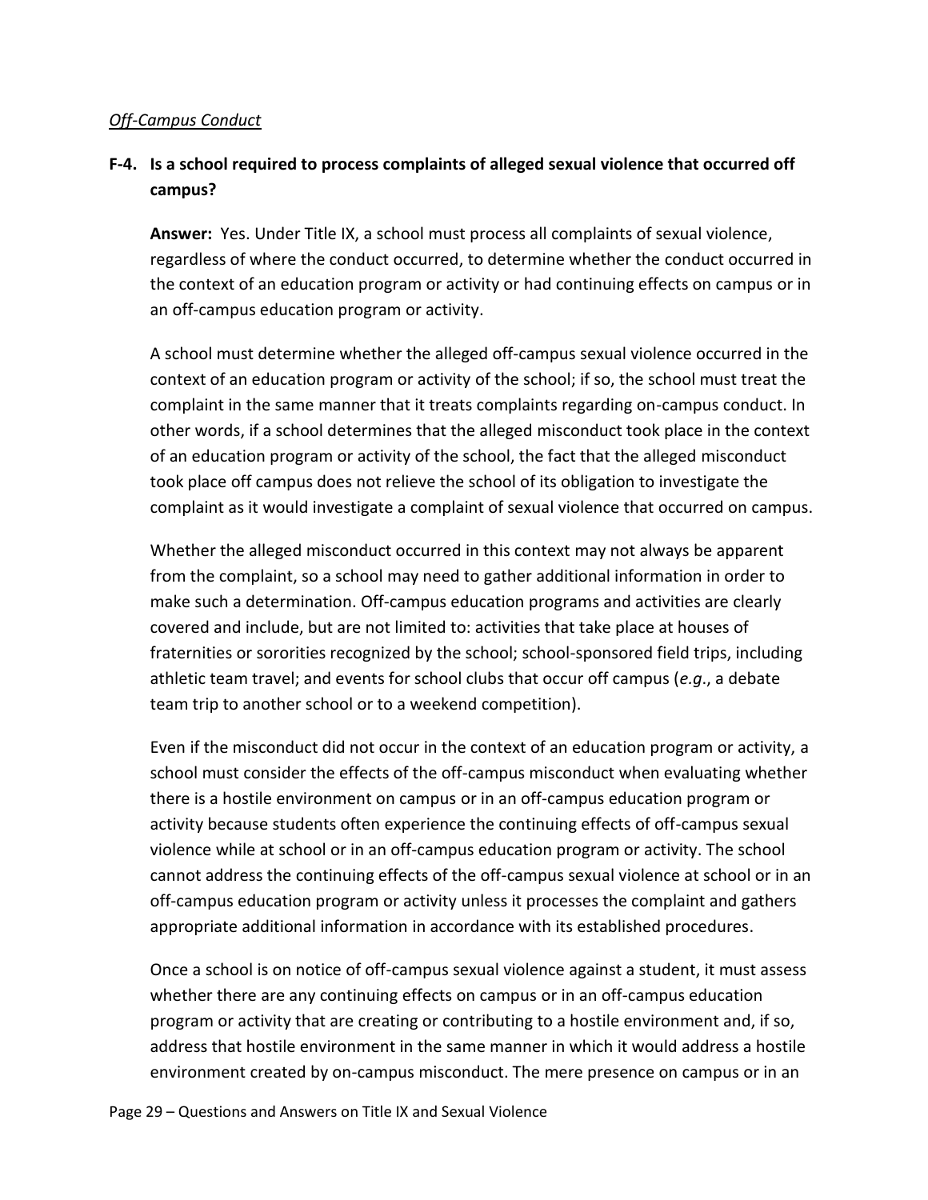*Off-Campus Conduct*

**F-4. Is a school required to process complaints of alleged sexual violence that occurred off campus?**

**Answer:** Yes. Under Title IX, a school must process all complaints of sexual violence, regardless of where the conduct occurred, to determine whether the conduct occurred in the context of an education program or activity or had continuing effects on campus or in an off-campus education program or activity.

A school must determine whether the alleged off-campus sexual violence occurred in the context of an education program or activity of the school; if so, the school must treat the complaint in the same manner that it treats complaints regarding on-campus conduct. In other words, if a school determines that the alleged misconduct took place in the context of an education program or activity of the school, the fact that the alleged misconduct took place off campus does not relieve the school of its obligation to investigate the complaint as it would investigate a complaint of sexual violence that occurred on campus.

Whether the alleged misconduct occurred in this context may not always be apparent from the complaint, so a school may need to gather additional information in order to make such a determination. Off-campus education programs and activities are clearly covered and include, but are not limited to: activities that take place at houses of fraternities or sororities recognized by the school; school-sponsored field trips, including athletic team travel; and events for school clubs that occur off campus (*e.g*., a debate team trip to another school or to a weekend competition).

Even if the misconduct did not occur in the context of an education program or activity, a school must consider the effects of the off-campus misconduct when evaluating whether there is a hostile environment on campus or in an off-campus education program or activity because students often experience the continuing effects of off-campus sexual violence while at school or in an off-campus education program or activity. The school cannot address the continuing effects of the off-campus sexual violence at school or in an off-campus education program or activity unless it processes the complaint and gathers appropriate additional information in accordance with its established procedures.

Once a school is on notice of off-campus sexual violence against a student, it must assess whether there are any continuing effects on campus or in an off-campus education program or activity that are creating or contributing to a hostile environment and, if so, address that hostile environment in the same manner in which it would address a hostile environment created by on-campus misconduct. The mere presence on campus or in an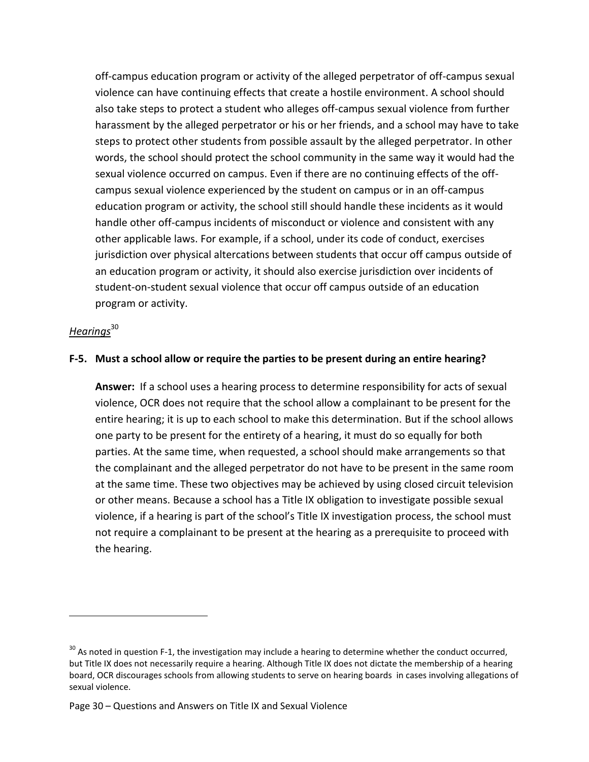off-campus education program or activity of the alleged perpetrator of off-campus sexual violence can have continuing effects that create a hostile environment. A school should also take steps to protect a student who alleges off-campus sexual violence from further harassment by the alleged perpetrator or his or her friends, and a school may have to take steps to protect other students from possible assault by the alleged perpetrator. In other words, the school should protect the school community in the same way it would had the sexual violence occurred on campus. Even if there are no continuing effects of the off-campus sexual violence experienced by the student on campus or in an off-campus education program or activity, the school still should handle these incidents as it would handle other off-campus incidents of misconduct or violence and consistent with any other applicable laws. For example, if a school, under its code of conduct, exercises jurisdiction over physical altercations between students that occur off campus outside of an education program or activity, it should also exercise jurisdiction over incidents of student-on-student sexual violence that occur off campus outside of an education program or activity.

*__Hearings__*[30]

**F-5. Must a school allow or require the parties to be present during an entire hearing?**

**Answer:** If a school uses a hearing process to determine responsibility for acts of sexual violence, OCR does not require that the school allow a complainant to be present for the entire hearing; it is up to each school to make this determination. But if the school allows one party to be present for the entirety of a hearing, it must do so equally for both parties. At the same time, when requested, a school should make arrangements so that the complainant and the alleged perpetrator do not have to be present in the same room at the same time. These two objectives may be achieved by using closed circuit television or other means. Because a school has a Title IX obligation to investigate possible sexual violence, if a hearing is part of the school's Title IX investigation process, the school must not require a complainant to be present at the hearing as a prerequisite to proceed with the hearing.

---

[30] As noted in question F-1, the investigation may include a hearing to determine whether the conduct occurred, but Title IX does not necessarily require a hearing. Although Title IX does not dictate the membership of a hearing board, OCR discourages schools from allowing students to serve on hearing boards in cases involving allegations of sexual violence.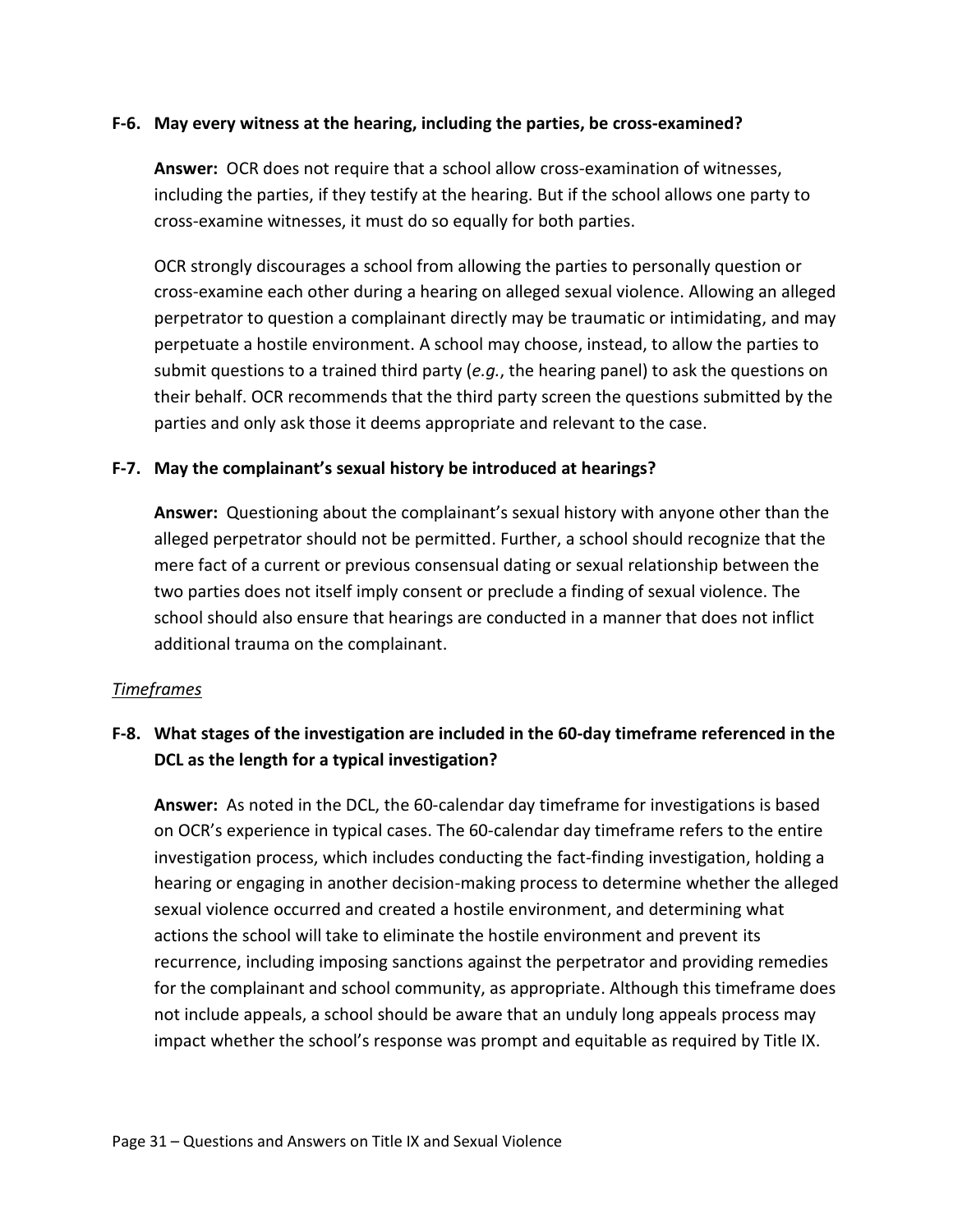**F-6. May every witness at the hearing, including the parties, be cross-examined?**

**Answer:** OCR does not require that a school allow cross-examination of witnesses, including the parties, if they testify at the hearing. But if the school allows one party to cross-examine witnesses, it must do so equally for both parties.

OCR strongly discourages a school from allowing the parties to personally question or cross-examine each other during a hearing on alleged sexual violence. Allowing an alleged perpetrator to question a complainant directly may be traumatic or intimidating, and may perpetuate a hostile environment. A school may choose, instead, to allow the parties to submit questions to a trained third party (*e.g.*, the hearing panel) to ask the questions on their behalf. OCR recommends that the third party screen the questions submitted by the parties and only ask those it deems appropriate and relevant to the case.

**F-7. May the complainant's sexual history be introduced at hearings?**

**Answer:** Questioning about the complainant's sexual history with anyone other than the alleged perpetrator should not be permitted. Further, a school should recognize that the mere fact of a current or previous consensual dating or sexual relationship between the two parties does not itself imply consent or preclude a finding of sexual violence. The school should also ensure that hearings are conducted in a manner that does not inflict additional trauma on the complainant.

*Timeframes*

**F-8. What stages of the investigation are included in the 60-day timeframe referenced in the DCL as the length for a typical investigation?**

**Answer:** As noted in the DCL, the 60-calendar day timeframe for investigations is based on OCR's experience in typical cases. The 60-calendar day timeframe refers to the entire investigation process, which includes conducting the fact-finding investigation, holding a hearing or engaging in another decision-making process to determine whether the alleged sexual violence occurred and created a hostile environment, and determining what actions the school will take to eliminate the hostile environment and prevent its recurrence, including imposing sanctions against the perpetrator and providing remedies for the complainant and school community, as appropriate. Although this timeframe does not include appeals, a school should be aware that an unduly long appeals process may impact whether the school's response was prompt and equitable as required by Title IX.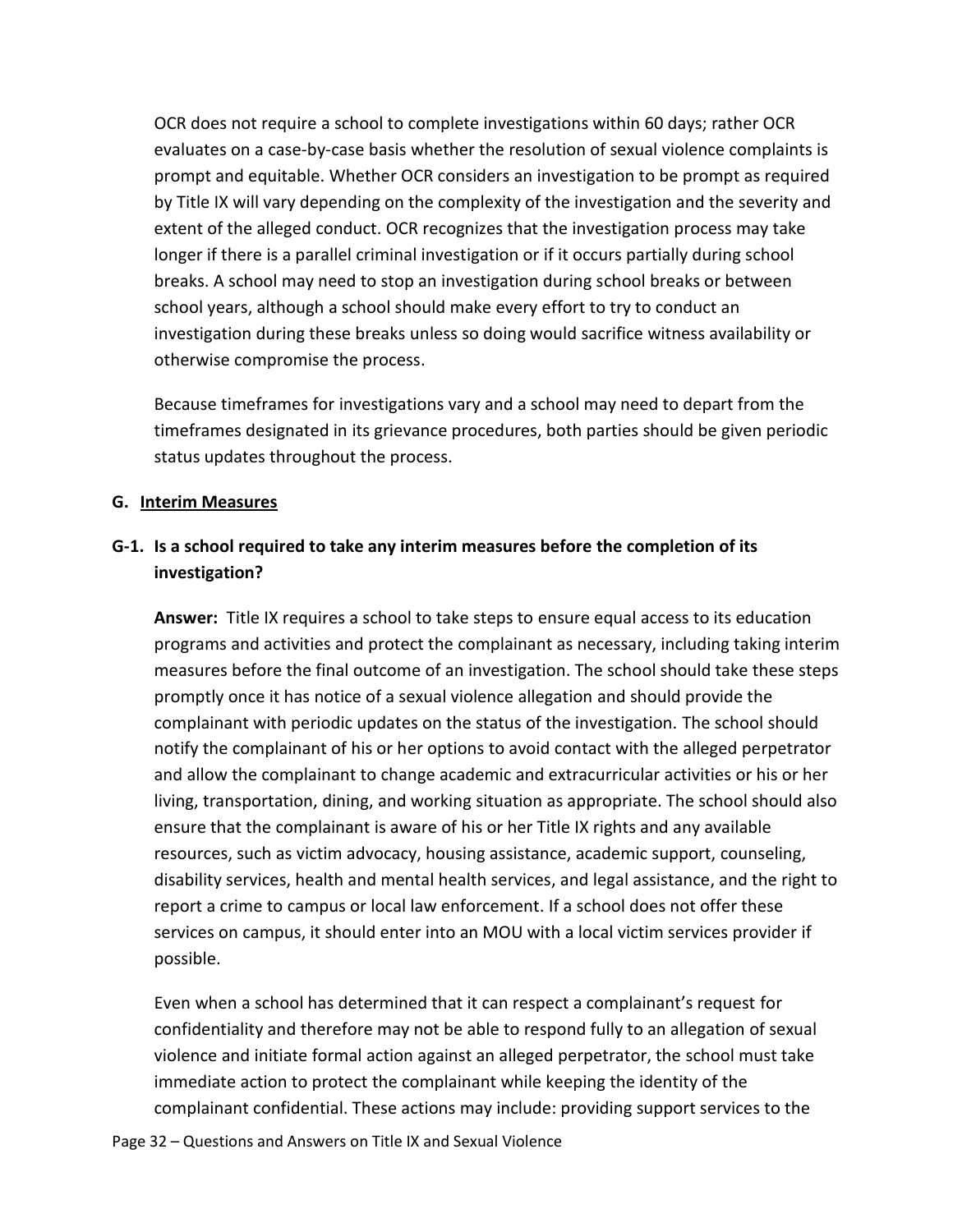OCR does not require a school to complete investigations within 60 days; rather OCR evaluates on a case-by-case basis whether the resolution of sexual violence complaints is prompt and equitable. Whether OCR considers an investigation to be prompt as required by Title IX will vary depending on the complexity of the investigation and the severity and extent of the alleged conduct. OCR recognizes that the investigation process may take longer if there is a parallel criminal investigation or if it occurs partially during school breaks. A school may need to stop an investigation during school breaks or between school years, although a school should make every effort to try to conduct an investigation during these breaks unless so doing would sacrifice witness availability or otherwise compromise the process.

Because timeframes for investigations vary and a school may need to depart from the timeframes designated in its grievance procedures, both parties should be given periodic status updates throughout the process.

## G. Interim Measures

### G-1. Is a school required to take any interim measures before the completion of its investigation?

**Answer:** Title IX requires a school to take steps to ensure equal access to its education programs and activities and protect the complainant as necessary, including taking interim measures before the final outcome of an investigation. The school should take these steps promptly once it has notice of a sexual violence allegation and should provide the complainant with periodic updates on the status of the investigation. The school should notify the complainant of his or her options to avoid contact with the alleged perpetrator and allow the complainant to change academic and extracurricular activities or his or her living, transportation, dining, and working situation as appropriate. The school should also ensure that the complainant is aware of his or her Title IX rights and any available resources, such as victim advocacy, housing assistance, academic support, counseling, disability services, health and mental health services, and legal assistance, and the right to report a crime to campus or local law enforcement. If a school does not offer these services on campus, it should enter into an MOU with a local victim services provider if possible.

Even when a school has determined that it can respect a complainant's request for confidentiality and therefore may not be able to respond fully to an allegation of sexual violence and initiate formal action against an alleged perpetrator, the school must take immediate action to protect the complainant while keeping the identity of the complainant confidential. These actions may include: providing support services to the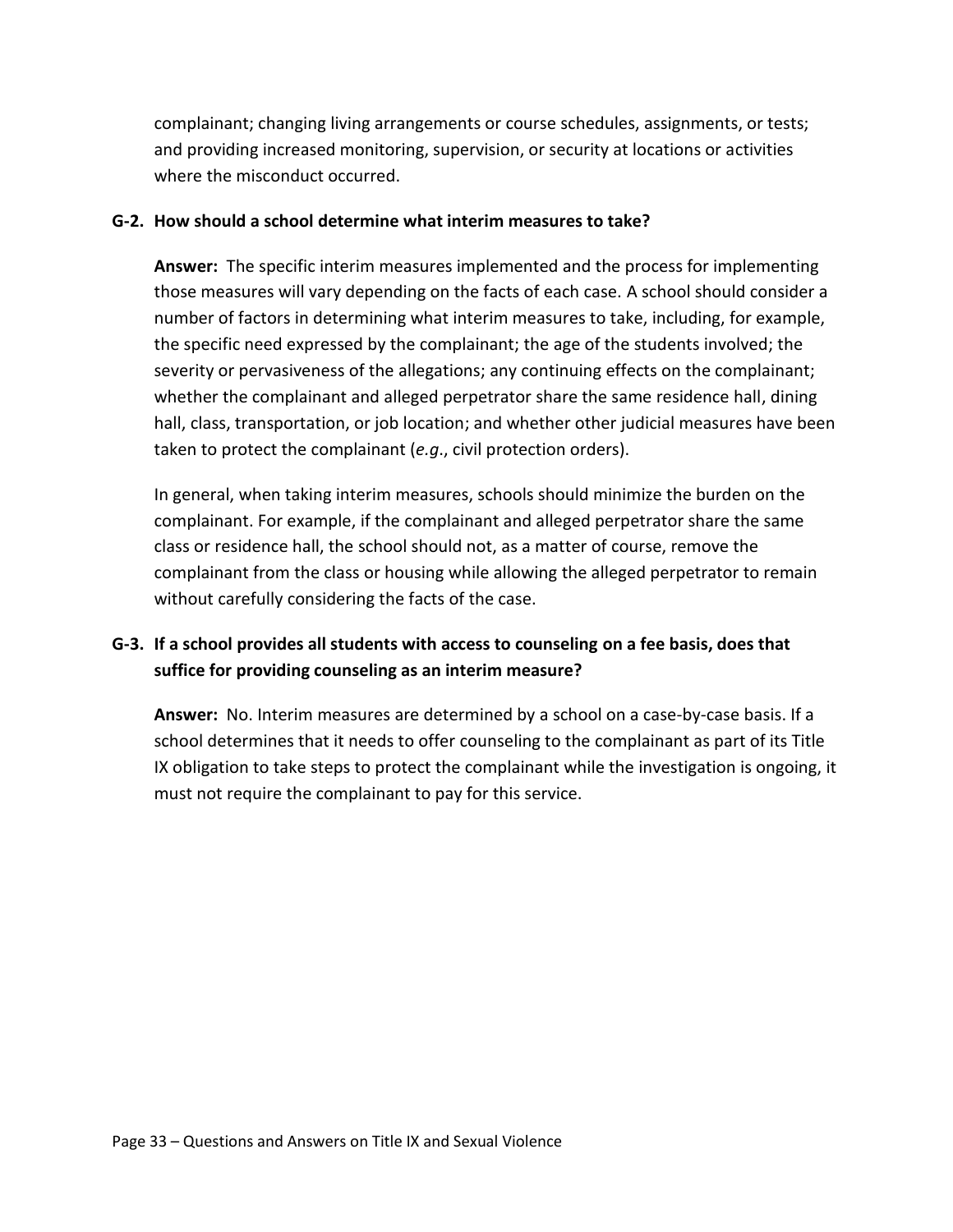complainant; changing living arrangements or course schedules, assignments, or tests; and providing increased monitoring, supervision, or security at locations or activities where the misconduct occurred.

**G-2. How should a school determine what interim measures to take?**

**Answer:** The specific interim measures implemented and the process for implementing those measures will vary depending on the facts of each case. A school should consider a number of factors in determining what interim measures to take, including, for example, the specific need expressed by the complainant; the age of the students involved; the severity or pervasiveness of the allegations; any continuing effects on the complainant; whether the complainant and alleged perpetrator share the same residence hall, dining hall, class, transportation, or job location; and whether other judicial measures have been taken to protect the complainant (*e.g*., civil protection orders).

In general, when taking interim measures, schools should minimize the burden on the complainant. For example, if the complainant and alleged perpetrator share the same class or residence hall, the school should not, as a matter of course, remove the complainant from the class or housing while allowing the alleged perpetrator to remain without carefully considering the facts of the case.

**G-3. If a school provides all students with access to counseling on a fee basis, does that suffice for providing counseling as an interim measure?**

**Answer:** No. Interim measures are determined by a school on a case-by-case basis. If a school determines that it needs to offer counseling to the complainant as part of its Title IX obligation to take steps to protect the complainant while the investigation is ongoing, it must not require the complainant to pay for this service.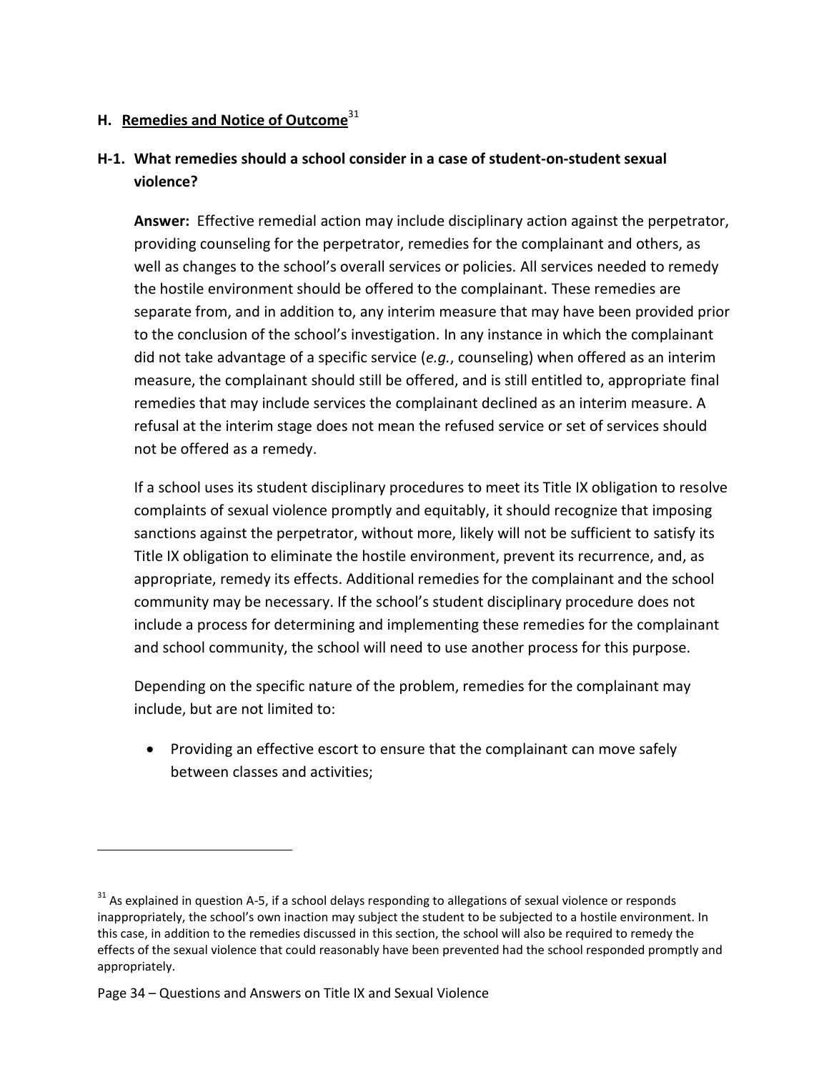## H. Remedies and Notice of Outcome[31]

### H-1. What remedies should a school consider in a case of student-on-student sexual violence?

**Answer:** Effective remedial action may include disciplinary action against the perpetrator, providing counseling for the perpetrator, remedies for the complainant and others, as well as changes to the school's overall services or policies. All services needed to remedy the hostile environment should be offered to the complainant. These remedies are separate from, and in addition to, any interim measure that may have been provided prior to the conclusion of the school's investigation. In any instance in which the complainant did not take advantage of a specific service (*e.g.*, counseling) when offered as an interim measure, the complainant should still be offered, and is still entitled to, appropriate final remedies that may include services the complainant declined as an interim measure. A refusal at the interim stage does not mean the refused service or set of services should not be offered as a remedy.

If a school uses its student disciplinary procedures to meet its Title IX obligation to resolve complaints of sexual violence promptly and equitably, it should recognize that imposing sanctions against the perpetrator, without more, likely will not be sufficient to satisfy its Title IX obligation to eliminate the hostile environment, prevent its recurrence, and, as appropriate, remedy its effects. Additional remedies for the complainant and the school community may be necessary. If the school's student disciplinary procedure does not include a process for determining and implementing these remedies for the complainant and school community, the school will need to use another process for this purpose.

Depending on the specific nature of the problem, remedies for the complainant may include, but are not limited to:

- Providing an effective escort to ensure that the complainant can move safely between classes and activities;

---

[31] As explained in question A-5, if a school delays responding to allegations of sexual violence or responds inappropriately, the school's own inaction may subject the student to be subjected to a hostile environment. In this case, in addition to the remedies discussed in this section, the school will also be required to remedy the effects of the sexual violence that could reasonably have been prevented had the school responded promptly and appropriately.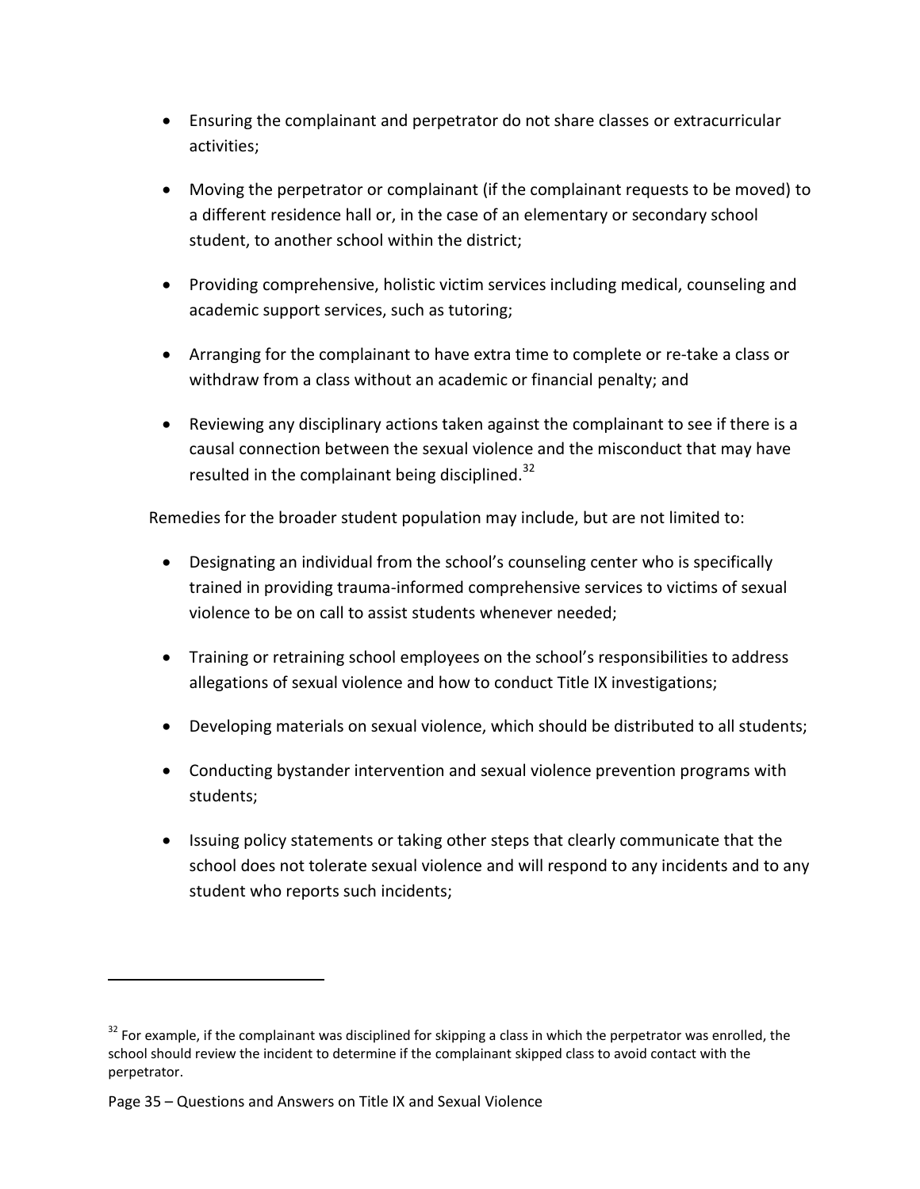- Ensuring the complainant and perpetrator do not share classes or extracurricular activities;
- Moving the perpetrator or complainant (if the complainant requests to be moved) to a different residence hall or, in the case of an elementary or secondary school student, to another school within the district;
- Providing comprehensive, holistic victim services including medical, counseling and academic support services, such as tutoring;
- Arranging for the complainant to have extra time to complete or re-take a class or withdraw from a class without an academic or financial penalty; and
- Reviewing any disciplinary actions taken against the complainant to see if there is a causal connection between the sexual violence and the misconduct that may have resulted in the complainant being disciplined.[32]

Remedies for the broader student population may include, but are not limited to:

- Designating an individual from the school's counseling center who is specifically trained in providing trauma-informed comprehensive services to victims of sexual violence to be on call to assist students whenever needed;
- Training or retraining school employees on the school's responsibilities to address allegations of sexual violence and how to conduct Title IX investigations;
- Developing materials on sexual violence, which should be distributed to all students;
- Conducting bystander intervention and sexual violence prevention programs with students;
- Issuing policy statements or taking other steps that clearly communicate that the school does not tolerate sexual violence and will respond to any incidents and to any student who reports such incidents;

---

[32] For example, if the complainant was disciplined for skipping a class in which the perpetrator was enrolled, the school should review the incident to determine if the complainant skipped class to avoid contact with the perpetrator.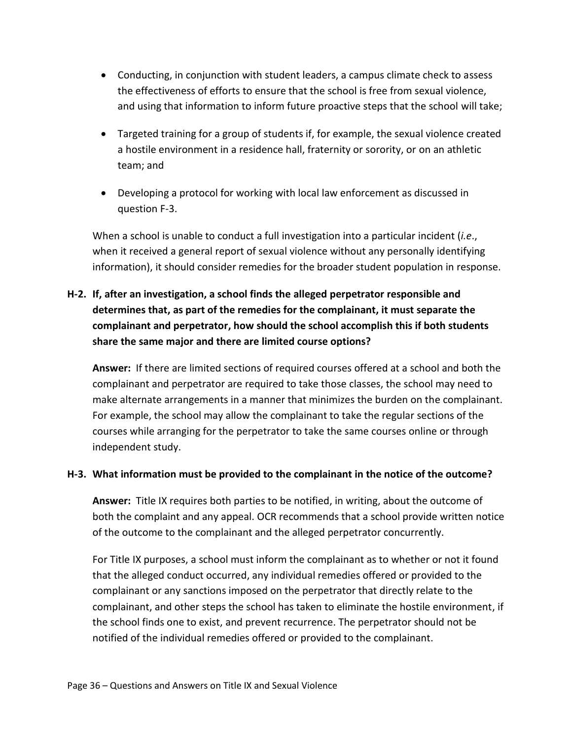- Conducting, in conjunction with student leaders, a campus climate check to assess the effectiveness of efforts to ensure that the school is free from sexual violence, and using that information to inform future proactive steps that the school will take;

- Targeted training for a group of students if, for example, the sexual violence created a hostile environment in a residence hall, fraternity or sorority, or on an athletic team; and

- Developing a protocol for working with local law enforcement as discussed in question F-3.

When a school is unable to conduct a full investigation into a particular incident (*i.e.*, when it received a general report of sexual violence without any personally identifying information), it should consider remedies for the broader student population in response.

**H-2. If, after an investigation, a school finds the alleged perpetrator responsible and determines that, as part of the remedies for the complainant, it must separate the complainant and perpetrator, how should the school accomplish this if both students share the same major and there are limited course options?**

**Answer:** If there are limited sections of required courses offered at a school and both the complainant and perpetrator are required to take those classes, the school may need to make alternate arrangements in a manner that minimizes the burden on the complainant. For example, the school may allow the complainant to take the regular sections of the courses while arranging for the perpetrator to take the same courses online or through independent study.

**H-3. What information must be provided to the complainant in the notice of the outcome?**

**Answer:** Title IX requires both parties to be notified, in writing, about the outcome of both the complaint and any appeal. OCR recommends that a school provide written notice of the outcome to the complainant and the alleged perpetrator concurrently.

For Title IX purposes, a school must inform the complainant as to whether or not it found that the alleged conduct occurred, any individual remedies offered or provided to the complainant or any sanctions imposed on the perpetrator that directly relate to the complainant, and other steps the school has taken to eliminate the hostile environment, if the school finds one to exist, and prevent recurrence. The perpetrator should not be notified of the individual remedies offered or provided to the complainant.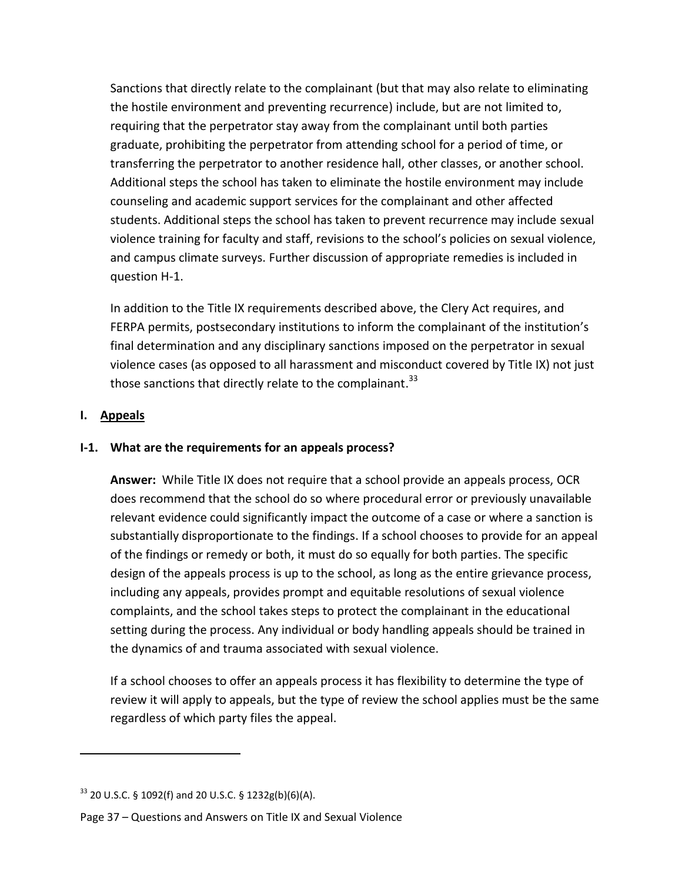Sanctions that directly relate to the complainant (but that may also relate to eliminating the hostile environment and preventing recurrence) include, but are not limited to, requiring that the perpetrator stay away from the complainant until both parties graduate, prohibiting the perpetrator from attending school for a period of time, or transferring the perpetrator to another residence hall, other classes, or another school. Additional steps the school has taken to eliminate the hostile environment may include counseling and academic support services for the complainant and other affected students. Additional steps the school has taken to prevent recurrence may include sexual violence training for faculty and staff, revisions to the school's policies on sexual violence, and campus climate surveys. Further discussion of appropriate remedies is included in question H-1.

In addition to the Title IX requirements described above, the Clery Act requires, and FERPA permits, postsecondary institutions to inform the complainant of the institution's final determination and any disciplinary sanctions imposed on the perpetrator in sexual violence cases (as opposed to all harassment and misconduct covered by Title IX) not just those sanctions that directly relate to the complainant.[33]

## I. Appeals

**I-1. What are the requirements for an appeals process?**

**Answer:** While Title IX does not require that a school provide an appeals process, OCR does recommend that the school do so where procedural error or previously unavailable relevant evidence could significantly impact the outcome of a case or where a sanction is substantially disproportionate to the findings. If a school chooses to provide for an appeal of the findings or remedy or both, it must do so equally for both parties. The specific design of the appeals process is up to the school, as long as the entire grievance process, including any appeals, provides prompt and equitable resolutions of sexual violence complaints, and the school takes steps to protect the complainant in the educational setting during the process. Any individual or body handling appeals should be trained in the dynamics of and trauma associated with sexual violence.

If a school chooses to offer an appeals process it has flexibility to determine the type of review it will apply to appeals, but the type of review the school applies must be the same regardless of which party files the appeal.

---

[33] 20 U.S.C. § 1092(f) and 20 U.S.C. § 1232g(b)(6)(A).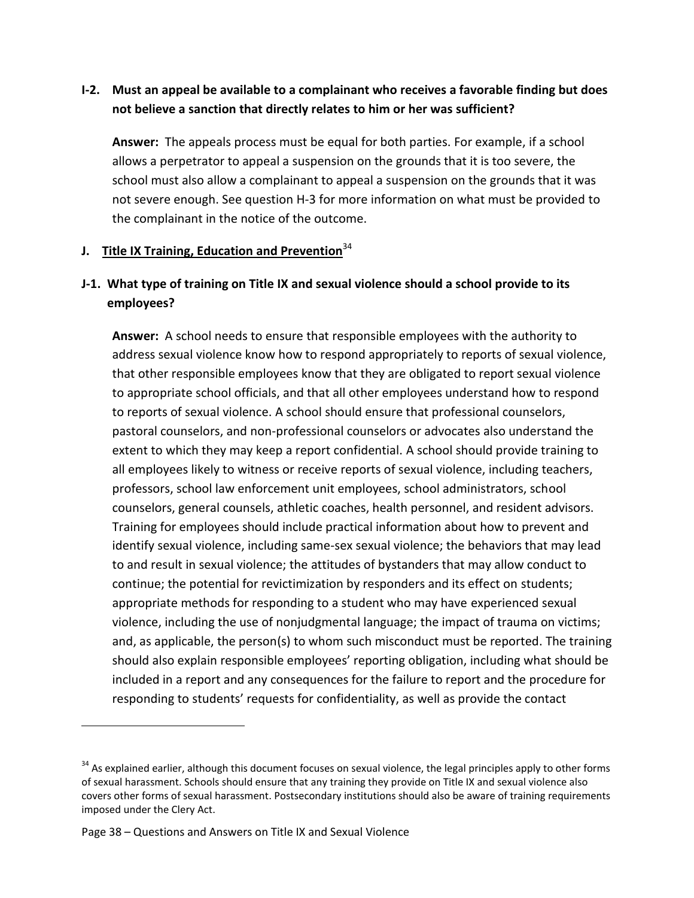**I-2. Must an appeal be available to a complainant who receives a favorable finding but does not believe a sanction that directly relates to him or her was sufficient?**

**Answer:** The appeals process must be equal for both parties. For example, if a school allows a perpetrator to appeal a suspension on the grounds that it is too severe, the school must also allow a complainant to appeal a suspension on the grounds that it was not severe enough. See question H-3 for more information on what must be provided to the complainant in the notice of the outcome.

## J. Title IX Training, Education and Prevention[34]

**J-1. What type of training on Title IX and sexual violence should a school provide to its employees?**

**Answer:** A school needs to ensure that responsible employees with the authority to address sexual violence know how to respond appropriately to reports of sexual violence, that other responsible employees know that they are obligated to report sexual violence to appropriate school officials, and that all other employees understand how to respond to reports of sexual violence. A school should ensure that professional counselors, pastoral counselors, and non-professional counselors or advocates also understand the extent to which they may keep a report confidential. A school should provide training to all employees likely to witness or receive reports of sexual violence, including teachers, professors, school law enforcement unit employees, school administrators, school counselors, general counsels, athletic coaches, health personnel, and resident advisors. Training for employees should include practical information about how to prevent and identify sexual violence, including same-sex sexual violence; the behaviors that may lead to and result in sexual violence; the attitudes of bystanders that may allow conduct to continue; the potential for revictimization by responders and its effect on students; appropriate methods for responding to a student who may have experienced sexual violence, including the use of nonjudgmental language; the impact of trauma on victims; and, as applicable, the person(s) to whom such misconduct must be reported. The training should also explain responsible employees' reporting obligation, including what should be included in a report and any consequences for the failure to report and the procedure for responding to students' requests for confidentiality, as well as provide the contact

---

[34] As explained earlier, although this document focuses on sexual violence, the legal principles apply to other forms of sexual harassment. Schools should ensure that any training they provide on Title IX and sexual violence also covers other forms of sexual harassment. Postsecondary institutions should also be aware of training requirements imposed under the Clery Act.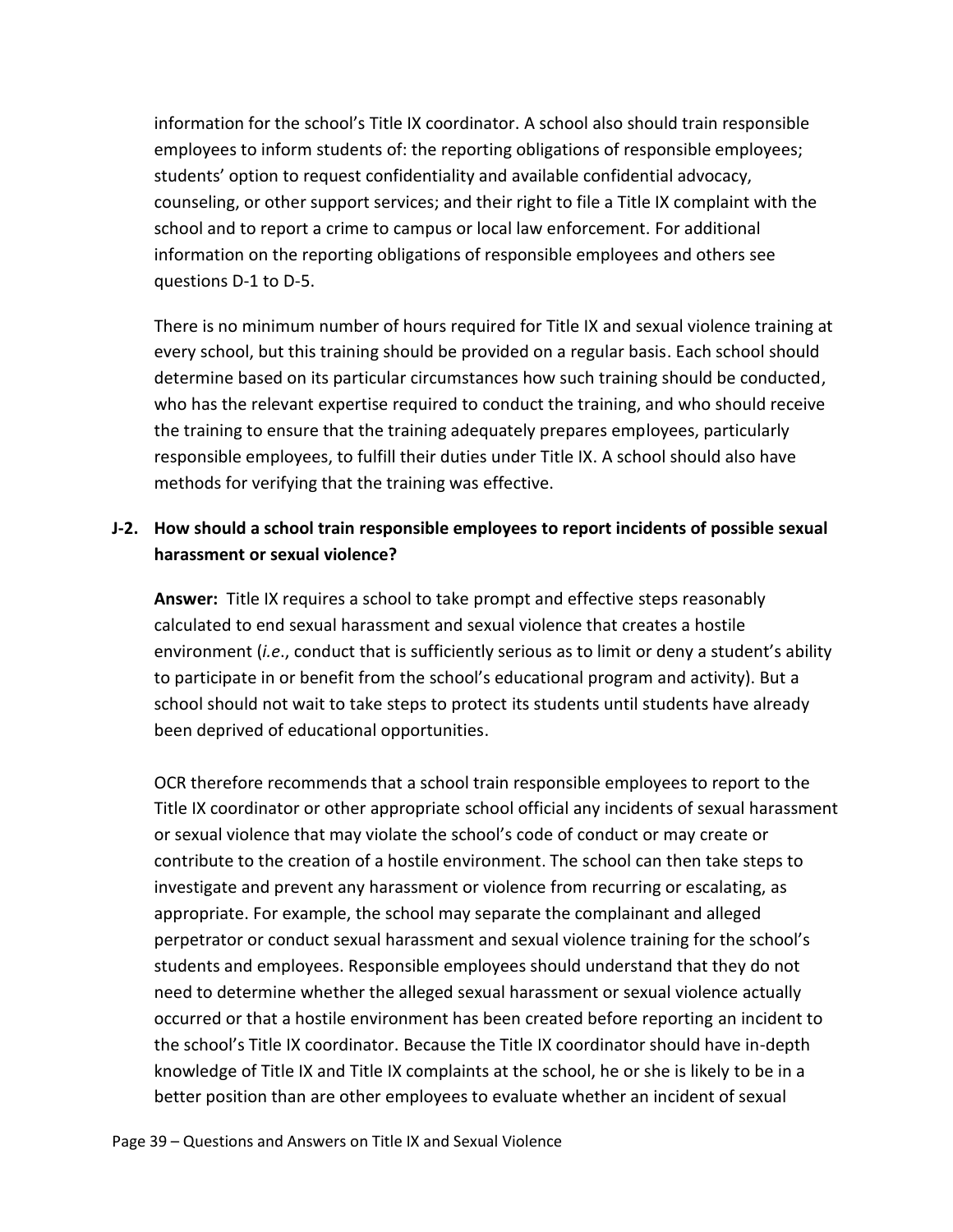information for the school's Title IX coordinator. A school also should train responsible employees to inform students of: the reporting obligations of responsible employees; students' option to request confidentiality and available confidential advocacy, counseling, or other support services; and their right to file a Title IX complaint with the school and to report a crime to campus or local law enforcement. For additional information on the reporting obligations of responsible employees and others see questions D-1 to D-5.

There is no minimum number of hours required for Title IX and sexual violence training at every school, but this training should be provided on a regular basis. Each school should determine based on its particular circumstances how such training should be conducted, who has the relevant expertise required to conduct the training, and who should receive the training to ensure that the training adequately prepares employees, particularly responsible employees, to fulfill their duties under Title IX. A school should also have methods for verifying that the training was effective.

**J-2. How should a school train responsible employees to report incidents of possible sexual harassment or sexual violence?**

**Answer:** Title IX requires a school to take prompt and effective steps reasonably calculated to end sexual harassment and sexual violence that creates a hostile environment (*i.e*., conduct that is sufficiently serious as to limit or deny a student's ability to participate in or benefit from the school's educational program and activity). But a school should not wait to take steps to protect its students until students have already been deprived of educational opportunities.

OCR therefore recommends that a school train responsible employees to report to the Title IX coordinator or other appropriate school official any incidents of sexual harassment or sexual violence that may violate the school's code of conduct or may create or contribute to the creation of a hostile environment. The school can then take steps to investigate and prevent any harassment or violence from recurring or escalating, as appropriate. For example, the school may separate the complainant and alleged perpetrator or conduct sexual harassment and sexual violence training for the school's students and employees. Responsible employees should understand that they do not need to determine whether the alleged sexual harassment or sexual violence actually occurred or that a hostile environment has been created before reporting an incident to the school's Title IX coordinator. Because the Title IX coordinator should have in-depth knowledge of Title IX and Title IX complaints at the school, he or she is likely to be in a better position than are other employees to evaluate whether an incident of sexual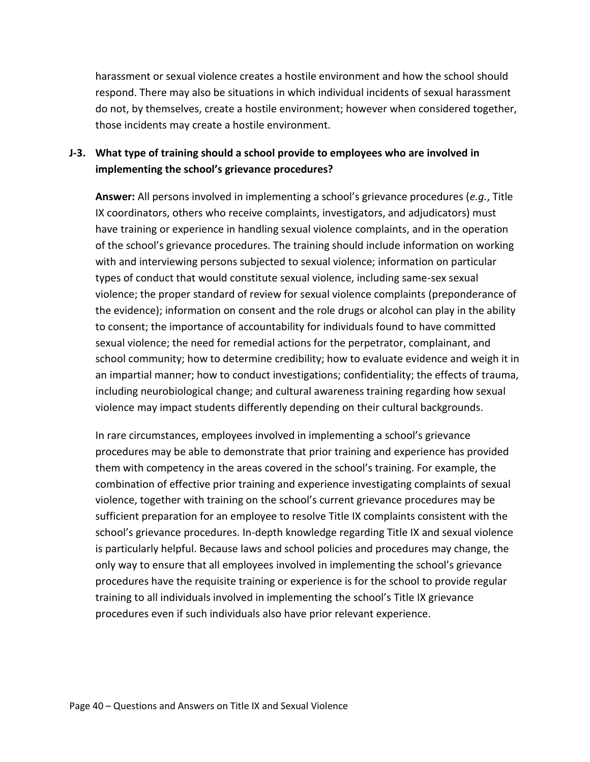harassment or sexual violence creates a hostile environment and how the school should respond. There may also be situations in which individual incidents of sexual harassment do not, by themselves, create a hostile environment; however when considered together, those incidents may create a hostile environment.

### J-3. What type of training should a school provide to employees who are involved in implementing the school's grievance procedures?

**Answer:** All persons involved in implementing a school's grievance procedures (*e.g.*, Title IX coordinators, others who receive complaints, investigators, and adjudicators) must have training or experience in handling sexual violence complaints, and in the operation of the school's grievance procedures. The training should include information on working with and interviewing persons subjected to sexual violence; information on particular types of conduct that would constitute sexual violence, including same-sex sexual violence; the proper standard of review for sexual violence complaints (preponderance of the evidence); information on consent and the role drugs or alcohol can play in the ability to consent; the importance of accountability for individuals found to have committed sexual violence; the need for remedial actions for the perpetrator, complainant, and school community; how to determine credibility; how to evaluate evidence and weigh it in an impartial manner; how to conduct investigations; confidentiality; the effects of trauma, including neurobiological change; and cultural awareness training regarding how sexual violence may impact students differently depending on their cultural backgrounds.

In rare circumstances, employees involved in implementing a school's grievance procedures may be able to demonstrate that prior training and experience has provided them with competency in the areas covered in the school's training. For example, the combination of effective prior training and experience investigating complaints of sexual violence, together with training on the school's current grievance procedures may be sufficient preparation for an employee to resolve Title IX complaints consistent with the school's grievance procedures. In-depth knowledge regarding Title IX and sexual violence is particularly helpful. Because laws and school policies and procedures may change, the only way to ensure that all employees involved in implementing the school's grievance procedures have the requisite training or experience is for the school to provide regular training to all individuals involved in implementing the school's Title IX grievance procedures even if such individuals also have prior relevant experience.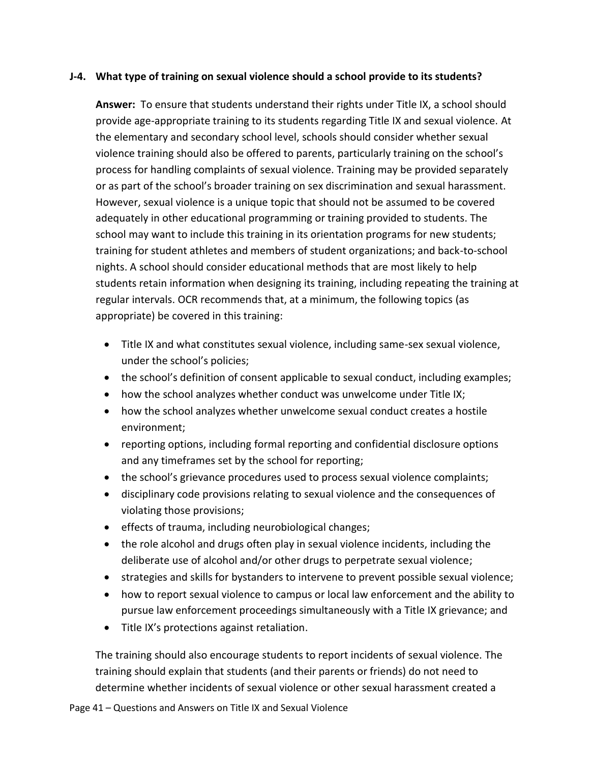**J-4. What type of training on sexual violence should a school provide to its students?**

**Answer:** To ensure that students understand their rights under Title IX, a school should provide age-appropriate training to its students regarding Title IX and sexual violence. At the elementary and secondary school level, schools should consider whether sexual violence training should also be offered to parents, particularly training on the school's process for handling complaints of sexual violence. Training may be provided separately or as part of the school's broader training on sex discrimination and sexual harassment. However, sexual violence is a unique topic that should not be assumed to be covered adequately in other educational programming or training provided to students. The school may want to include this training in its orientation programs for new students; training for student athletes and members of student organizations; and back-to-school nights. A school should consider educational methods that are most likely to help students retain information when designing its training, including repeating the training at regular intervals. OCR recommends that, at a minimum, the following topics (as appropriate) be covered in this training:

- Title IX and what constitutes sexual violence, including same-sex sexual violence, under the school's policies;
- the school's definition of consent applicable to sexual conduct, including examples;
- how the school analyzes whether conduct was unwelcome under Title IX;
- how the school analyzes whether unwelcome sexual conduct creates a hostile environment;
- reporting options, including formal reporting and confidential disclosure options and any timeframes set by the school for reporting;
- the school's grievance procedures used to process sexual violence complaints;
- disciplinary code provisions relating to sexual violence and the consequences of violating those provisions;
- effects of trauma, including neurobiological changes;
- the role alcohol and drugs often play in sexual violence incidents, including the deliberate use of alcohol and/or other drugs to perpetrate sexual violence;
- strategies and skills for bystanders to intervene to prevent possible sexual violence;
- how to report sexual violence to campus or local law enforcement and the ability to pursue law enforcement proceedings simultaneously with a Title IX grievance; and
- Title IX's protections against retaliation.

The training should also encourage students to report incidents of sexual violence. The training should explain that students (and their parents or friends) do not need to determine whether incidents of sexual violence or other sexual harassment created a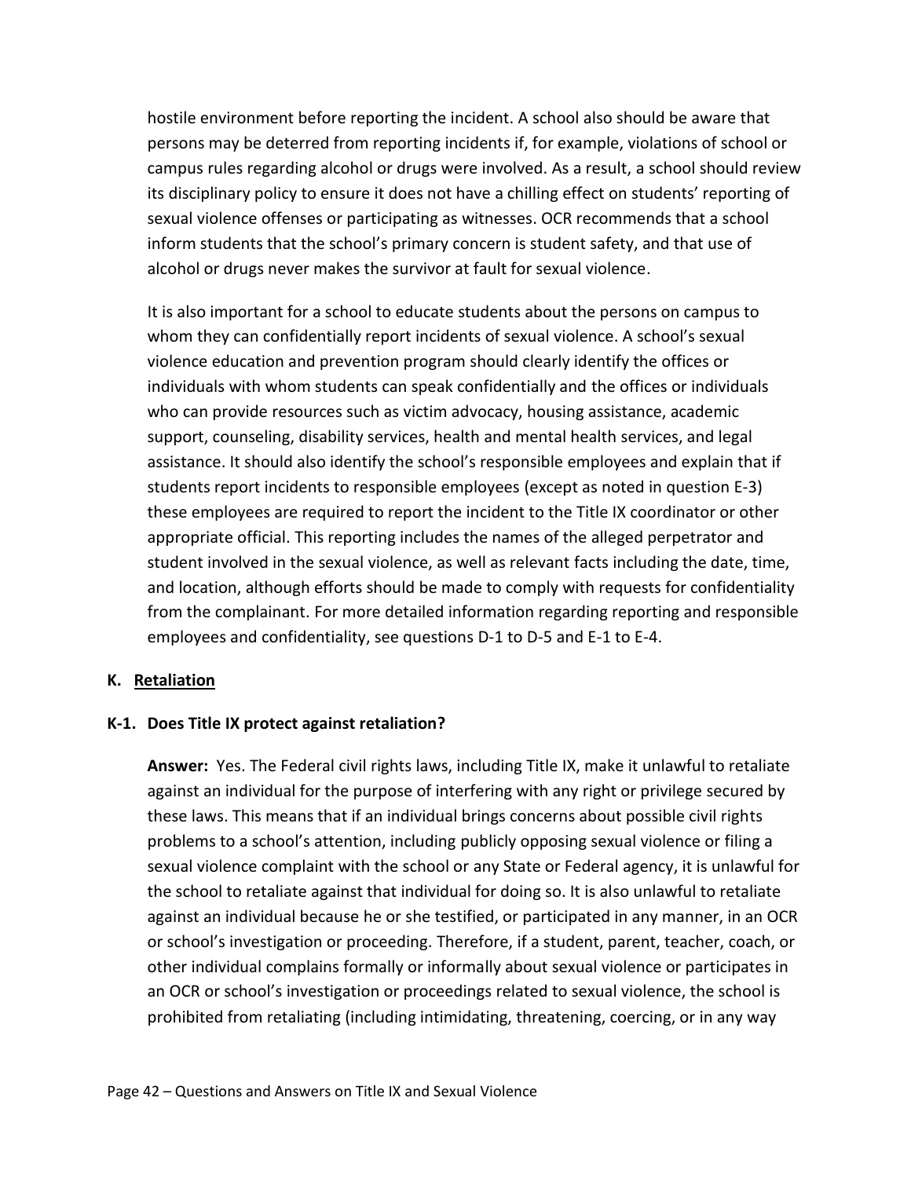hostile environment before reporting the incident. A school also should be aware that persons may be deterred from reporting incidents if, for example, violations of school or campus rules regarding alcohol or drugs were involved. As a result, a school should review its disciplinary policy to ensure it does not have a chilling effect on students' reporting of sexual violence offenses or participating as witnesses. OCR recommends that a school inform students that the school's primary concern is student safety, and that use of alcohol or drugs never makes the survivor at fault for sexual violence.

It is also important for a school to educate students about the persons on campus to whom they can confidentially report incidents of sexual violence. A school's sexual violence education and prevention program should clearly identify the offices or individuals with whom students can speak confidentially and the offices or individuals who can provide resources such as victim advocacy, housing assistance, academic support, counseling, disability services, health and mental health services, and legal assistance. It should also identify the school's responsible employees and explain that if students report incidents to responsible employees (except as noted in question E-3) these employees are required to report the incident to the Title IX coordinator or other appropriate official. This reporting includes the names of the alleged perpetrator and student involved in the sexual violence, as well as relevant facts including the date, time, and location, although efforts should be made to comply with requests for confidentiality from the complainant. For more detailed information regarding reporting and responsible employees and confidentiality, see questions D-1 to D-5 and E-1 to E-4.

## K. Retaliation

### K-1. Does Title IX protect against retaliation?

**Answer:** Yes. The Federal civil rights laws, including Title IX, make it unlawful to retaliate against an individual for the purpose of interfering with any right or privilege secured by these laws. This means that if an individual brings concerns about possible civil rights problems to a school's attention, including publicly opposing sexual violence or filing a sexual violence complaint with the school or any State or Federal agency, it is unlawful for the school to retaliate against that individual for doing so. It is also unlawful to retaliate against an individual because he or she testified, or participated in any manner, in an OCR or school's investigation or proceeding. Therefore, if a student, parent, teacher, coach, or other individual complains formally or informally about sexual violence or participates in an OCR or school's investigation or proceedings related to sexual violence, the school is prohibited from retaliating (including intimidating, threatening, coercing, or in any way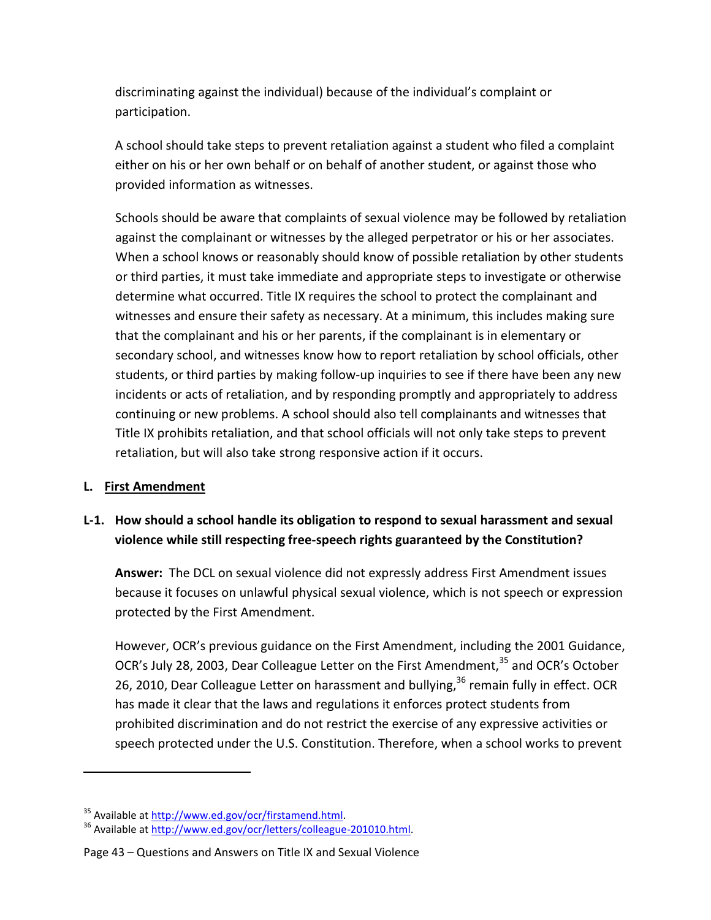discriminating against the individual) because of the individual's complaint or participation.

A school should take steps to prevent retaliation against a student who filed a complaint either on his or her own behalf or on behalf of another student, or against those who provided information as witnesses.

Schools should be aware that complaints of sexual violence may be followed by retaliation against the complainant or witnesses by the alleged perpetrator or his or her associates. When a school knows or reasonably should know of possible retaliation by other students or third parties, it must take immediate and appropriate steps to investigate or otherwise determine what occurred. Title IX requires the school to protect the complainant and witnesses and ensure their safety as necessary. At a minimum, this includes making sure that the complainant and his or her parents, if the complainant is in elementary or secondary school, and witnesses know how to report retaliation by school officials, other students, or third parties by making follow-up inquiries to see if there have been any new incidents or acts of retaliation, and by responding promptly and appropriately to address continuing or new problems. A school should also tell complainants and witnesses that Title IX prohibits retaliation, and that school officials will not only take steps to prevent retaliation, but will also take strong responsive action if it occurs.

## L. First Amendment

### L-1. How should a school handle its obligation to respond to sexual harassment and sexual violence while still respecting free-speech rights guaranteed by the Constitution?

**Answer:** The DCL on sexual violence did not expressly address First Amendment issues because it focuses on unlawful physical sexual violence, which is not speech or expression protected by the First Amendment.

However, OCR's previous guidance on the First Amendment, including the 2001 Guidance, OCR's July 28, 2003, Dear Colleague Letter on the First Amendment,[35] and OCR's October 26, 2010, Dear Colleague Letter on harassment and bullying,[36] remain fully in effect. OCR has made it clear that the laws and regulations it enforces protect students from prohibited discrimination and do not restrict the exercise of any expressive activities or speech protected under the U.S. Constitution. Therefore, when a school works to prevent

[35] Available at http://www.ed.gov/ocr/firstamend.html.

[36] Available at http://www.ed.gov/ocr/letters/colleague-201010.html.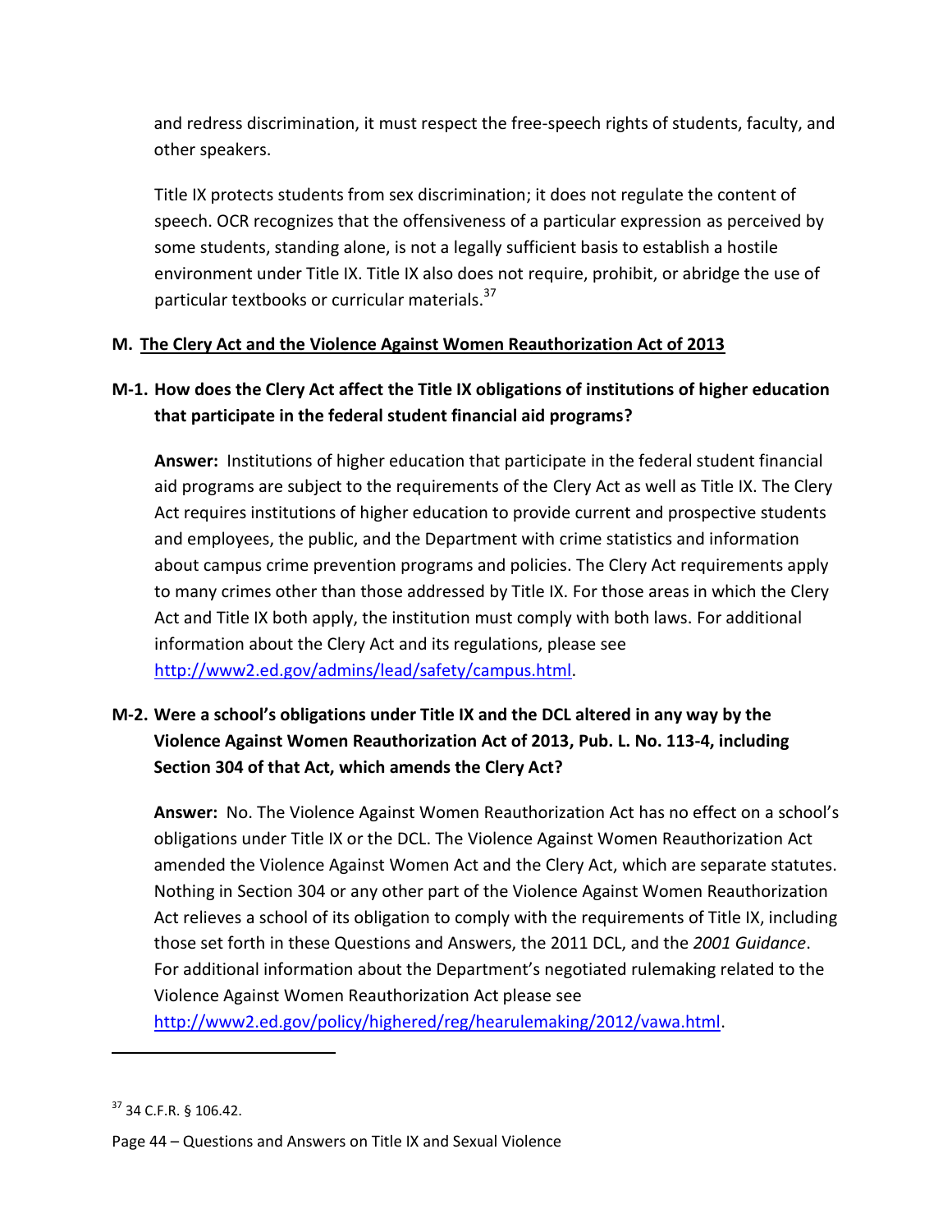and redress discrimination, it must respect the free-speech rights of students, faculty, and other speakers.

Title IX protects students from sex discrimination; it does not regulate the content of speech. OCR recognizes that the offensiveness of a particular expression as perceived by some students, standing alone, is not a legally sufficient basis to establish a hostile environment under Title IX. Title IX also does not require, prohibit, or abridge the use of particular textbooks or curricular materials.[37]

## M. The Clery Act and the Violence Against Women Reauthorization Act of 2013

### M-1. How does the Clery Act affect the Title IX obligations of institutions of higher education that participate in the federal student financial aid programs?

**Answer:** Institutions of higher education that participate in the federal student financial aid programs are subject to the requirements of the Clery Act as well as Title IX. The Clery Act requires institutions of higher education to provide current and prospective students and employees, the public, and the Department with crime statistics and information about campus crime prevention programs and policies. The Clery Act requirements apply to many crimes other than those addressed by Title IX. For those areas in which the Clery Act and Title IX both apply, the institution must comply with both laws. For additional information about the Clery Act and its regulations, please see http://www2.ed.gov/admins/lead/safety/campus.html.

### M-2. Were a school's obligations under Title IX and the DCL altered in any way by the Violence Against Women Reauthorization Act of 2013, Pub. L. No. 113-4, including Section 304 of that Act, which amends the Clery Act?

**Answer:** No. The Violence Against Women Reauthorization Act has no effect on a school's obligations under Title IX or the DCL. The Violence Against Women Reauthorization Act amended the Violence Against Women Act and the Clery Act, which are separate statutes. Nothing in Section 304 or any other part of the Violence Against Women Reauthorization Act relieves a school of its obligation to comply with the requirements of Title IX, including those set forth in these Questions and Answers, the 2011 DCL, and the *2001 Guidance*. For additional information about the Department's negotiated rulemaking related to the Violence Against Women Reauthorization Act please see http://www2.ed.gov/policy/highered/reg/hearulemaking/2012/vawa.html.

---

[37] 34 C.F.R. § 106.42.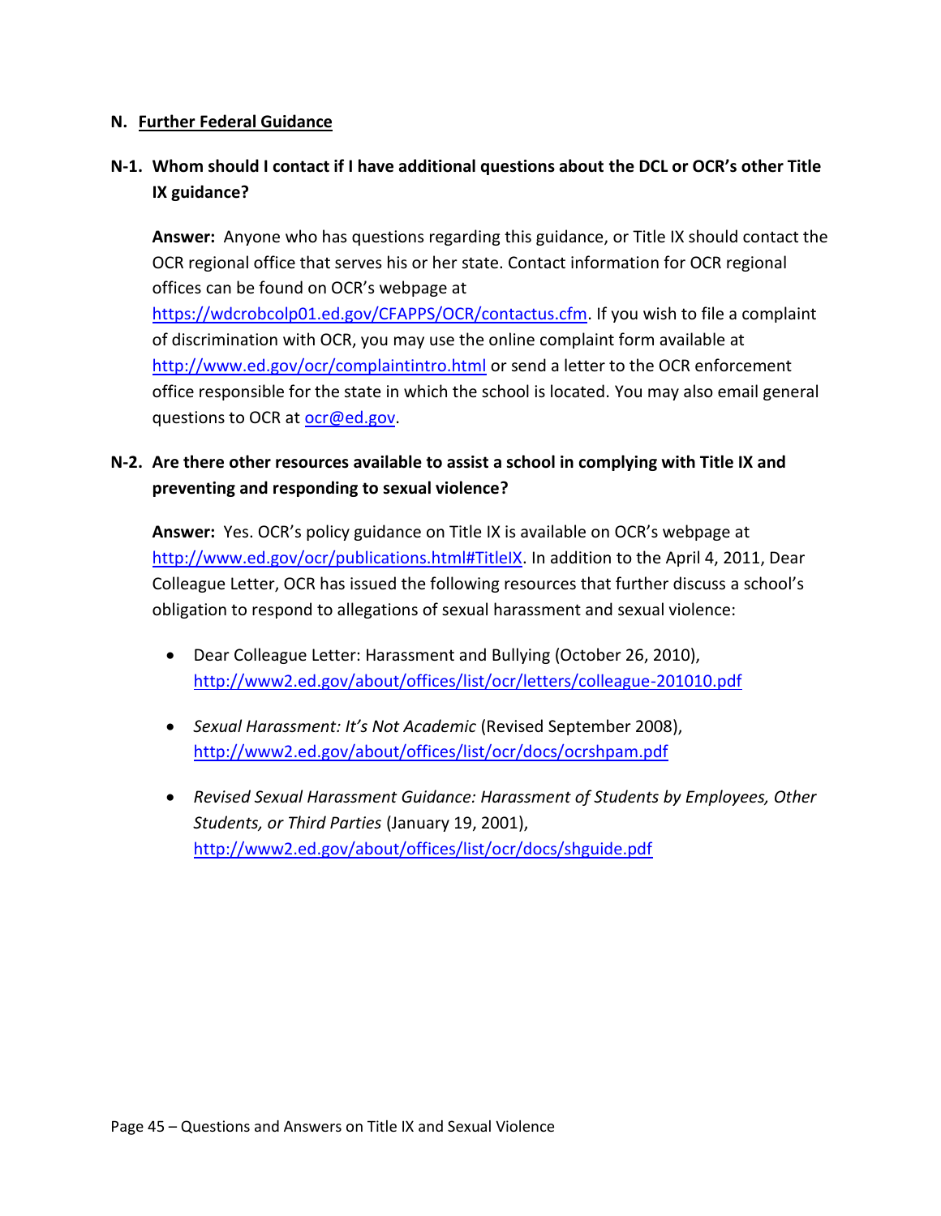## N. Further Federal Guidance

### N-1. Whom should I contact if I have additional questions about the DCL or OCR's other Title IX guidance?

**Answer:** Anyone who has questions regarding this guidance, or Title IX should contact the OCR regional office that serves his or her state. Contact information for OCR regional offices can be found on OCR's webpage at https://wdcrobcolp01.ed.gov/CFAPPS/OCR/contactus.cfm. If you wish to file a complaint of discrimination with OCR, you may use the online complaint form available at http://www.ed.gov/ocr/complaintintro.html or send a letter to the OCR enforcement office responsible for the state in which the school is located. You may also email general questions to OCR at ocr@ed.gov.

### N-2. Are there other resources available to assist a school in complying with Title IX and preventing and responding to sexual violence?

**Answer:** Yes. OCR's policy guidance on Title IX is available on OCR's webpage at http://www.ed.gov/ocr/publications.html#TitleIX. In addition to the April 4, 2011, Dear Colleague Letter, OCR has issued the following resources that further discuss a school's obligation to respond to allegations of sexual harassment and sexual violence:

- Dear Colleague Letter: Harassment and Bullying (October 26, 2010), http://www2.ed.gov/about/offices/list/ocr/letters/colleague-201010.pdf
- *Sexual Harassment: It's Not Academic* (Revised September 2008), http://www2.ed.gov/about/offices/list/ocr/docs/ocrshpam.pdf
- *Revised Sexual Harassment Guidance: Harassment of Students by Employees, Other Students, or Third Parties* (January 19, 2001), http://www2.ed.gov/about/offices/list/ocr/docs/shguide.pdf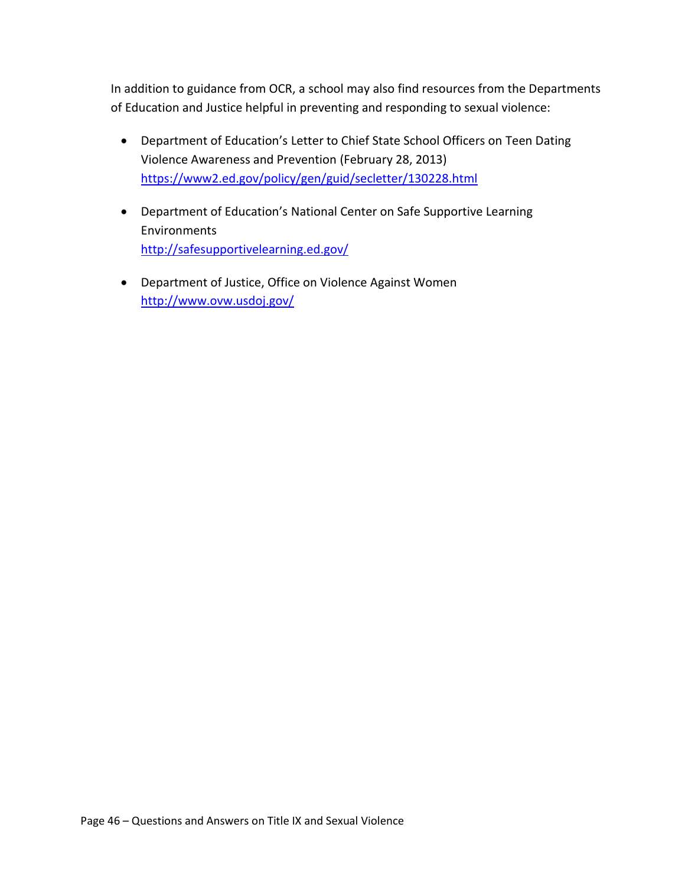In addition to guidance from OCR, a school may also find resources from the Departments of Education and Justice helpful in preventing and responding to sexual violence:

- Department of Education's Letter to Chief State School Officers on Teen Dating Violence Awareness and Prevention (February 28, 2013)
  https://www2.ed.gov/policy/gen/guid/secletter/130228.html

- Department of Education's National Center on Safe Supportive Learning Environments
  http://safesupportivelearning.ed.gov/

- Department of Justice, Office on Violence Against Women
  http://www.ovw.usdoj.gov/